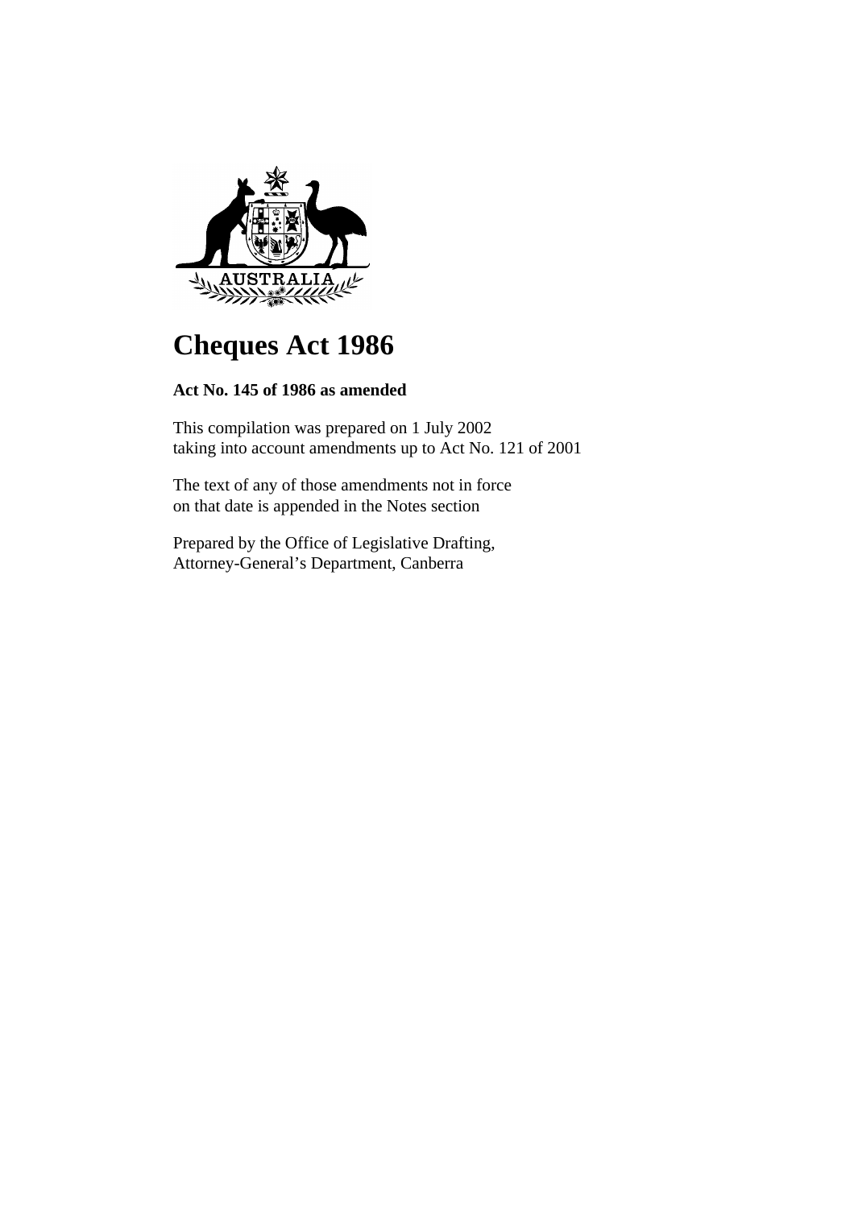# Cheques Act 1986

**Act No. 145 of 1986 as amended**

This compilation was prepared on 1 July 2002
taking into account amendments up to Act No. 121 of 2001

The text of any of those amendments not in force
on that date is appended in the Notes section

Prepared by the Office of Legislative Drafting,
Attorney-General's Department, Canberra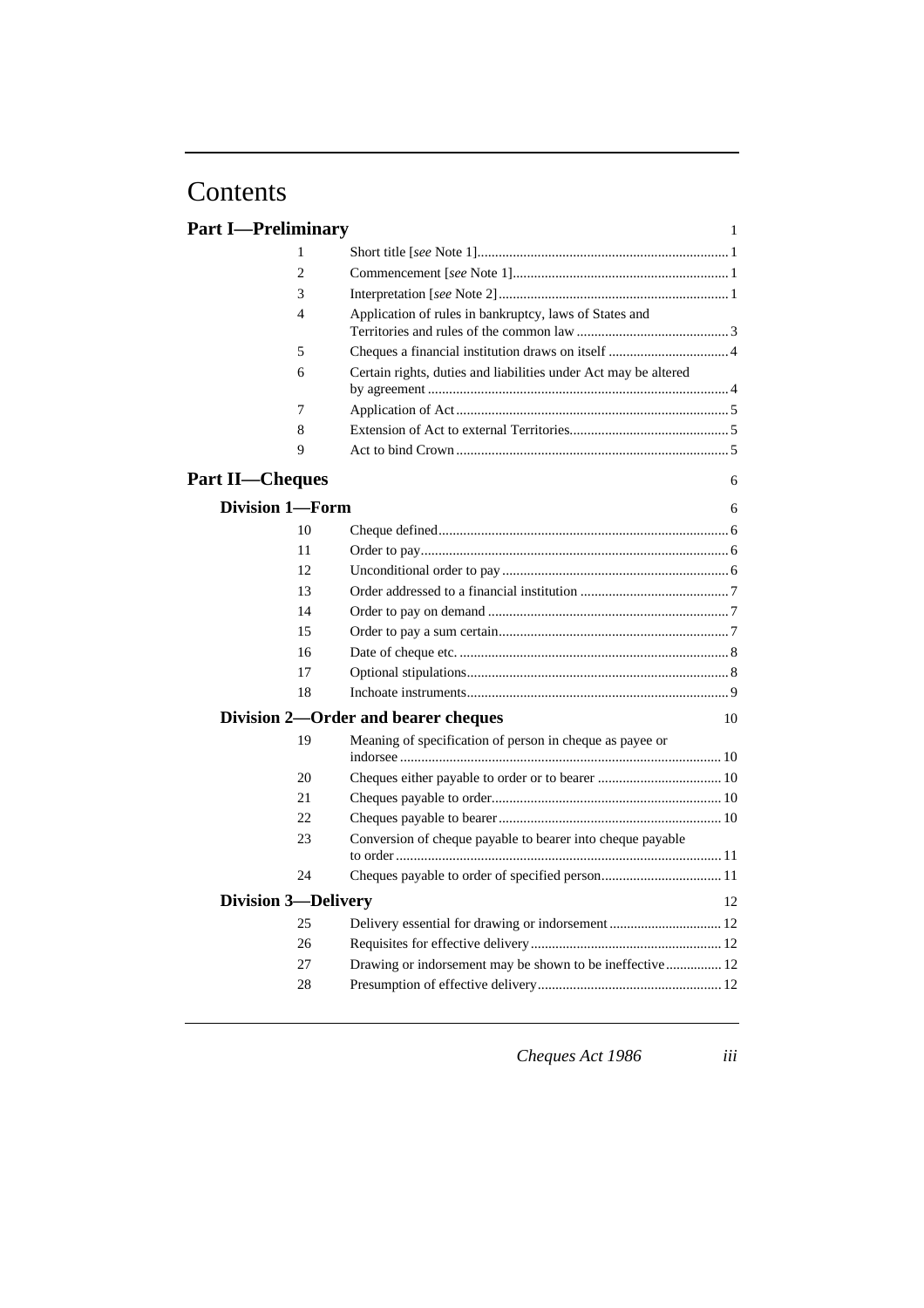# Contents

## Part I—Preliminary 1

| | | |
|---|---|---|
| 1 | Short title [*see* Note 1] | 1 |
| 2 | Commencement [*see* Note 1] | 1 |
| 3 | Interpretation [*see* Note 2] | 1 |
| 4 | Application of rules in bankruptcy, laws of States and Territories and rules of the common law | 3 |
| 5 | Cheques a financial institution draws on itself | 4 |
| 6 | Certain rights, duties and liabilities under Act may be altered by agreement | 4 |
| 7 | Application of Act | 5 |
| 8 | Extension of Act to external Territories | 5 |
| 9 | Act to bind Crown | 5 |

## Part II—Cheques 6

### Division 1—Form 6

| | | |
|---|---|---|
| 10 | Cheque defined | 6 |
| 11 | Order to pay | 6 |
| 12 | Unconditional order to pay | 6 |
| 13 | Order addressed to a financial institution | 7 |
| 14 | Order to pay on demand | 7 |
| 15 | Order to pay a sum certain | 7 |
| 16 | Date of cheque etc. | 8 |
| 17 | Optional stipulations | 8 |
| 18 | Inchoate instruments | 9 |

### Division 2—Order and bearer cheques 10

| | | |
|---|---|---|
| 19 | Meaning of specification of person in cheque as payee or indorsee | 10 |
| 20 | Cheques either payable to order or to bearer | 10 |
| 21 | Cheques payable to order | 10 |
| 22 | Cheques payable to bearer | 10 |
| 23 | Conversion of cheque payable to bearer into cheque payable to order | 11 |
| 24 | Cheques payable to order of specified person | 11 |

### Division 3—Delivery 12

| | | |
|---|---|---|
| 25 | Delivery essential for drawing or indorsement | 12 |
| 26 | Requisites for effective delivery | 12 |
| 27 | Drawing or indorsement may be shown to be ineffective | 12 |
| 28 | Presumption of effective delivery | 12 |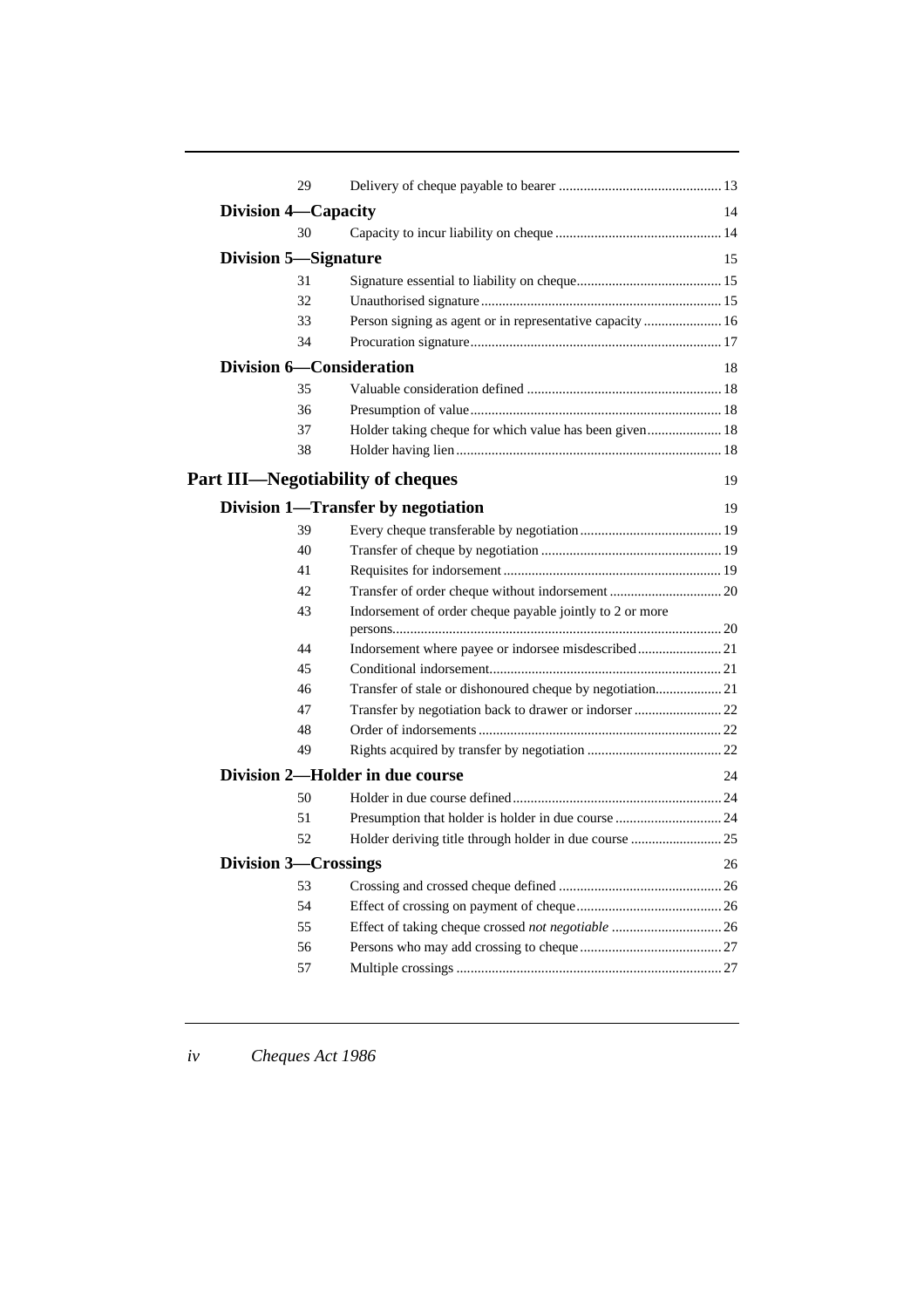| | | |
|---|---|---|
| 29 | Delivery of cheque payable to bearer | 13 |
| **Division 4—Capacity** | | 14 |
| 30 | Capacity to incur liability on cheque | 14 |
| **Division 5—Signature** | | 15 |
| 31 | Signature essential to liability on cheque | 15 |
| 32 | Unauthorised signature | 15 |
| 33 | Person signing as agent or in representative capacity | 16 |
| 34 | Procuration signature | 17 |
| **Division 6—Consideration** | | 18 |
| 35 | Valuable consideration defined | 18 |
| 36 | Presumption of value | 18 |
| 37 | Holder taking cheque for which value has been given | 18 |
| 38 | Holder having lien | 18 |
| **Part III—Negotiability of cheques** | | 19 |
| **Division 1—Transfer by negotiation** | | 19 |
| 39 | Every cheque transferable by negotiation | 19 |
| 40 | Transfer of cheque by negotiation | 19 |
| 41 | Requisites for indorsement | 19 |
| 42 | Transfer of order cheque without indorsement | 20 |
| 43 | Indorsement of order cheque payable jointly to 2 or more persons | 20 |
| 44 | Indorsement where payee or indorsee misdescribed | 21 |
| 45 | Conditional indorsement | 21 |
| 46 | Transfer of stale or dishonoured cheque by negotiation | 21 |
| 47 | Transfer by negotiation back to drawer or indorser | 22 |
| 48 | Order of indorsements | 22 |
| 49 | Rights acquired by transfer by negotiation | 22 |
| **Division 2—Holder in due course** | | 24 |
| 50 | Holder in due course defined | 24 |
| 51 | Presumption that holder is holder in due course | 24 |
| 52 | Holder deriving title through holder in due course | 25 |
| **Division 3—Crossings** | | 26 |
| 53 | Crossing and crossed cheque defined | 26 |
| 54 | Effect of crossing on payment of cheque | 26 |
| 55 | Effect of taking cheque crossed *not negotiable* | 26 |
| 56 | Persons who may add crossing to cheque | 27 |
| 57 | Multiple crossings | 27 |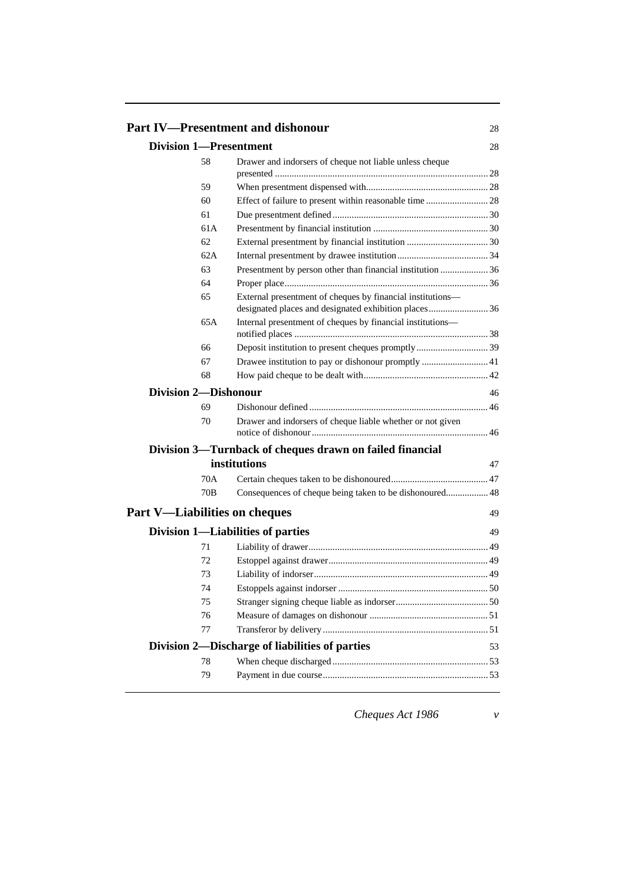## Part IV—Presentment and dishonour 28

### Division 1—Presentment 28

| | | |
|---|---|---|
| 58 | Drawer and indorsers of cheque not liable unless cheque presented | 28 |
| 59 | When presentment dispensed with | 28 |
| 60 | Effect of failure to present within reasonable time | 28 |
| 61 | Due presentment defined | 30 |
| 61A | Presentment by financial institution | 30 |
| 62 | External presentment by financial institution | 30 |
| 62A | Internal presentment by drawee institution | 34 |
| 63 | Presentment by person other than financial institution | 36 |
| 64 | Proper place | 36 |
| 65 | External presentment of cheques by financial institutions—designated places and designated exhibition places | 36 |
| 65A | Internal presentment of cheques by financial institutions—notified places | 38 |
| 66 | Deposit institution to present cheques promptly | 39 |
| 67 | Drawee institution to pay or dishonour promptly | 41 |
| 68 | How paid cheque to be dealt with | 42 |

### Division 2—Dishonour 46

| | | |
|---|---|---|
| 69 | Dishonour defined | 46 |
| 70 | Drawer and indorsers of cheque liable whether or not given notice of dishonour | 46 |

### Division 3—Turnback of cheques drawn on failed financial institutions 47

| | | |
|---|---|---|
| 70A | Certain cheques taken to be dishonoured | 47 |
| 70B | Consequences of cheque being taken to be dishonoured | 48 |

## Part V—Liabilities on cheques 49

### Division 1—Liabilities of parties 49

| | | |
|---|---|---|
| 71 | Liability of drawer | 49 |
| 72 | Estoppel against drawer | 49 |
| 73 | Liability of indorser | 49 |
| 74 | Estoppels against indorser | 50 |
| 75 | Stranger signing cheque liable as indorser | 50 |
| 76 | Measure of damages on dishonour | 51 |
| 77 | Transferor by delivery | 51 |

### Division 2—Discharge of liabilities of parties 53

| | | |
|---|---|---|
| 78 | When cheque discharged | 53 |
| 79 | Payment in due course | 53 |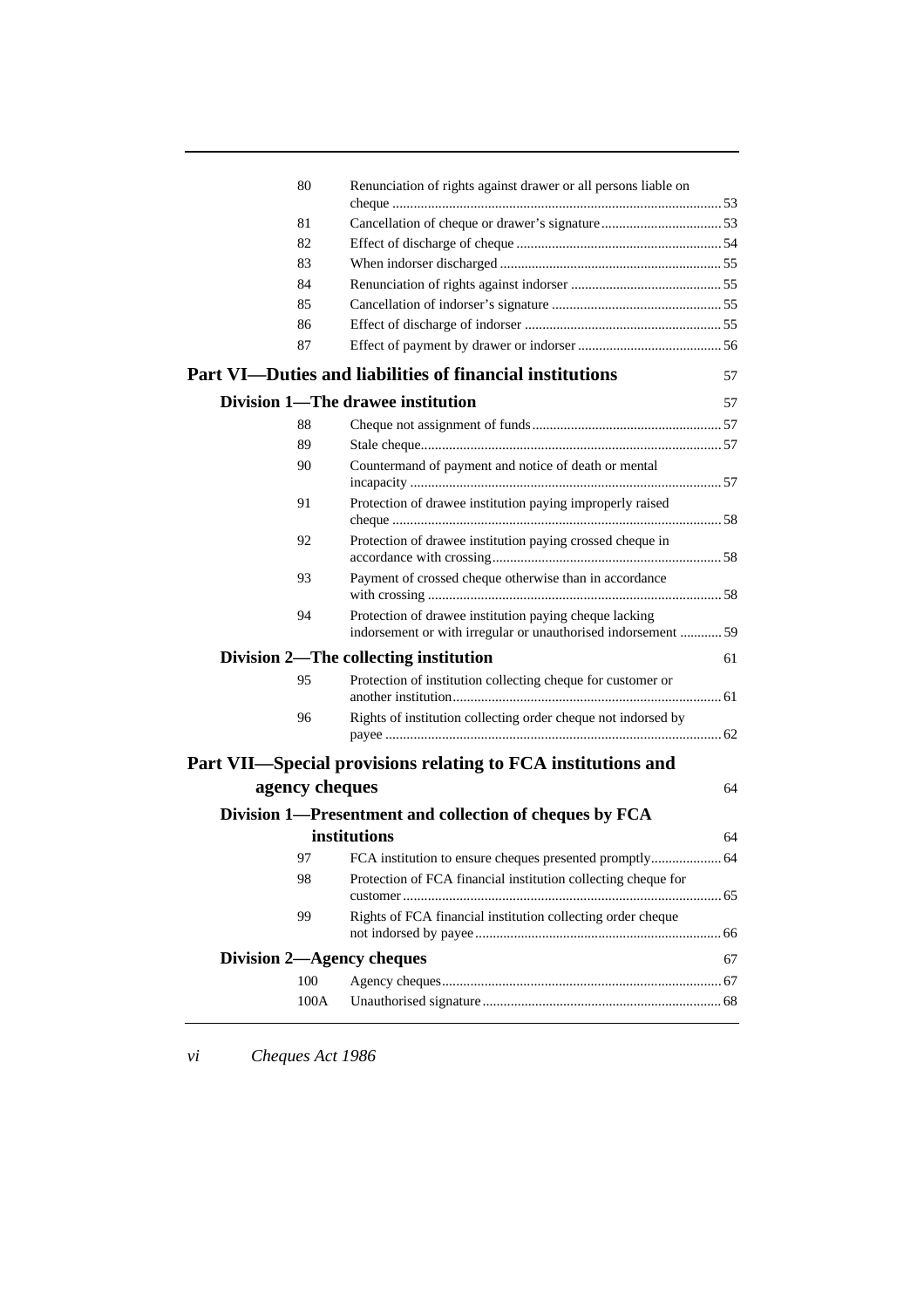| | | |
|---|---|---|
| 80 | Renunciation of rights against drawer or all persons liable on cheque | 53 |
| 81 | Cancellation of cheque or drawer's signature | 53 |
| 82 | Effect of discharge of cheque | 54 |
| 83 | When indorser discharged | 55 |
| 84 | Renunciation of rights against indorser | 55 |
| 85 | Cancellation of indorser's signature | 55 |
| 86 | Effect of discharge of indorser | 55 |
| 87 | Effect of payment by drawer or indorser | 56 |

## Part VI—Duties and liabilities of financial institutions 57

### Division 1—The drawee institution 57

| | | |
|---|---|---|
| 88 | Cheque not assignment of funds | 57 |
| 89 | Stale cheque | 57 |
| 90 | Countermand of payment and notice of death or mental incapacity | 57 |
| 91 | Protection of drawee institution paying improperly raised cheque | 58 |
| 92 | Protection of drawee institution paying crossed cheque in accordance with crossing | 58 |
| 93 | Payment of crossed cheque otherwise than in accordance with crossing | 58 |
| 94 | Protection of drawee institution paying cheque lacking indorsement or with irregular or unauthorised indorsement | 59 |

### Division 2—The collecting institution 61

| | | |
|---|---|---|
| 95 | Protection of institution collecting cheque for customer or another institution | 61 |
| 96 | Rights of institution collecting order cheque not indorsed by payee | 62 |

## Part VII—Special provisions relating to FCA institutions and agency cheques 64

### Division 1—Presentment and collection of cheques by FCA institutions 64

| | | |
|---|---|---|
| 97 | FCA institution to ensure cheques presented promptly | 64 |
| 98 | Protection of FCA financial institution collecting cheque for customer | 65 |
| 99 | Rights of FCA financial institution collecting order cheque not indorsed by payee | 66 |

### Division 2—Agency cheques 67

| | | |
|---|---|---|
| 100 | Agency cheques | 67 |
| 100A | Unauthorised signature | 68 |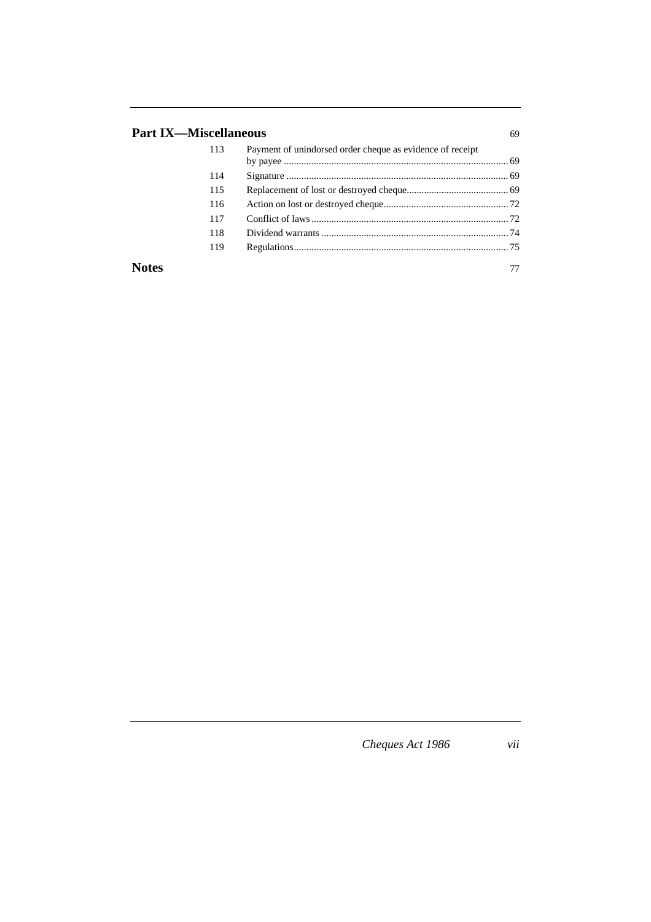## Part IX—Miscellaneous 69

| | | |
|---|---|---|
| 113 | Payment of unindorsed order cheque as evidence of receipt by payee | 69 |
| 114 | Signature | 69 |
| 115 | Replacement of lost or destroyed cheque | 69 |
| 116 | Action on lost or destroyed cheque | 72 |
| 117 | Conflict of laws | 72 |
| 118 | Dividend warrants | 74 |
| 119 | Regulations | 75 |

## Notes 77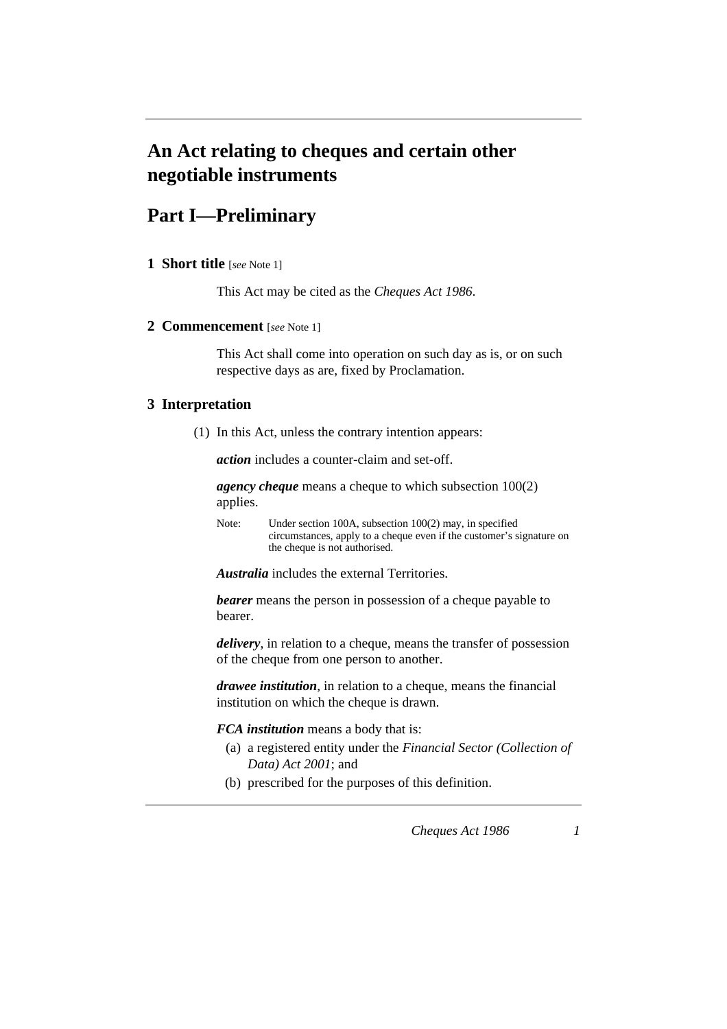# An Act relating to cheques and certain other negotiable instruments

## Part I—Preliminary

### 1 Short title [*see* Note 1]

This Act may be cited as the *Cheques Act 1986*.

### 2 Commencement [*see* Note 1]

This Act shall come into operation on such day as is, or on such respective days as are, fixed by Proclamation.

### 3 Interpretation

(1) In this Act, unless the contrary intention appears:

***action*** includes a counter-claim and set-off.

***agency cheque*** means a cheque to which subsection 100(2) applies.

Note: Under section 100A, subsection 100(2) may, in specified circumstances, apply to a cheque even if the customer's signature on the cheque is not authorised.

***Australia*** includes the external Territories.

***bearer*** means the person in possession of a cheque payable to bearer.

***delivery***, in relation to a cheque, means the transfer of possession of the cheque from one person to another.

***drawee institution***, in relation to a cheque, means the financial institution on which the cheque is drawn.

***FCA institution*** means a body that is:

- (a) a registered entity under the *Financial Sector (Collection of Data) Act 2001*; and
- (b) prescribed for the purposes of this definition.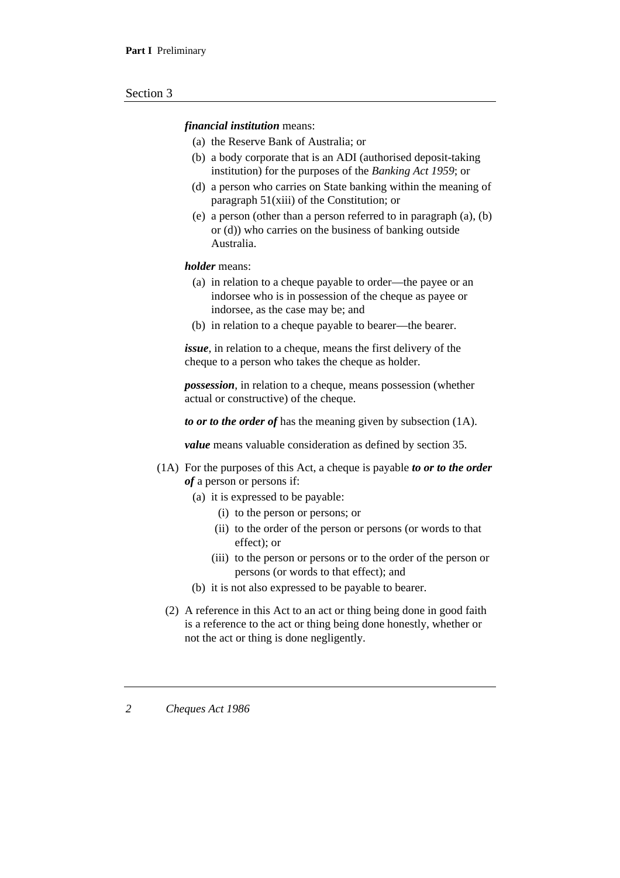***financial institution*** means:

- (a) the Reserve Bank of Australia; or
- (b) a body corporate that is an ADI (authorised deposit-taking institution) for the purposes of the *Banking Act 1959*; or
- (d) a person who carries on State banking within the meaning of paragraph 51(xiii) of the Constitution; or
- (e) a person (other than a person referred to in paragraph (a), (b) or (d)) who carries on the business of banking outside Australia.

***holder*** means:

- (a) in relation to a cheque payable to order—the payee or an indorsee who is in possession of the cheque as payee or indorsee, as the case may be; and
- (b) in relation to a cheque payable to bearer—the bearer.

***issue***, in relation to a cheque, means the first delivery of the cheque to a person who takes the cheque as holder.

***possession***, in relation to a cheque, means possession (whether actual or constructive) of the cheque.

***to or to the order of*** has the meaning given by subsection (1A).

***value*** means valuable consideration as defined by section 35.

(1A) For the purposes of this Act, a cheque is payable ***to or to the order of*** a person or persons if:

- (a) it is expressed to be payable:
  - (i) to the person or persons; or
  - (ii) to the order of the person or persons (or words to that effect); or
  - (iii) to the person or persons or to the order of the person or persons (or words to that effect); and
- (b) it is not also expressed to be payable to bearer.

(2) A reference in this Act to an act or thing being done in good faith is a reference to the act or thing being done honestly, whether or not the act or thing is done negligently.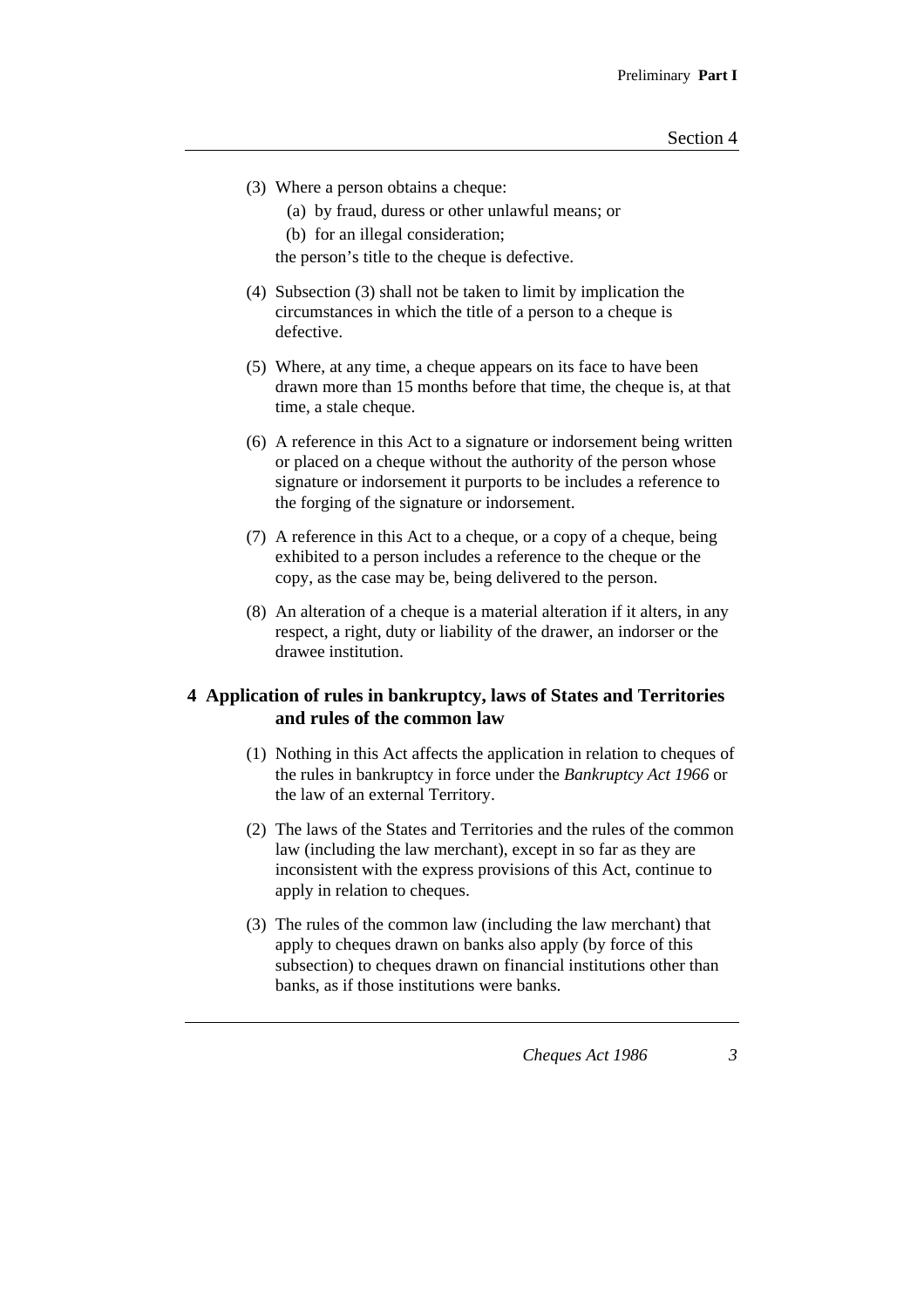(3) Where a person obtains a cheque:

(a) by fraud, duress or other unlawful means; or

(b) for an illegal consideration;

the person's title to the cheque is defective.

(4) Subsection (3) shall not be taken to limit by implication the circumstances in which the title of a person to a cheque is defective.

(5) Where, at any time, a cheque appears on its face to have been drawn more than 15 months before that time, the cheque is, at that time, a stale cheque.

(6) A reference in this Act to a signature or indorsement being written or placed on a cheque without the authority of the person whose signature or indorsement it purports to be includes a reference to the forging of the signature or indorsement.

(7) A reference in this Act to a cheque, or a copy of a cheque, being exhibited to a person includes a reference to the cheque or the copy, as the case may be, being delivered to the person.

(8) An alteration of a cheque is a material alteration if it alters, in any respect, a right, duty or liability of the drawer, an indorser or the drawee institution.

## 4 Application of rules in bankruptcy, laws of States and Territories and rules of the common law

(1) Nothing in this Act affects the application in relation to cheques of the rules in bankruptcy in force under the *Bankruptcy Act 1966* or the law of an external Territory.

(2) The laws of the States and Territories and the rules of the common law (including the law merchant), except in so far as they are inconsistent with the express provisions of this Act, continue to apply in relation to cheques.

(3) The rules of the common law (including the law merchant) that apply to cheques drawn on banks also apply (by force of this subsection) to cheques drawn on financial institutions other than banks, as if those institutions were banks.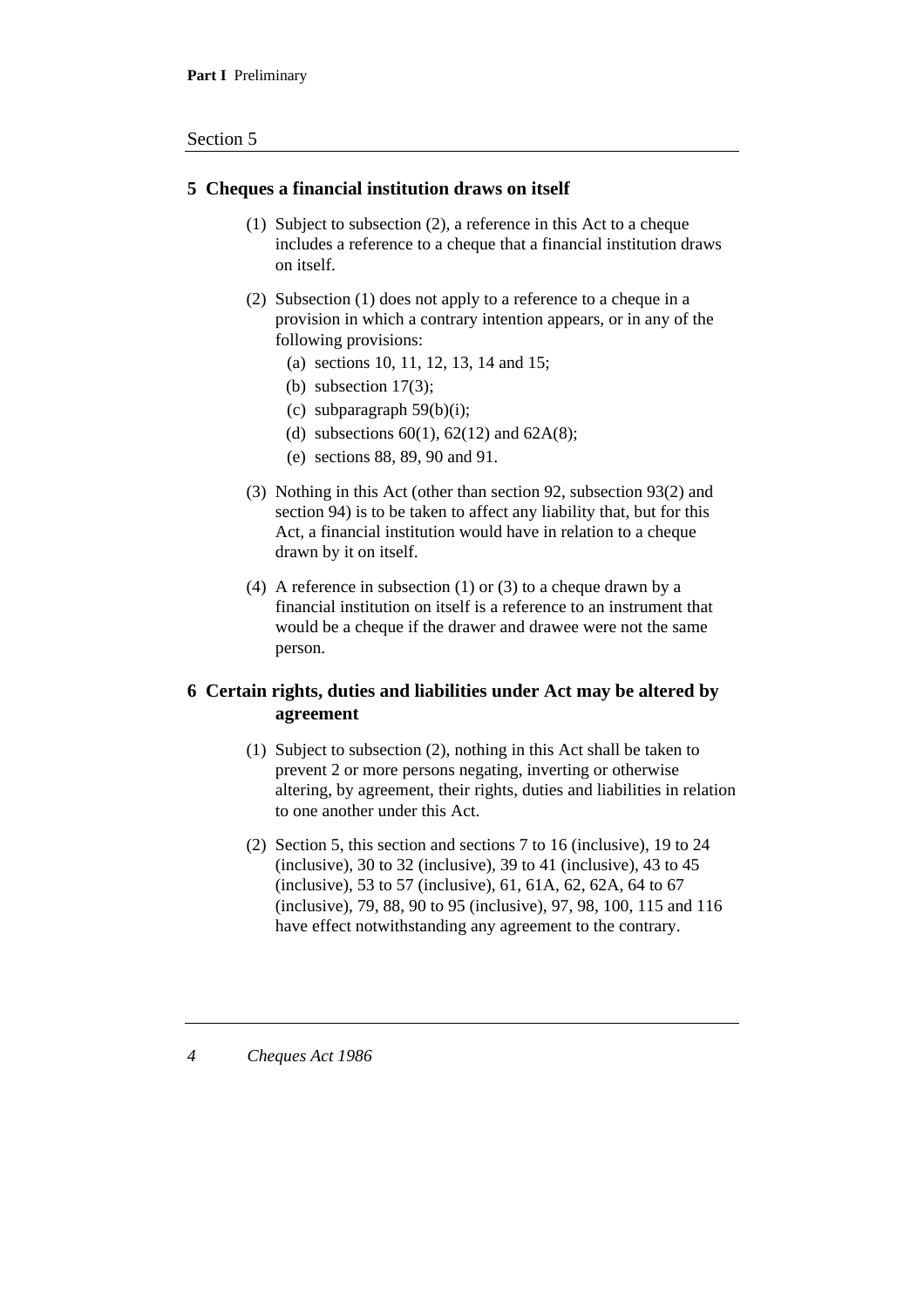## 5 Cheques a financial institution draws on itself

(1) Subject to subsection (2), a reference in this Act to a cheque includes a reference to a cheque that a financial institution draws on itself.

(2) Subsection (1) does not apply to a reference to a cheque in a provision in which a contrary intention appears, or in any of the following provisions:

- (a) sections 10, 11, 12, 13, 14 and 15;
- (b) subsection 17(3);
- (c) subparagraph 59(b)(i);
- (d) subsections 60(1), 62(12) and 62A(8);
- (e) sections 88, 89, 90 and 91.

(3) Nothing in this Act (other than section 92, subsection 93(2) and section 94) is to be taken to affect any liability that, but for this Act, a financial institution would have in relation to a cheque drawn by it on itself.

(4) A reference in subsection (1) or (3) to a cheque drawn by a financial institution on itself is a reference to an instrument that would be a cheque if the drawer and drawee were not the same person.

## 6 Certain rights, duties and liabilities under Act may be altered by agreement

(1) Subject to subsection (2), nothing in this Act shall be taken to prevent 2 or more persons negating, inverting or otherwise altering, by agreement, their rights, duties and liabilities in relation to one another under this Act.

(2) Section 5, this section and sections 7 to 16 (inclusive), 19 to 24 (inclusive), 30 to 32 (inclusive), 39 to 41 (inclusive), 43 to 45 (inclusive), 53 to 57 (inclusive), 61, 61A, 62, 62A, 64 to 67 (inclusive), 79, 88, 90 to 95 (inclusive), 97, 98, 100, 115 and 116 have effect notwithstanding any agreement to the contrary.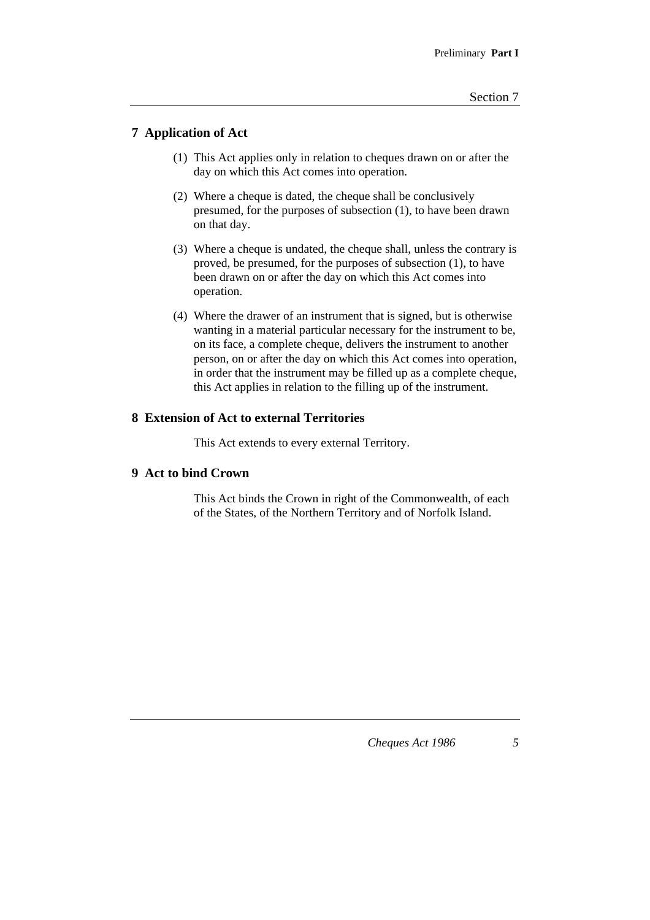## 7 Application of Act

(1) This Act applies only in relation to cheques drawn on or after the day on which this Act comes into operation.

(2) Where a cheque is dated, the cheque shall be conclusively presumed, for the purposes of subsection (1), to have been drawn on that day.

(3) Where a cheque is undated, the cheque shall, unless the contrary is proved, be presumed, for the purposes of subsection (1), to have been drawn on or after the day on which this Act comes into operation.

(4) Where the drawer of an instrument that is signed, but is otherwise wanting in a material particular necessary for the instrument to be, on its face, a complete cheque, delivers the instrument to another person, on or after the day on which this Act comes into operation, in order that the instrument may be filled up as a complete cheque, this Act applies in relation to the filling up of the instrument.

## 8 Extension of Act to external Territories

This Act extends to every external Territory.

## 9 Act to bind Crown

This Act binds the Crown in right of the Commonwealth, of each of the States, of the Northern Territory and of Norfolk Island.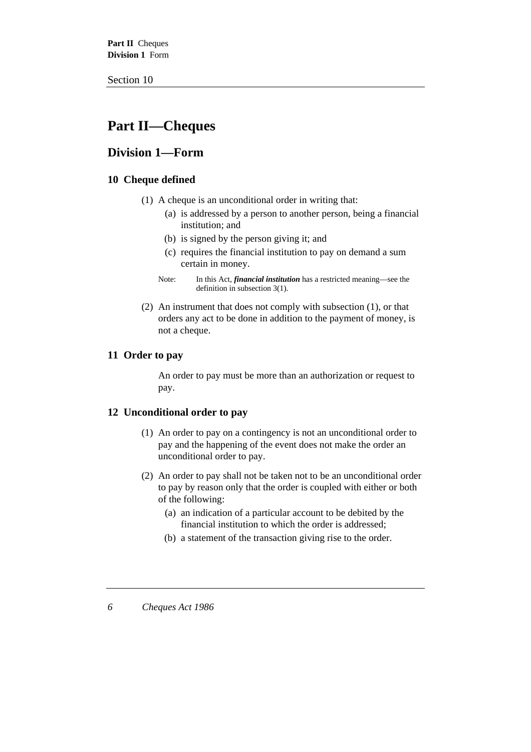# Part II—Cheques

## Division 1—Form

### 10 Cheque defined

(1) A cheque is an unconditional order in writing that:

(a) is addressed by a person to another person, being a financial institution; and

(b) is signed by the person giving it; and

(c) requires the financial institution to pay on demand a sum certain in money.

Note: In this Act, ***financial institution*** has a restricted meaning—see the definition in subsection 3(1).

(2) An instrument that does not comply with subsection (1), or that orders any act to be done in addition to the payment of money, is not a cheque.

### 11 Order to pay

An order to pay must be more than an authorization or request to pay.

### 12 Unconditional order to pay

(1) An order to pay on a contingency is not an unconditional order to pay and the happening of the event does not make the order an unconditional order to pay.

(2) An order to pay shall not be taken not to be an unconditional order to pay by reason only that the order is coupled with either or both of the following:

(a) an indication of a particular account to be debited by the financial institution to which the order is addressed;

(b) a statement of the transaction giving rise to the order.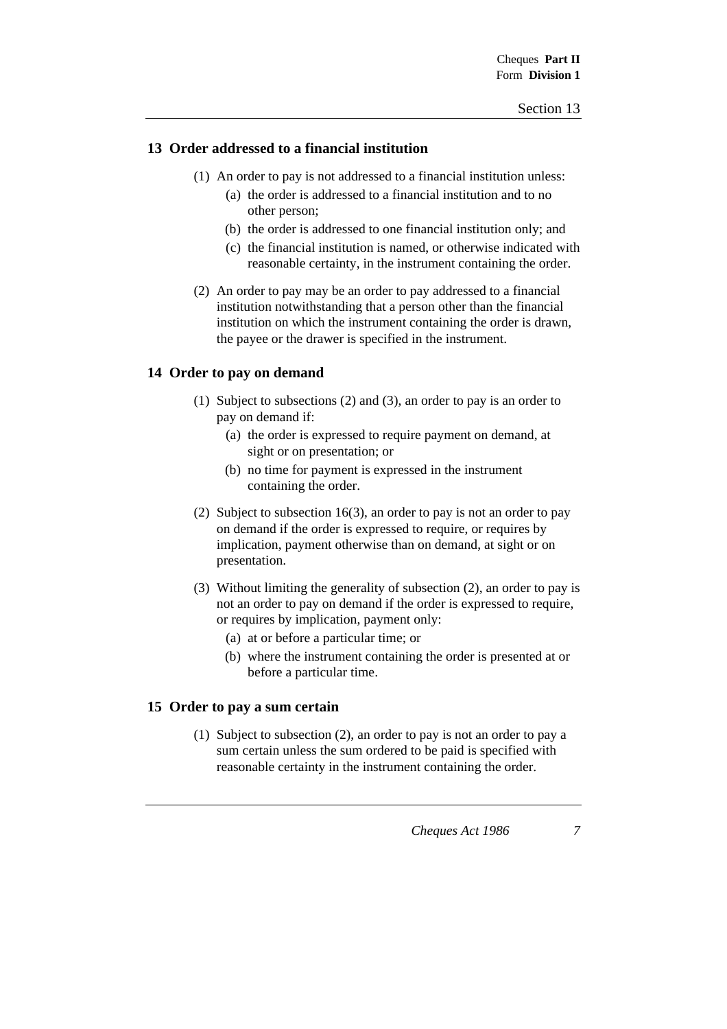## 13 Order addressed to a financial institution

(1) An order to pay is not addressed to a financial institution unless:

- (a) the order is addressed to a financial institution and to no other person;
- (b) the order is addressed to one financial institution only; and
- (c) the financial institution is named, or otherwise indicated with reasonable certainty, in the instrument containing the order.

(2) An order to pay may be an order to pay addressed to a financial institution notwithstanding that a person other than the financial institution on which the instrument containing the order is drawn, the payee or the drawer is specified in the instrument.

## 14 Order to pay on demand

(1) Subject to subsections (2) and (3), an order to pay is an order to pay on demand if:

- (a) the order is expressed to require payment on demand, at sight or on presentation; or
- (b) no time for payment is expressed in the instrument containing the order.

(2) Subject to subsection 16(3), an order to pay is not an order to pay on demand if the order is expressed to require, or requires by implication, payment otherwise than on demand, at sight or on presentation.

(3) Without limiting the generality of subsection (2), an order to pay is not an order to pay on demand if the order is expressed to require, or requires by implication, payment only:

- (a) at or before a particular time; or
- (b) where the instrument containing the order is presented at or before a particular time.

## 15 Order to pay a sum certain

(1) Subject to subsection (2), an order to pay is not an order to pay a sum certain unless the sum ordered to be paid is specified with reasonable certainty in the instrument containing the order.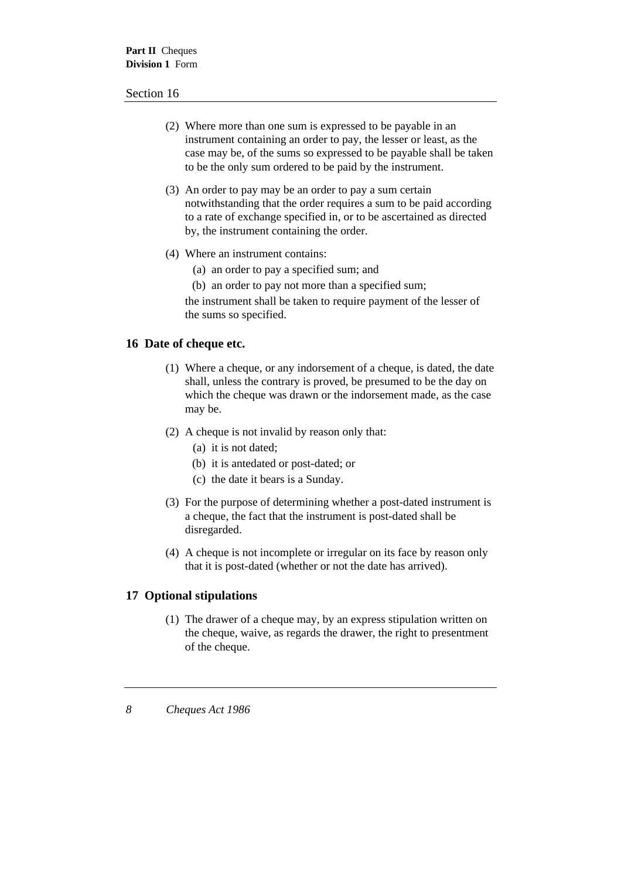(2) Where more than one sum is expressed to be payable in an instrument containing an order to pay, the lesser or least, as the case may be, of the sums so expressed to be payable shall be taken to be the only sum ordered to be paid by the instrument.

(3) An order to pay may be an order to pay a sum certain notwithstanding that the order requires a sum to be paid according to a rate of exchange specified in, or to be ascertained as directed by, the instrument containing the order.

(4) Where an instrument contains:

(a) an order to pay a specified sum; and

(b) an order to pay not more than a specified sum;

the instrument shall be taken to require payment of the lesser of the sums so specified.

## 16 Date of cheque etc.

(1) Where a cheque, or any indorsement of a cheque, is dated, the date shall, unless the contrary is proved, be presumed to be the day on which the cheque was drawn or the indorsement made, as the case may be.

(2) A cheque is not invalid by reason only that:

(a) it is not dated;

(b) it is antedated or post-dated; or

(c) the date it bears is a Sunday.

(3) For the purpose of determining whether a post-dated instrument is a cheque, the fact that the instrument is post-dated shall be disregarded.

(4) A cheque is not incomplete or irregular on its face by reason only that it is post-dated (whether or not the date has arrived).

## 17 Optional stipulations

(1) The drawer of a cheque may, by an express stipulation written on the cheque, waive, as regards the drawer, the right to presentment of the cheque.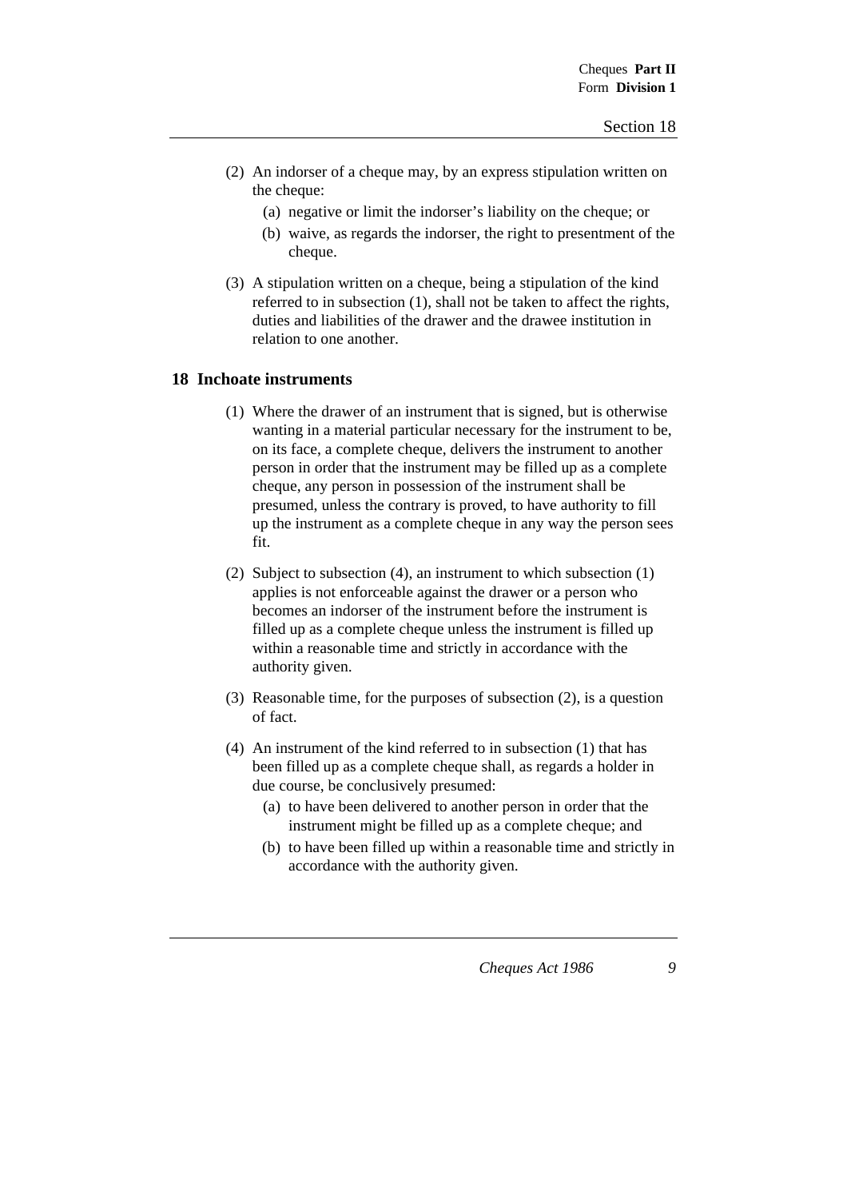(2) An indorser of a cheque may, by an express stipulation written on the cheque:

   (a) negative or limit the indorser's liability on the cheque; or

   (b) waive, as regards the indorser, the right to presentment of the cheque.

(3) A stipulation written on a cheque, being a stipulation of the kind referred to in subsection (1), shall not be taken to affect the rights, duties and liabilities of the drawer and the drawee institution in relation to one another.

## 18 Inchoate instruments

(1) Where the drawer of an instrument that is signed, but is otherwise wanting in a material particular necessary for the instrument to be, on its face, a complete cheque, delivers the instrument to another person in order that the instrument may be filled up as a complete cheque, any person in possession of the instrument shall be presumed, unless the contrary is proved, to have authority to fill up the instrument as a complete cheque in any way the person sees fit.

(2) Subject to subsection (4), an instrument to which subsection (1) applies is not enforceable against the drawer or a person who becomes an indorser of the instrument before the instrument is filled up as a complete cheque unless the instrument is filled up within a reasonable time and strictly in accordance with the authority given.

(3) Reasonable time, for the purposes of subsection (2), is a question of fact.

(4) An instrument of the kind referred to in subsection (1) that has been filled up as a complete cheque shall, as regards a holder in due course, be conclusively presumed:

   (a) to have been delivered to another person in order that the instrument might be filled up as a complete cheque; and

   (b) to have been filled up within a reasonable time and strictly in accordance with the authority given.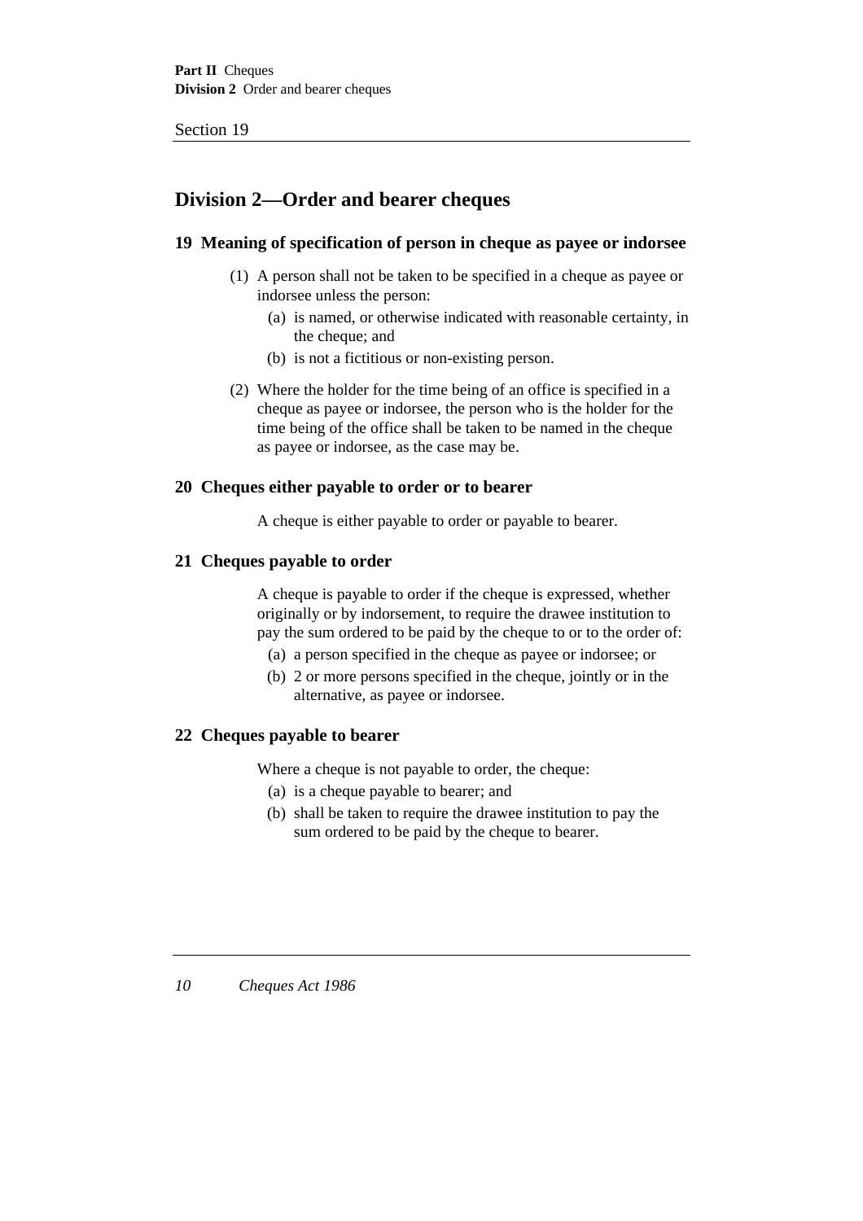## Division 2—Order and bearer cheques

### 19 Meaning of specification of person in cheque as payee or indorsee

(1) A person shall not be taken to be specified in a cheque as payee or indorsee unless the person:

- (a) is named, or otherwise indicated with reasonable certainty, in the cheque; and
- (b) is not a fictitious or non-existing person.

(2) Where the holder for the time being of an office is specified in a cheque as payee or indorsee, the person who is the holder for the time being of the office shall be taken to be named in the cheque as payee or indorsee, as the case may be.

### 20 Cheques either payable to order or to bearer

A cheque is either payable to order or payable to bearer.

### 21 Cheques payable to order

A cheque is payable to order if the cheque is expressed, whether originally or by indorsement, to require the drawee institution to pay the sum ordered to be paid by the cheque to or to the order of:

- (a) a person specified in the cheque as payee or indorsee; or
- (b) 2 or more persons specified in the cheque, jointly or in the alternative, as payee or indorsee.

### 22 Cheques payable to bearer

Where a cheque is not payable to order, the cheque:

- (a) is a cheque payable to bearer; and
- (b) shall be taken to require the drawee institution to pay the sum ordered to be paid by the cheque to bearer.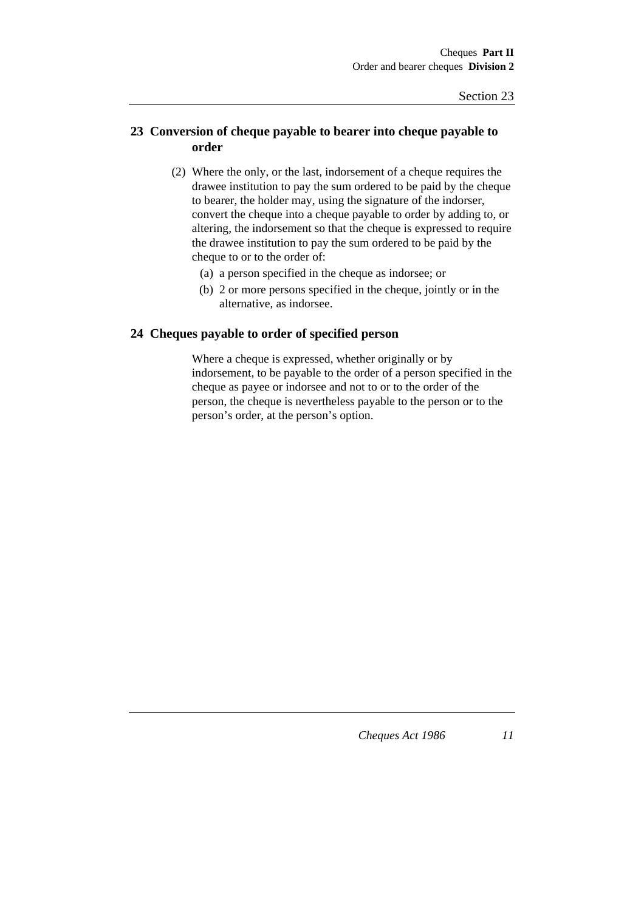## 23 Conversion of cheque payable to bearer into cheque payable to order

(2) Where the only, or the last, indorsement of a cheque requires the drawee institution to pay the sum ordered to be paid by the cheque to bearer, the holder may, using the signature of the indorser, convert the cheque into a cheque payable to order by adding to, or altering, the indorsement so that the cheque is expressed to require the drawee institution to pay the sum ordered to be paid by the cheque to or to the order of:

- (a) a person specified in the cheque as indorsee; or
- (b) 2 or more persons specified in the cheque, jointly or in the alternative, as indorsee.

## 24 Cheques payable to order of specified person

Where a cheque is expressed, whether originally or by indorsement, to be payable to the order of a person specified in the cheque as payee or indorsee and not to or to the order of the person, the cheque is nevertheless payable to the person or to the person's order, at the person's option.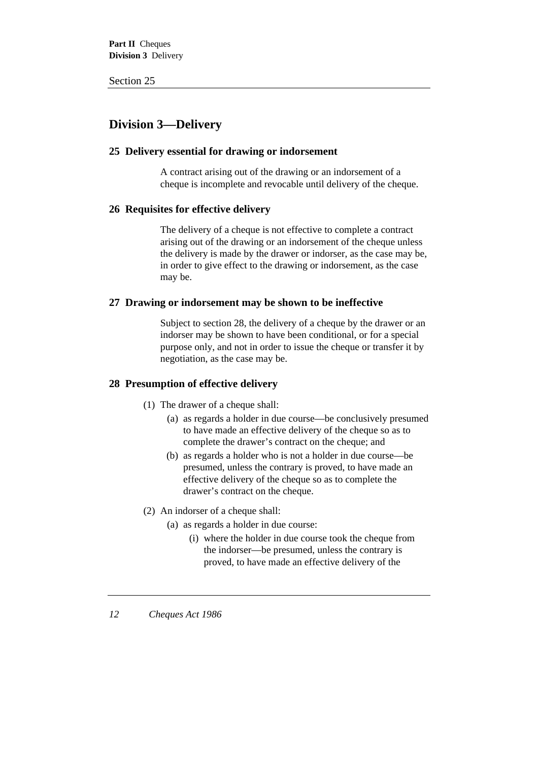## Division 3—Delivery

### 25 Delivery essential for drawing or indorsement

A contract arising out of the drawing or an indorsement of a cheque is incomplete and revocable until delivery of the cheque.

### 26 Requisites for effective delivery

The delivery of a cheque is not effective to complete a contract arising out of the drawing or an indorsement of the cheque unless the delivery is made by the drawer or indorser, as the case may be, in order to give effect to the drawing or indorsement, as the case may be.

### 27 Drawing or indorsement may be shown to be ineffective

Subject to section 28, the delivery of a cheque by the drawer or an indorser may be shown to have been conditional, or for a special purpose only, and not in order to issue the cheque or transfer it by negotiation, as the case may be.

### 28 Presumption of effective delivery

(1) The drawer of a cheque shall:

- (a) as regards a holder in due course—be conclusively presumed to have made an effective delivery of the cheque so as to complete the drawer's contract on the cheque; and
- (b) as regards a holder who is not a holder in due course—be presumed, unless the contrary is proved, to have made an effective delivery of the cheque so as to complete the drawer's contract on the cheque.

(2) An indorser of a cheque shall:

- (a) as regards a holder in due course:
  - (i) where the holder in due course took the cheque from the indorser—be presumed, unless the contrary is proved, to have made an effective delivery of the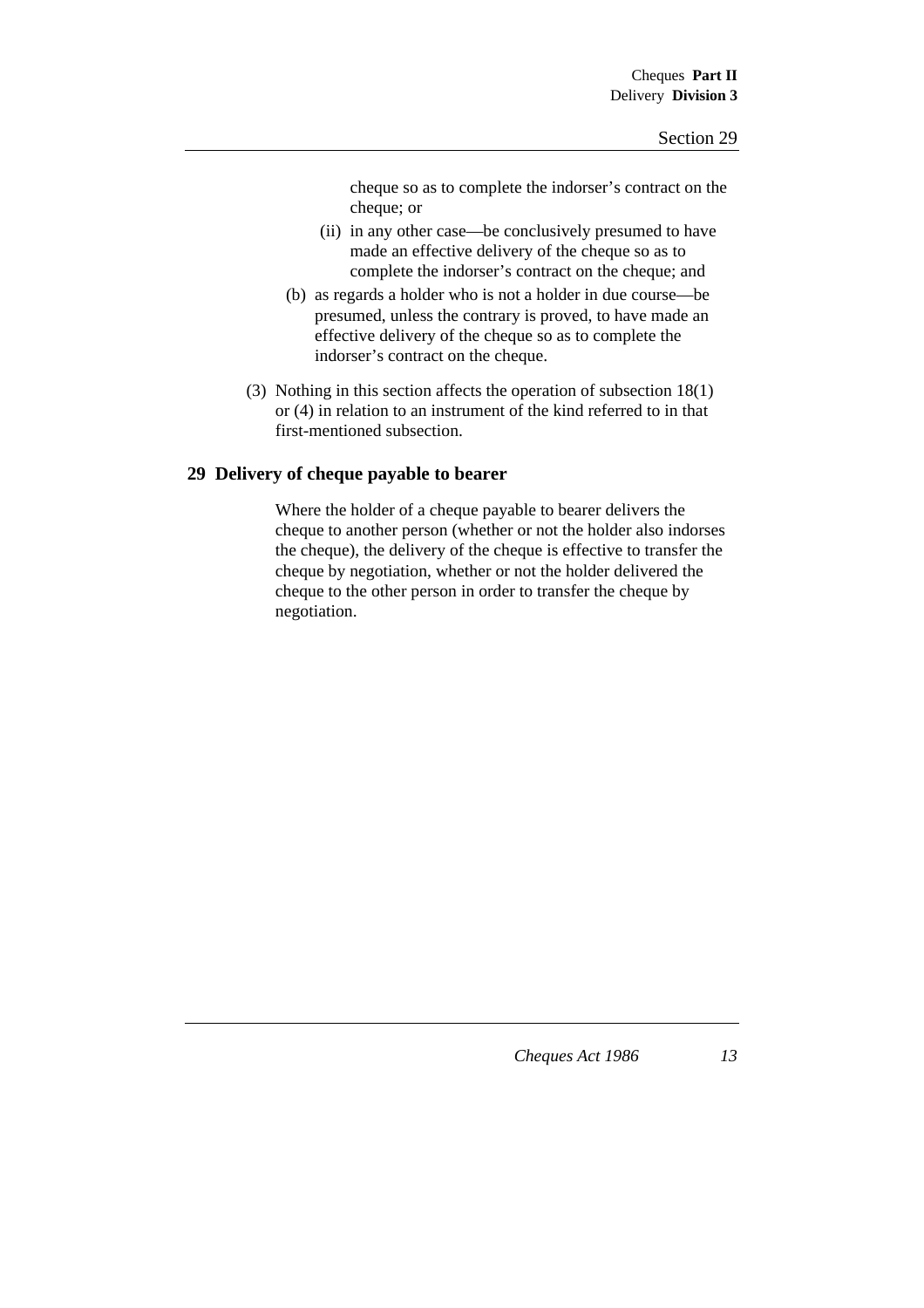cheque so as to complete the indorser's contract on the cheque; or

(ii) in any other case—be conclusively presumed to have made an effective delivery of the cheque so as to complete the indorser's contract on the cheque; and

(b) as regards a holder who is not a holder in due course—be presumed, unless the contrary is proved, to have made an effective delivery of the cheque so as to complete the indorser's contract on the cheque.

(3) Nothing in this section affects the operation of subsection 18(1) or (4) in relation to an instrument of the kind referred to in that first-mentioned subsection.

## 29 Delivery of cheque payable to bearer

Where the holder of a cheque payable to bearer delivers the cheque to another person (whether or not the holder also indorses the cheque), the delivery of the cheque is effective to transfer the cheque by negotiation, whether or not the holder delivered the cheque to the other person in order to transfer the cheque by negotiation.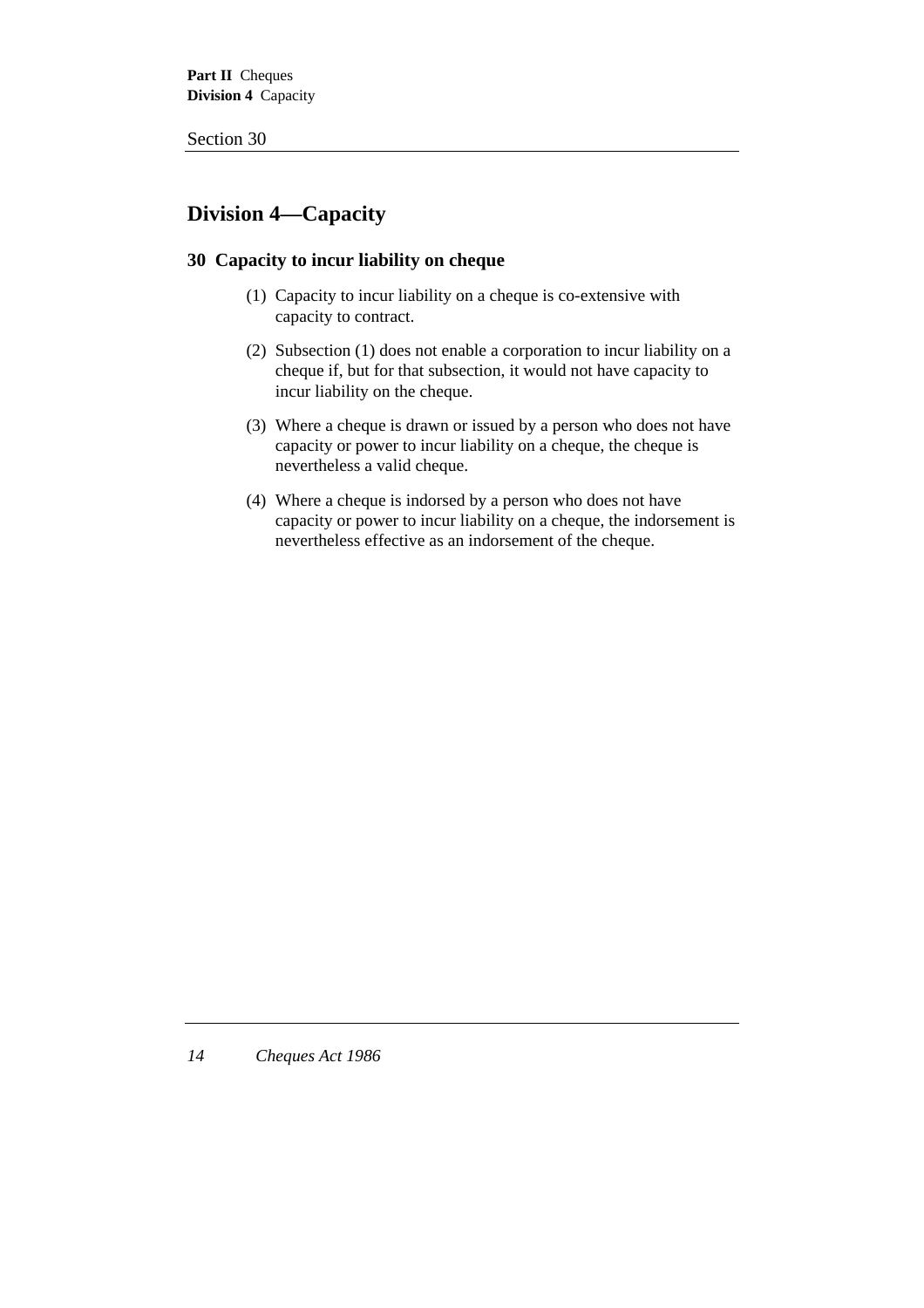## Division 4—Capacity

### 30 Capacity to incur liability on cheque

(1) Capacity to incur liability on a cheque is co-extensive with capacity to contract.

(2) Subsection (1) does not enable a corporation to incur liability on a cheque if, but for that subsection, it would not have capacity to incur liability on the cheque.

(3) Where a cheque is drawn or issued by a person who does not have capacity or power to incur liability on a cheque, the cheque is nevertheless a valid cheque.

(4) Where a cheque is indorsed by a person who does not have capacity or power to incur liability on a cheque, the indorsement is nevertheless effective as an indorsement of the cheque.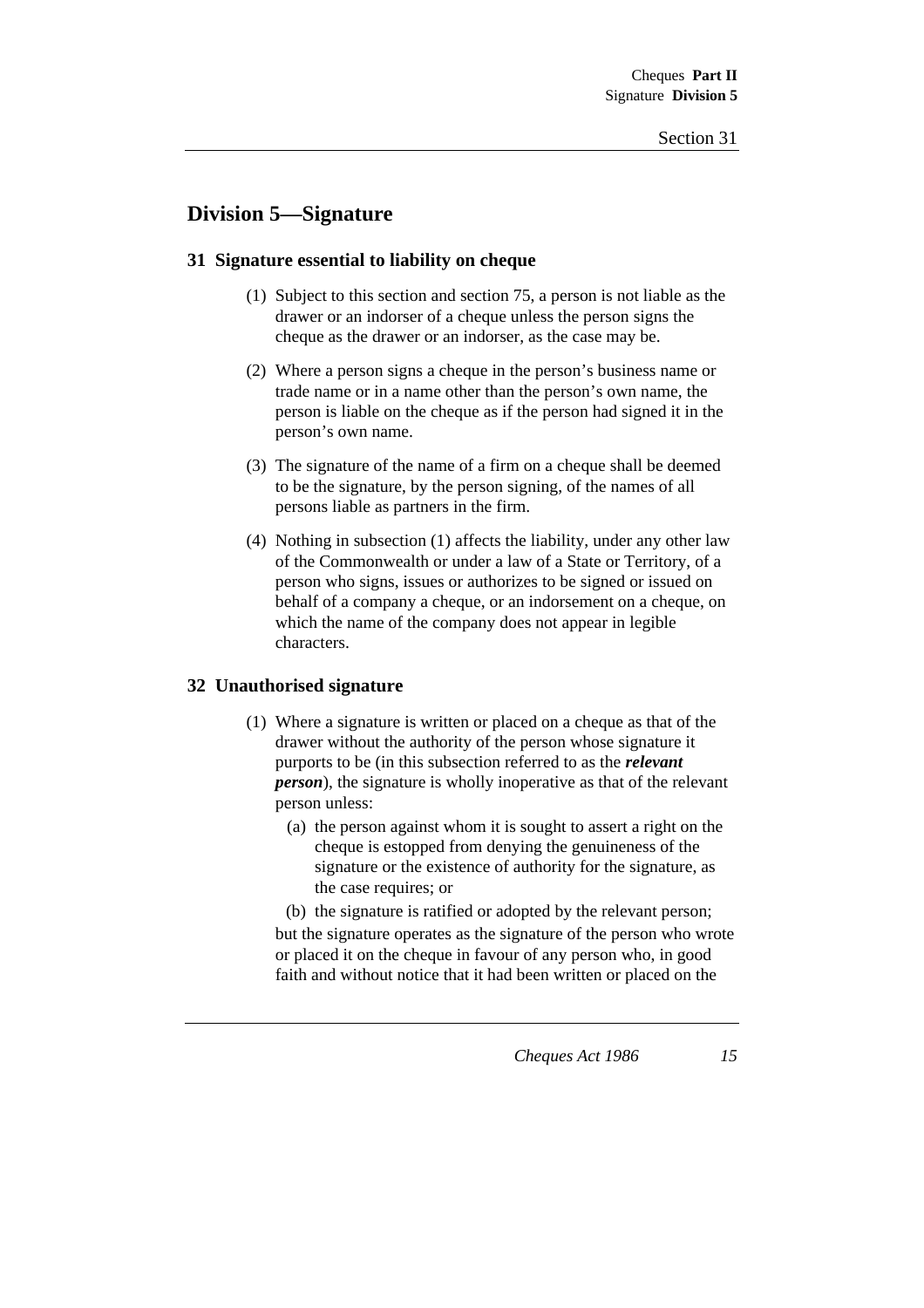## Division 5—Signature

### 31 Signature essential to liability on cheque

(1) Subject to this section and section 75, a person is not liable as the drawer or an indorser of a cheque unless the person signs the cheque as the drawer or an indorser, as the case may be.

(2) Where a person signs a cheque in the person's business name or trade name or in a name other than the person's own name, the person is liable on the cheque as if the person had signed it in the person's own name.

(3) The signature of the name of a firm on a cheque shall be deemed to be the signature, by the person signing, of the names of all persons liable as partners in the firm.

(4) Nothing in subsection (1) affects the liability, under any other law of the Commonwealth or under a law of a State or Territory, of a person who signs, issues or authorizes to be signed or issued on behalf of a company a cheque, or an indorsement on a cheque, on which the name of the company does not appear in legible characters.

### 32 Unauthorised signature

(1) Where a signature is written or placed on a cheque as that of the drawer without the authority of the person whose signature it purports to be (in this subsection referred to as the ***relevant person***), the signature is wholly inoperative as that of the relevant person unless:

   (a) the person against whom it is sought to assert a right on the cheque is estopped from denying the genuineness of the signature or the existence of authority for the signature, as the case requires; or

   (b) the signature is ratified or adopted by the relevant person;

but the signature operates as the signature of the person who wrote or placed it on the cheque in favour of any person who, in good faith and without notice that it had been written or placed on the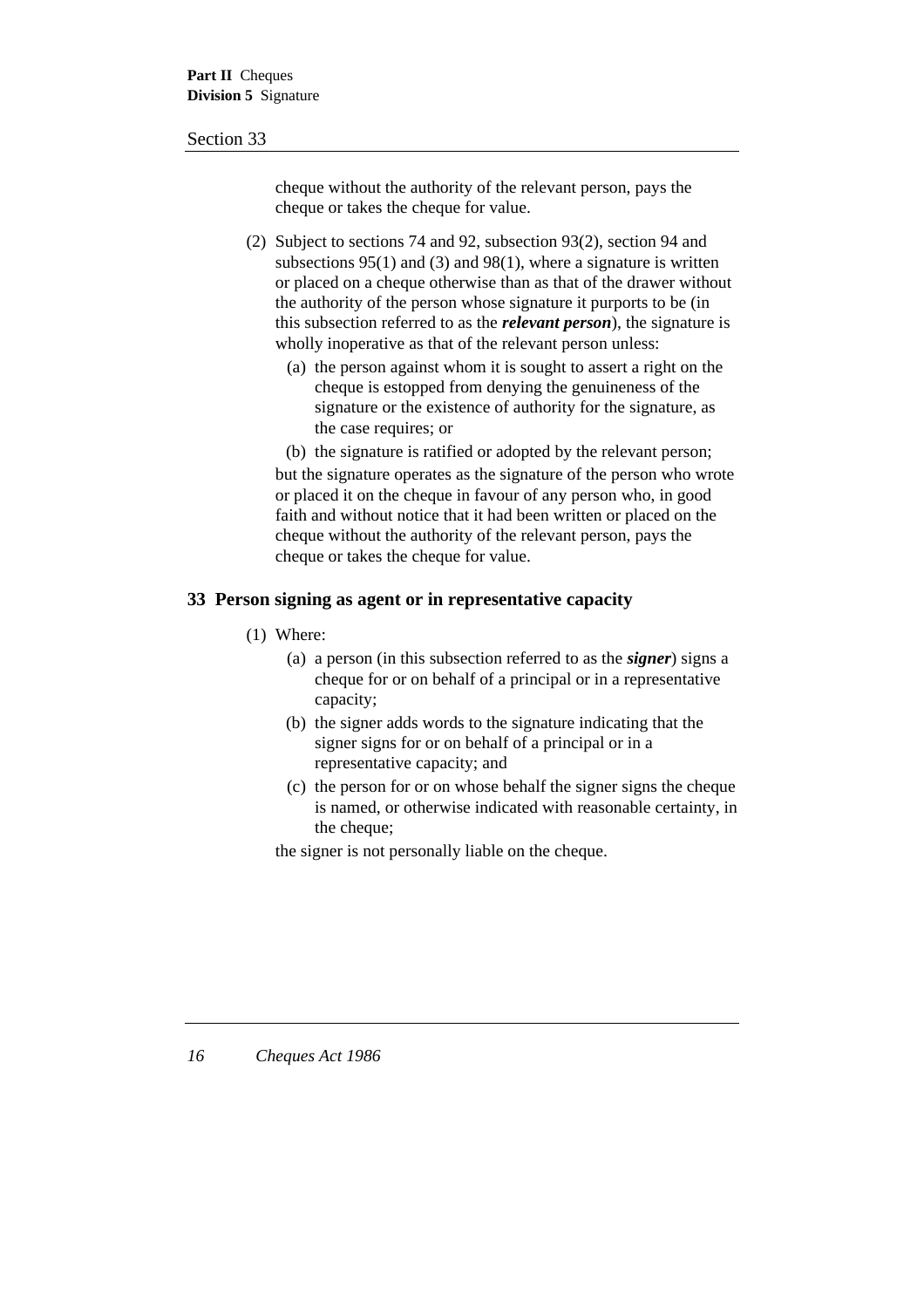cheque without the authority of the relevant person, pays the cheque or takes the cheque for value.

(2) Subject to sections 74 and 92, subsection 93(2), section 94 and subsections 95(1) and (3) and 98(1), where a signature is written or placed on a cheque otherwise than as that of the drawer without the authority of the person whose signature it purports to be (in this subsection referred to as the ***relevant person***), the signature is wholly inoperative as that of the relevant person unless:

- (a) the person against whom it is sought to assert a right on the cheque is estopped from denying the genuineness of the signature or the existence of authority for the signature, as the case requires; or
- (b) the signature is ratified or adopted by the relevant person;

but the signature operates as the signature of the person who wrote or placed it on the cheque in favour of any person who, in good faith and without notice that it had been written or placed on the cheque without the authority of the relevant person, pays the cheque or takes the cheque for value.

## 33 Person signing as agent or in representative capacity

(1) Where:

- (a) a person (in this subsection referred to as the ***signer***) signs a cheque for or on behalf of a principal or in a representative capacity;
- (b) the signer adds words to the signature indicating that the signer signs for or on behalf of a principal or in a representative capacity; and
- (c) the person for or on whose behalf the signer signs the cheque is named, or otherwise indicated with reasonable certainty, in the cheque;

the signer is not personally liable on the cheque.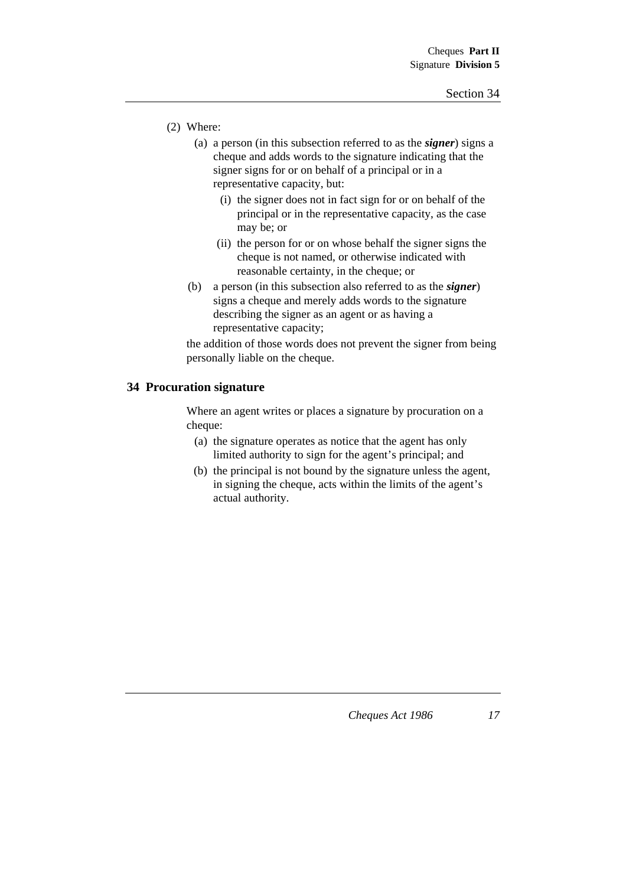(2) Where:

(a) a person (in this subsection referred to as the ***signer***) signs a cheque and adds words to the signature indicating that the signer signs for or on behalf of a principal or in a representative capacity, but:

(i) the signer does not in fact sign for or on behalf of the principal or in the representative capacity, as the case may be; or

(ii) the person for or on whose behalf the signer signs the cheque is not named, or otherwise indicated with reasonable certainty, in the cheque; or

(b) a person (in this subsection also referred to as the ***signer***) signs a cheque and merely adds words to the signature describing the signer as an agent or as having a representative capacity;

the addition of those words does not prevent the signer from being personally liable on the cheque.

## 34 Procuration signature

Where an agent writes or places a signature by procuration on a cheque:

(a) the signature operates as notice that the agent has only limited authority to sign for the agent's principal; and

(b) the principal is not bound by the signature unless the agent, in signing the cheque, acts within the limits of the agent's actual authority.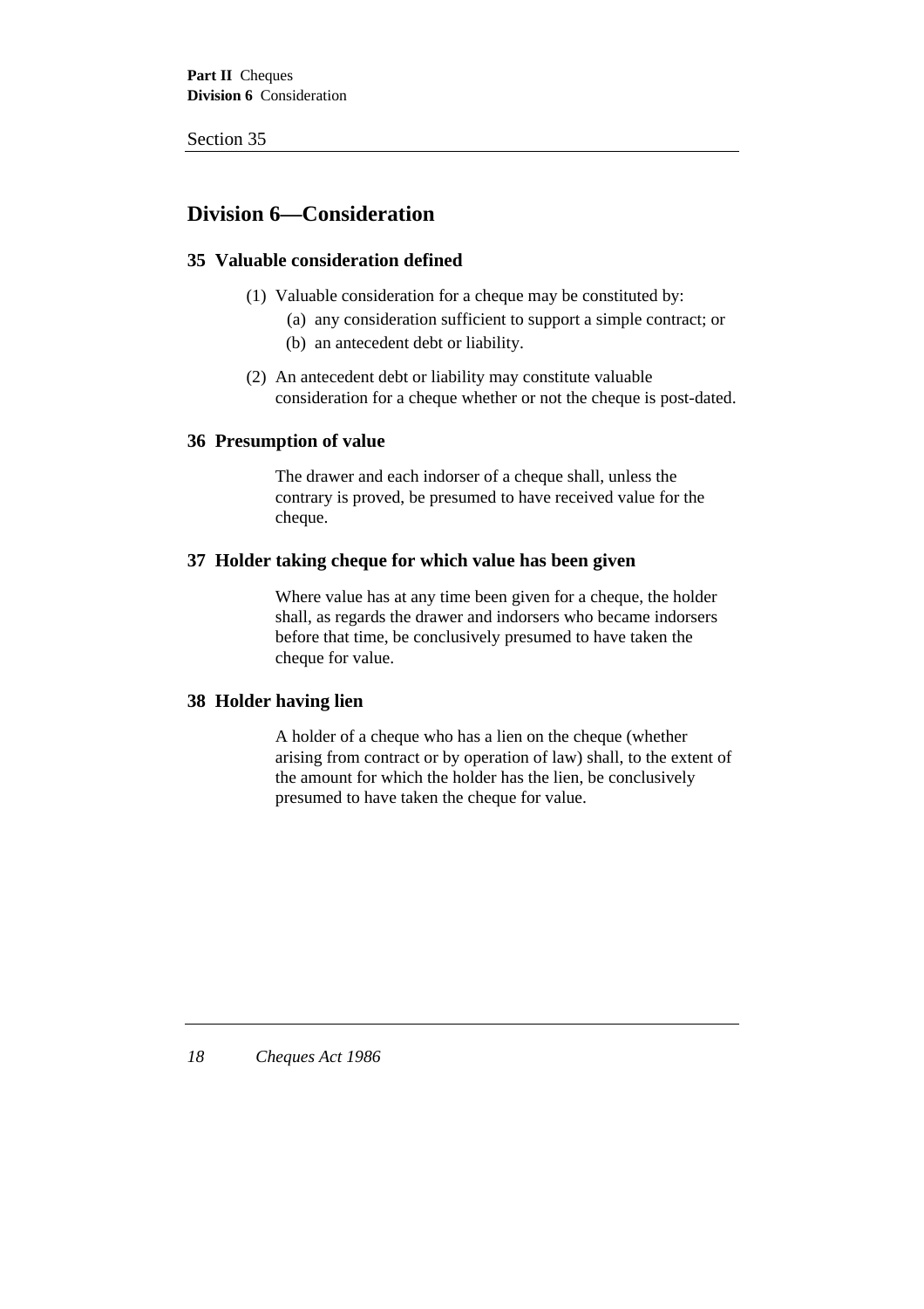## Division 6—Consideration

### 35 Valuable consideration defined

(1) Valuable consideration for a cheque may be constituted by:

- (a) any consideration sufficient to support a simple contract; or
- (b) an antecedent debt or liability.

(2) An antecedent debt or liability may constitute valuable consideration for a cheque whether or not the cheque is post-dated.

### 36 Presumption of value

The drawer and each indorser of a cheque shall, unless the contrary is proved, be presumed to have received value for the cheque.

### 37 Holder taking cheque for which value has been given

Where value has at any time been given for a cheque, the holder shall, as regards the drawer and indorsers who became indorsers before that time, be conclusively presumed to have taken the cheque for value.

### 38 Holder having lien

A holder of a cheque who has a lien on the cheque (whether arising from contract or by operation of law) shall, to the extent of the amount for which the holder has the lien, be conclusively presumed to have taken the cheque for value.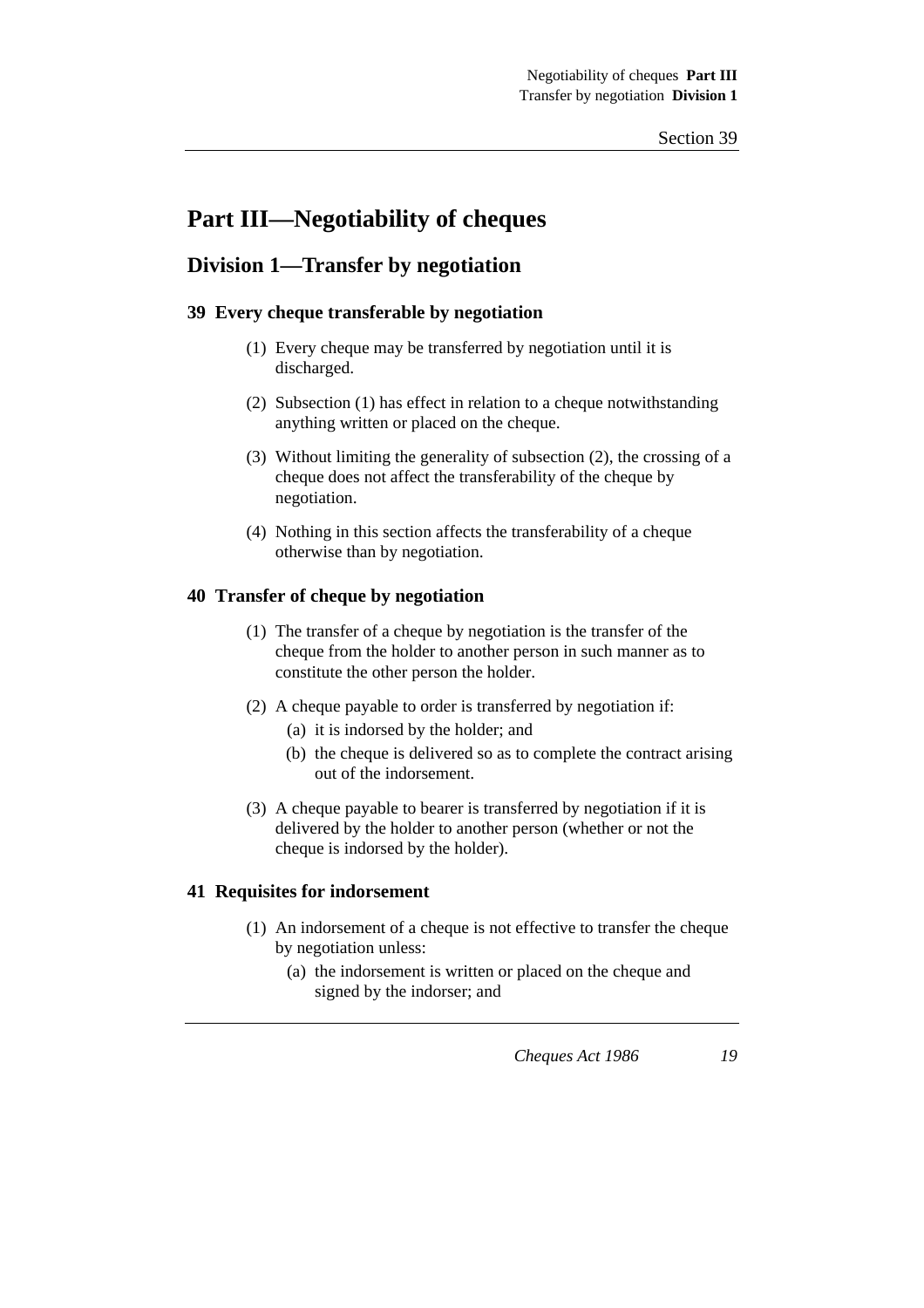# Part III—Negotiability of cheques

## Division 1—Transfer by negotiation

### 39 Every cheque transferable by negotiation

(1) Every cheque may be transferred by negotiation until it is discharged.

(2) Subsection (1) has effect in relation to a cheque notwithstanding anything written or placed on the cheque.

(3) Without limiting the generality of subsection (2), the crossing of a cheque does not affect the transferability of the cheque by negotiation.

(4) Nothing in this section affects the transferability of a cheque otherwise than by negotiation.

### 40 Transfer of cheque by negotiation

(1) The transfer of a cheque by negotiation is the transfer of the cheque from the holder to another person in such manner as to constitute the other person the holder.

(2) A cheque payable to order is transferred by negotiation if:

- (a) it is indorsed by the holder; and
- (b) the cheque is delivered so as to complete the contract arising out of the indorsement.

(3) A cheque payable to bearer is transferred by negotiation if it is delivered by the holder to another person (whether or not the cheque is indorsed by the holder).

### 41 Requisites for indorsement

(1) An indorsement of a cheque is not effective to transfer the cheque by negotiation unless:

- (a) the indorsement is written or placed on the cheque and signed by the indorser; and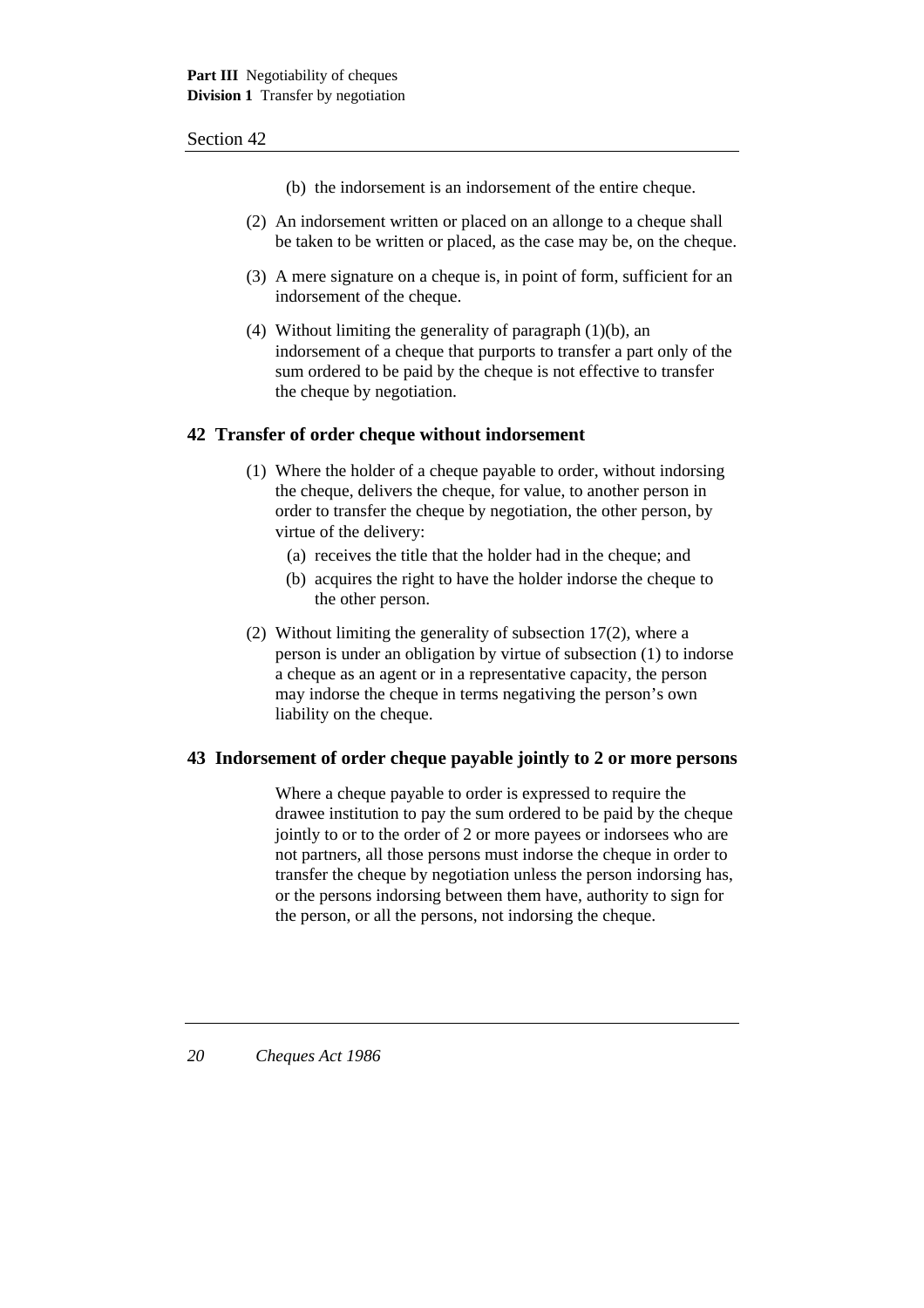(b) the indorsement is an indorsement of the entire cheque.

(2) An indorsement written or placed on an allonge to a cheque shall be taken to be written or placed, as the case may be, on the cheque.

(3) A mere signature on a cheque is, in point of form, sufficient for an indorsement of the cheque.

(4) Without limiting the generality of paragraph (1)(b), an indorsement of a cheque that purports to transfer a part only of the sum ordered to be paid by the cheque is not effective to transfer the cheque by negotiation.

## 42 Transfer of order cheque without indorsement

(1) Where the holder of a cheque payable to order, without indorsing the cheque, delivers the cheque, for value, to another person in order to transfer the cheque by negotiation, the other person, by virtue of the delivery:

(a) receives the title that the holder had in the cheque; and

(b) acquires the right to have the holder indorse the cheque to the other person.

(2) Without limiting the generality of subsection 17(2), where a person is under an obligation by virtue of subsection (1) to indorse a cheque as an agent or in a representative capacity, the person may indorse the cheque in terms negativing the person's own liability on the cheque.

## 43 Indorsement of order cheque payable jointly to 2 or more persons

Where a cheque payable to order is expressed to require the drawee institution to pay the sum ordered to be paid by the cheque jointly to or to the order of 2 or more payees or indorsees who are not partners, all those persons must indorse the cheque in order to transfer the cheque by negotiation unless the person indorsing has, or the persons indorsing between them have, authority to sign for the person, or all the persons, not indorsing the cheque.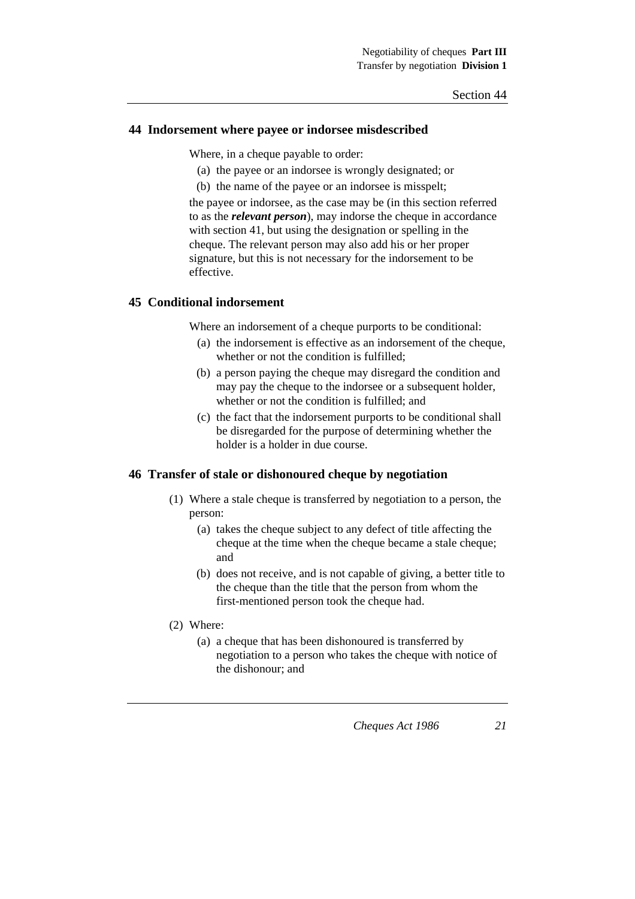## 44 Indorsement where payee or indorsee misdescribed

Where, in a cheque payable to order:

(a) the payee or an indorsee is wrongly designated; or

(b) the name of the payee or an indorsee is misspelt;

the payee or indorsee, as the case may be (in this section referred to as the ***relevant person***), may indorse the cheque in accordance with section 41, but using the designation or spelling in the cheque. The relevant person may also add his or her proper signature, but this is not necessary for the indorsement to be effective.

## 45 Conditional indorsement

Where an indorsement of a cheque purports to be conditional:

(a) the indorsement is effective as an indorsement of the cheque, whether or not the condition is fulfilled;

(b) a person paying the cheque may disregard the condition and may pay the cheque to the indorsee or a subsequent holder, whether or not the condition is fulfilled; and

(c) the fact that the indorsement purports to be conditional shall be disregarded for the purpose of determining whether the holder is a holder in due course.

## 46 Transfer of stale or dishonoured cheque by negotiation

(1) Where a stale cheque is transferred by negotiation to a person, the person:

(a) takes the cheque subject to any defect of title affecting the cheque at the time when the cheque became a stale cheque; and

(b) does not receive, and is not capable of giving, a better title to the cheque than the title that the person from whom the first-mentioned person took the cheque had.

(2) Where:

(a) a cheque that has been dishonoured is transferred by negotiation to a person who takes the cheque with notice of the dishonour; and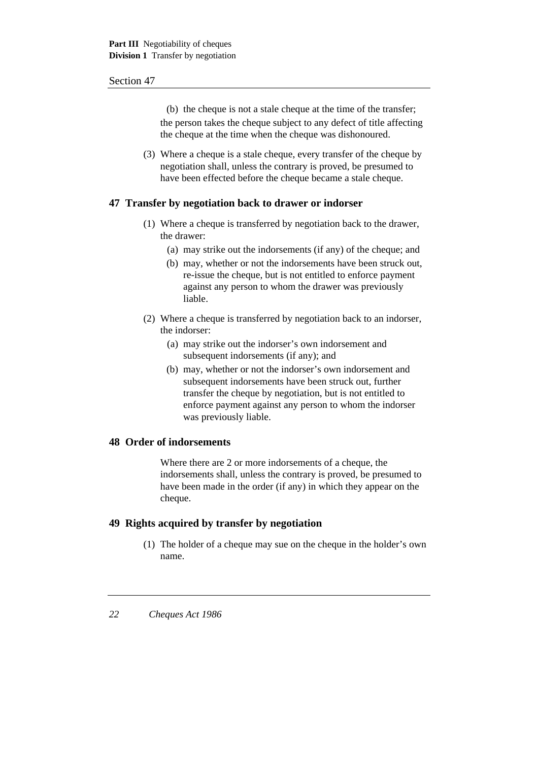(b) the cheque is not a stale cheque at the time of the transfer;

the person takes the cheque subject to any defect of title affecting the cheque at the time when the cheque was dishonoured.

(3) Where a cheque is a stale cheque, every transfer of the cheque by negotiation shall, unless the contrary is proved, be presumed to have been effected before the cheque became a stale cheque.

## 47 Transfer by negotiation back to drawer or indorser

(1) Where a cheque is transferred by negotiation back to the drawer, the drawer:

(a) may strike out the indorsements (if any) of the cheque; and

(b) may, whether or not the indorsements have been struck out, re-issue the cheque, but is not entitled to enforce payment against any person to whom the drawer was previously liable.

(2) Where a cheque is transferred by negotiation back to an indorser, the indorser:

(a) may strike out the indorser's own indorsement and subsequent indorsements (if any); and

(b) may, whether or not the indorser's own indorsement and subsequent indorsements have been struck out, further transfer the cheque by negotiation, but is not entitled to enforce payment against any person to whom the indorser was previously liable.

## 48 Order of indorsements

Where there are 2 or more indorsements of a cheque, the indorsements shall, unless the contrary is proved, be presumed to have been made in the order (if any) in which they appear on the cheque.

## 49 Rights acquired by transfer by negotiation

(1) The holder of a cheque may sue on the cheque in the holder's own name.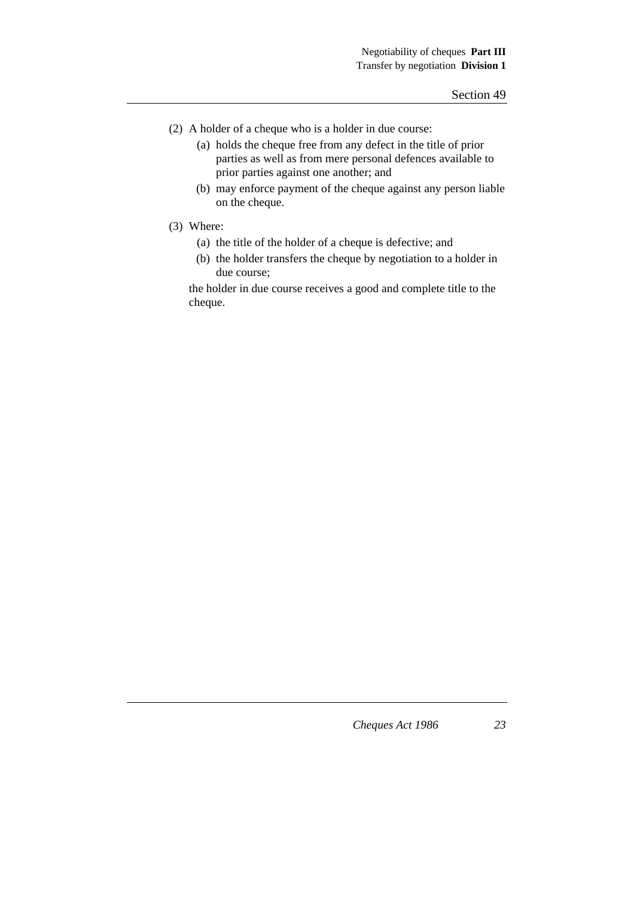(2) A holder of a cheque who is a holder in due course:

   (a) holds the cheque free from any defect in the title of prior parties as well as from mere personal defences available to prior parties against one another; and

   (b) may enforce payment of the cheque against any person liable on the cheque.

(3) Where:

   (a) the title of the holder of a cheque is defective; and

   (b) the holder transfers the cheque by negotiation to a holder in due course;

   the holder in due course receives a good and complete title to the cheque.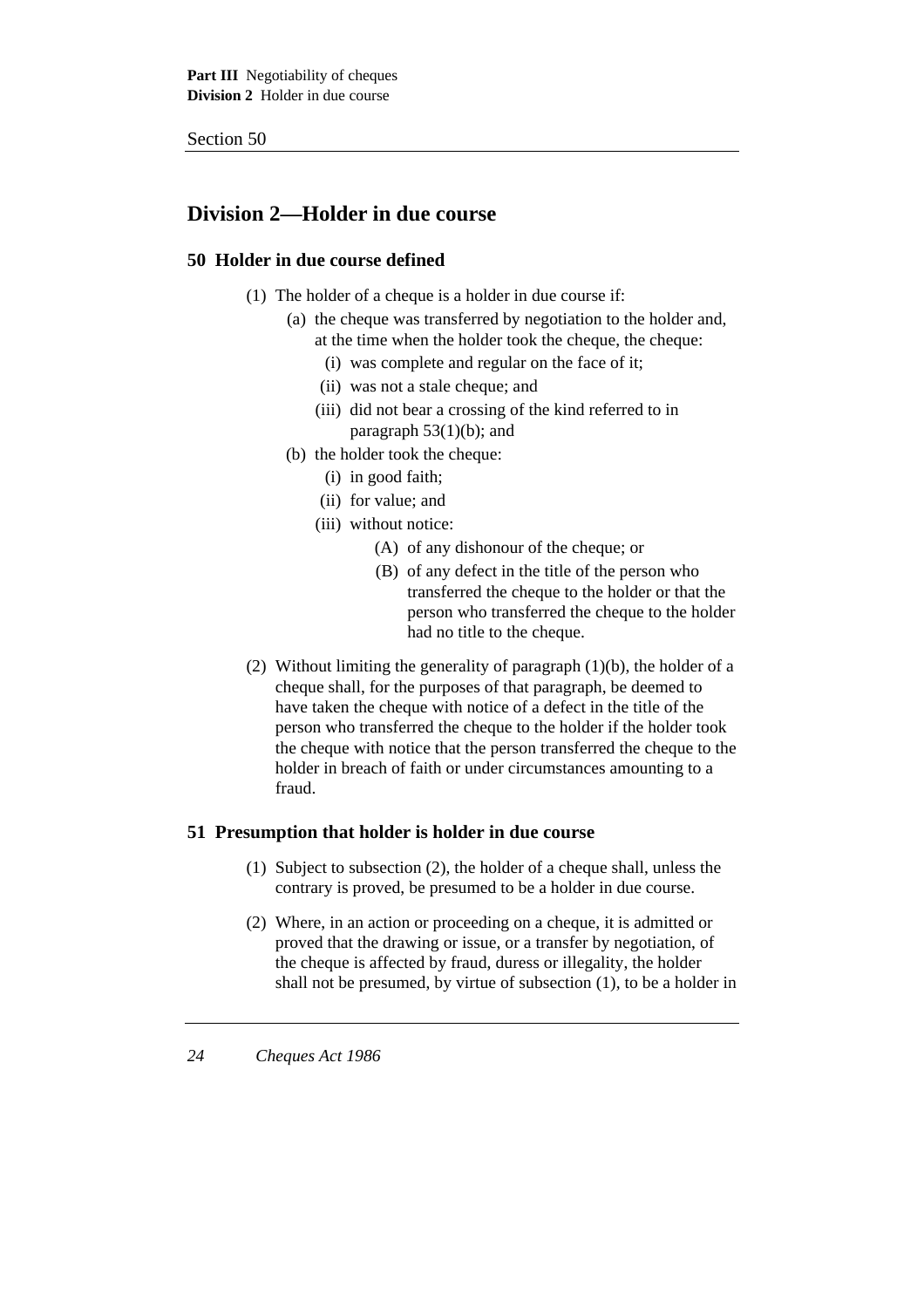## Division 2—Holder in due course

### 50 Holder in due course defined

(1) The holder of a cheque is a holder in due course if:

- (a) the cheque was transferred by negotiation to the holder and, at the time when the holder took the cheque, the cheque:
  - (i) was complete and regular on the face of it;
  - (ii) was not a stale cheque; and
  - (iii) did not bear a crossing of the kind referred to in paragraph 53(1)(b); and
- (b) the holder took the cheque:
  - (i) in good faith;
  - (ii) for value; and
  - (iii) without notice:
    - (A) of any dishonour of the cheque; or
    - (B) of any defect in the title of the person who transferred the cheque to the holder or that the person who transferred the cheque to the holder had no title to the cheque.

(2) Without limiting the generality of paragraph (1)(b), the holder of a cheque shall, for the purposes of that paragraph, be deemed to have taken the cheque with notice of a defect in the title of the person who transferred the cheque to the holder if the holder took the cheque with notice that the person transferred the cheque to the holder in breach of faith or under circumstances amounting to a fraud.

### 51 Presumption that holder is holder in due course

(1) Subject to subsection (2), the holder of a cheque shall, unless the contrary is proved, be presumed to be a holder in due course.

(2) Where, in an action or proceeding on a cheque, it is admitted or proved that the drawing or issue, or a transfer by negotiation, of the cheque is affected by fraud, duress or illegality, the holder shall not be presumed, by virtue of subsection (1), to be a holder in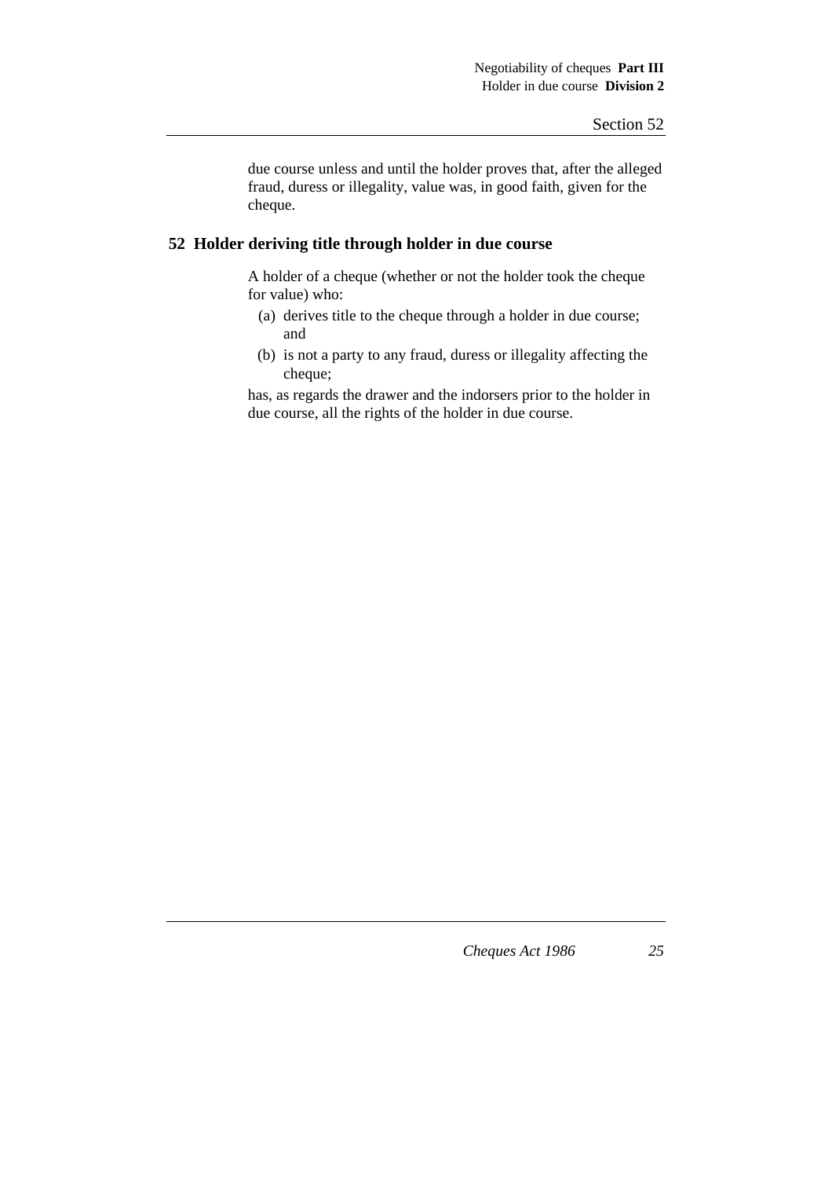due course unless and until the holder proves that, after the alleged fraud, duress or illegality, value was, in good faith, given for the cheque.

## 52 Holder deriving title through holder in due course

A holder of a cheque (whether or not the holder took the cheque for value) who:

(a) derives title to the cheque through a holder in due course; and

(b) is not a party to any fraud, duress or illegality affecting the cheque;

has, as regards the drawer and the indorsers prior to the holder in due course, all the rights of the holder in due course.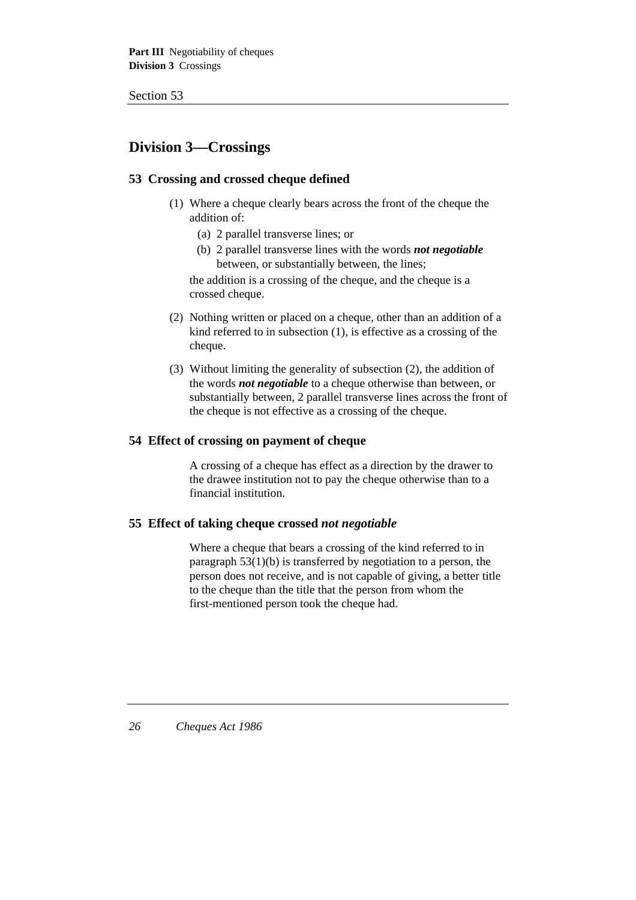## Division 3—Crossings

### 53 Crossing and crossed cheque defined

(1) Where a cheque clearly bears across the front of the cheque the addition of:

(a) 2 parallel transverse lines; or

(b) 2 parallel transverse lines with the words ***not negotiable*** between, or substantially between, the lines;

the addition is a crossing of the cheque, and the cheque is a crossed cheque.

(2) Nothing written or placed on a cheque, other than an addition of a kind referred to in subsection (1), is effective as a crossing of the cheque.

(3) Without limiting the generality of subsection (2), the addition of the words ***not negotiable*** to a cheque otherwise than between, or substantially between, 2 parallel transverse lines across the front of the cheque is not effective as a crossing of the cheque.

### 54 Effect of crossing on payment of cheque

A crossing of a cheque has effect as a direction by the drawer to the drawee institution not to pay the cheque otherwise than to a financial institution.

### 55 Effect of taking cheque crossed *not negotiable*

Where a cheque that bears a crossing of the kind referred to in paragraph 53(1)(b) is transferred by negotiation to a person, the person does not receive, and is not capable of giving, a better title to the cheque than the title that the person from whom the first-mentioned person took the cheque had.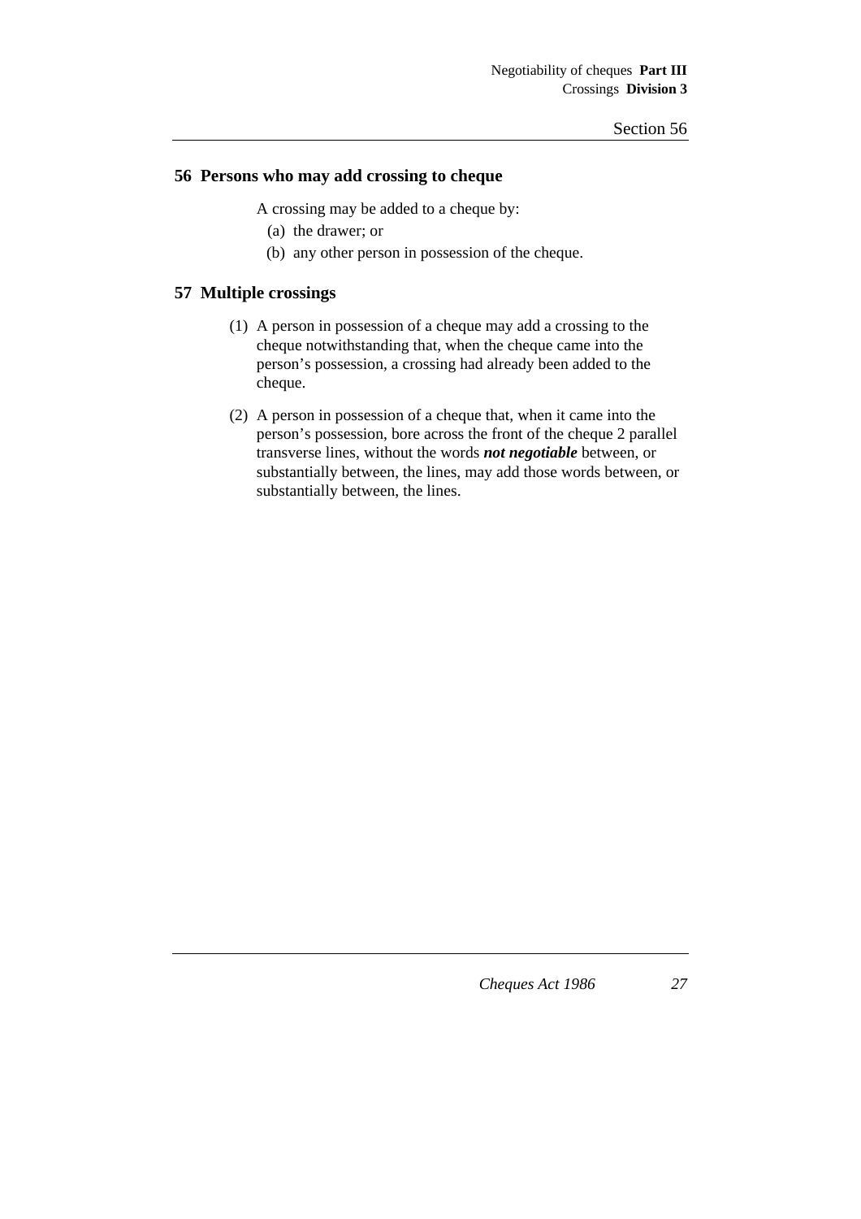## 56 Persons who may add crossing to cheque

A crossing may be added to a cheque by:

(a) the drawer; or

(b) any other person in possession of the cheque.

## 57 Multiple crossings

(1) A person in possession of a cheque may add a crossing to the cheque notwithstanding that, when the cheque came into the person's possession, a crossing had already been added to the cheque.

(2) A person in possession of a cheque that, when it came into the person's possession, bore across the front of the cheque 2 parallel transverse lines, without the words ***not negotiable*** between, or substantially between, the lines, may add those words between, or substantially between, the lines.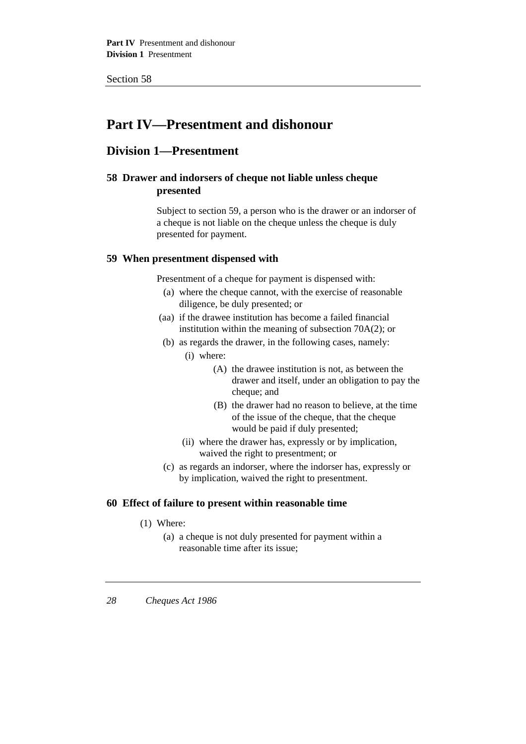# Part IV—Presentment and dishonour

## Division 1—Presentment

### 58 Drawer and indorsers of cheque not liable unless cheque presented

Subject to section 59, a person who is the drawer or an indorser of a cheque is not liable on the cheque unless the cheque is duly presented for payment.

### 59 When presentment dispensed with

Presentment of a cheque for payment is dispensed with:

- (a) where the cheque cannot, with the exercise of reasonable diligence, be duly presented; or
- (aa) if the drawee institution has become a failed financial institution within the meaning of subsection 70A(2); or
- (b) as regards the drawer, in the following cases, namely:
  - (i) where:
    - (A) the drawee institution is not, as between the drawer and itself, under an obligation to pay the cheque; and
    - (B) the drawer had no reason to believe, at the time of the issue of the cheque, that the cheque would be paid if duly presented;
  - (ii) where the drawer has, expressly or by implication, waived the right to presentment; or
- (c) as regards an indorser, where the indorser has, expressly or by implication, waived the right to presentment.

### 60 Effect of failure to present within reasonable time

(1) Where:

- (a) a cheque is not duly presented for payment within a reasonable time after its issue;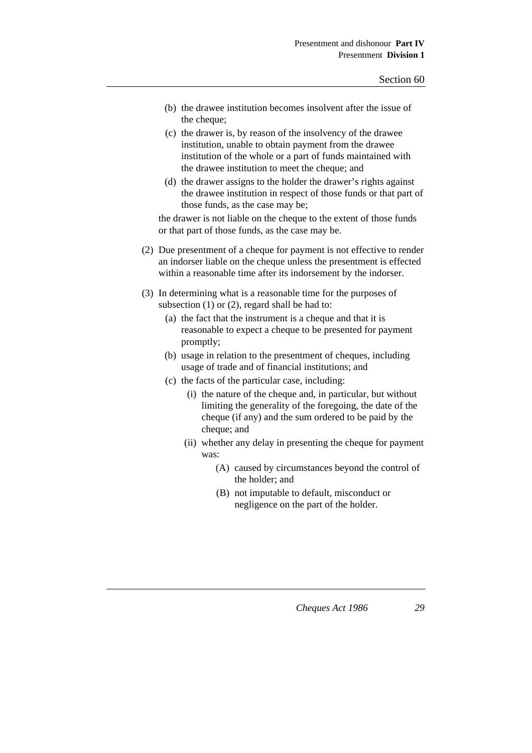(b) the drawee institution becomes insolvent after the issue of the cheque;

(c) the drawer is, by reason of the insolvency of the drawee institution, unable to obtain payment from the drawee institution of the whole or a part of funds maintained with the drawee institution to meet the cheque; and

(d) the drawer assigns to the holder the drawer's rights against the drawee institution in respect of those funds or that part of those funds, as the case may be;

the drawer is not liable on the cheque to the extent of those funds or that part of those funds, as the case may be.

(2) Due presentment of a cheque for payment is not effective to render an indorser liable on the cheque unless the presentment is effected within a reasonable time after its indorsement by the indorser.

(3) In determining what is a reasonable time for the purposes of subsection (1) or (2), regard shall be had to:

   (a) the fact that the instrument is a cheque and that it is reasonable to expect a cheque to be presented for payment promptly;

   (b) usage in relation to the presentment of cheques, including usage of trade and of financial institutions; and

   (c) the facts of the particular case, including:

      (i) the nature of the cheque and, in particular, but without limiting the generality of the foregoing, the date of the cheque (if any) and the sum ordered to be paid by the cheque; and

      (ii) whether any delay in presenting the cheque for payment was:

         (A) caused by circumstances beyond the control of the holder; and

         (B) not imputable to default, misconduct or negligence on the part of the holder.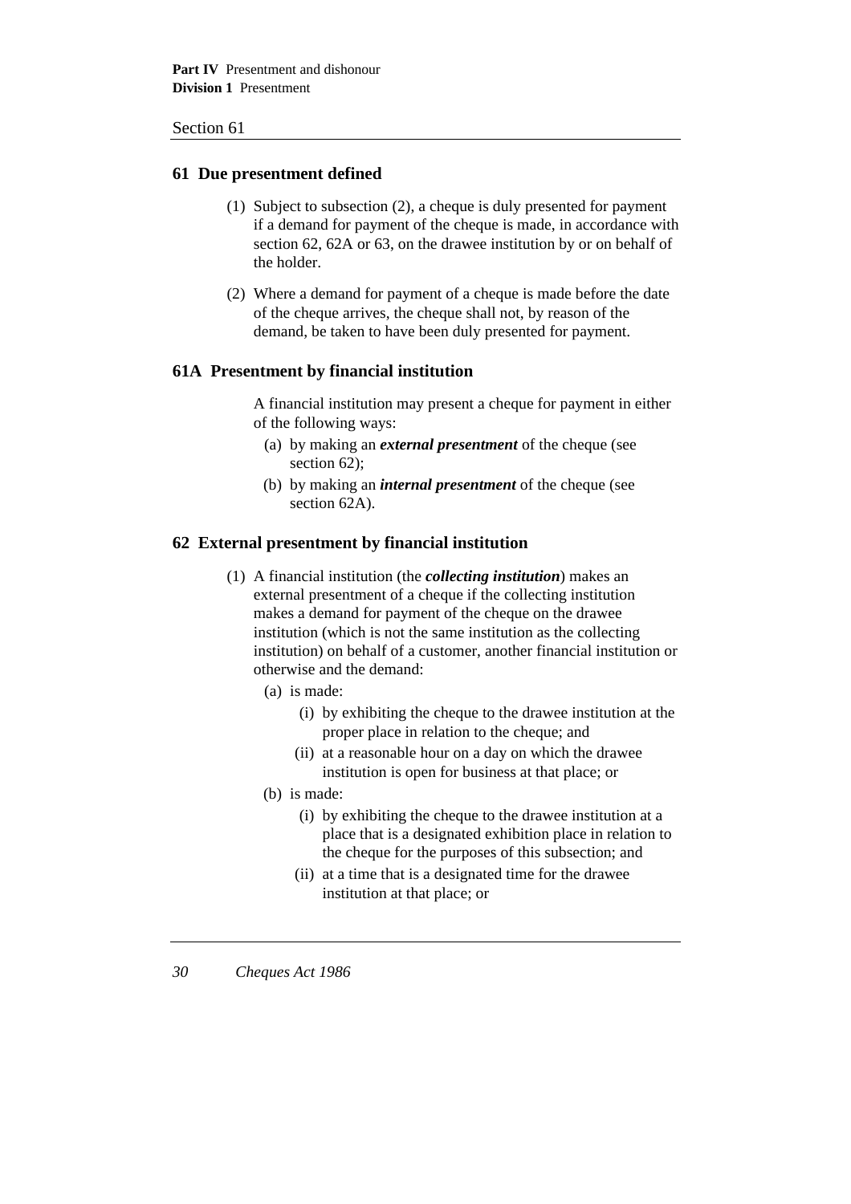## 61 Due presentment defined

(1) Subject to subsection (2), a cheque is duly presented for payment if a demand for payment of the cheque is made, in accordance with section 62, 62A or 63, on the drawee institution by or on behalf of the holder.

(2) Where a demand for payment of a cheque is made before the date of the cheque arrives, the cheque shall not, by reason of the demand, be taken to have been duly presented for payment.

## 61A Presentment by financial institution

A financial institution may present a cheque for payment in either of the following ways:

(a) by making an ***external presentment*** of the cheque (see section 62);

(b) by making an ***internal presentment*** of the cheque (see section 62A).

## 62 External presentment by financial institution

(1) A financial institution (the ***collecting institution***) makes an external presentment of a cheque if the collecting institution makes a demand for payment of the cheque on the drawee institution (which is not the same institution as the collecting institution) on behalf of a customer, another financial institution or otherwise and the demand:

(a) is made:

(i) by exhibiting the cheque to the drawee institution at the proper place in relation to the cheque; and

(ii) at a reasonable hour on a day on which the drawee institution is open for business at that place; or

(b) is made:

(i) by exhibiting the cheque to the drawee institution at a place that is a designated exhibition place in relation to the cheque for the purposes of this subsection; and

(ii) at a time that is a designated time for the drawee institution at that place; or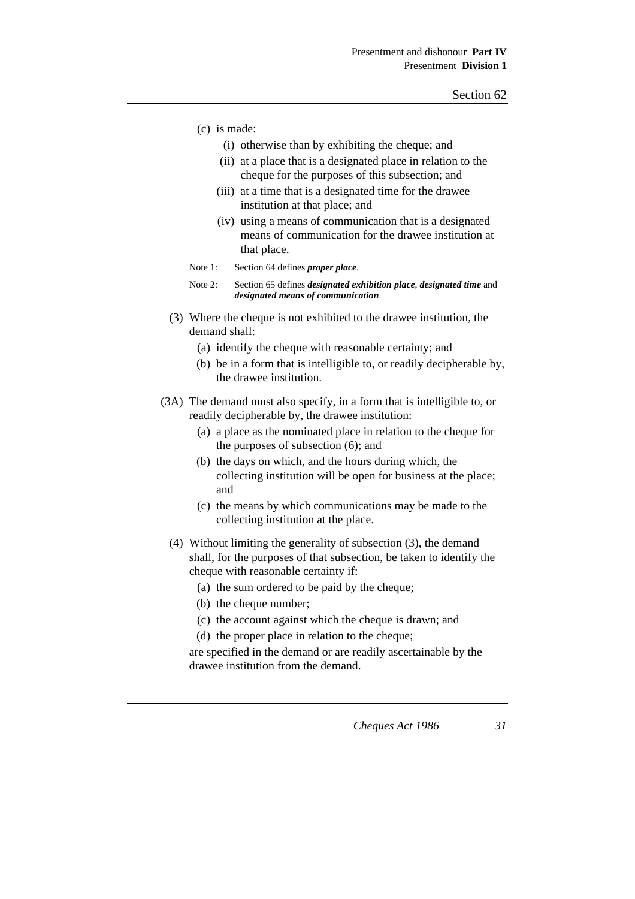(c) is made:

   (i) otherwise than by exhibiting the cheque; and

   (ii) at a place that is a designated place in relation to the cheque for the purposes of this subsection; and

   (iii) at a time that is a designated time for the drawee institution at that place; and

   (iv) using a means of communication that is a designated means of communication for the drawee institution at that place.

Note 1: Section 64 defines ***proper place***.

Note 2: Section 65 defines ***designated exhibition place***, ***designated time*** and ***designated means of communication***.

(3) Where the cheque is not exhibited to the drawee institution, the demand shall:

   (a) identify the cheque with reasonable certainty; and

   (b) be in a form that is intelligible to, or readily decipherable by, the drawee institution.

(3A) The demand must also specify, in a form that is intelligible to, or readily decipherable by, the drawee institution:

   (a) a place as the nominated place in relation to the cheque for the purposes of subsection (6); and

   (b) the days on which, and the hours during which, the collecting institution will be open for business at the place; and

   (c) the means by which communications may be made to the collecting institution at the place.

(4) Without limiting the generality of subsection (3), the demand shall, for the purposes of that subsection, be taken to identify the cheque with reasonable certainty if:

   (a) the sum ordered to be paid by the cheque;

   (b) the cheque number;

   (c) the account against which the cheque is drawn; and

   (d) the proper place in relation to the cheque;

are specified in the demand or are readily ascertainable by the drawee institution from the demand.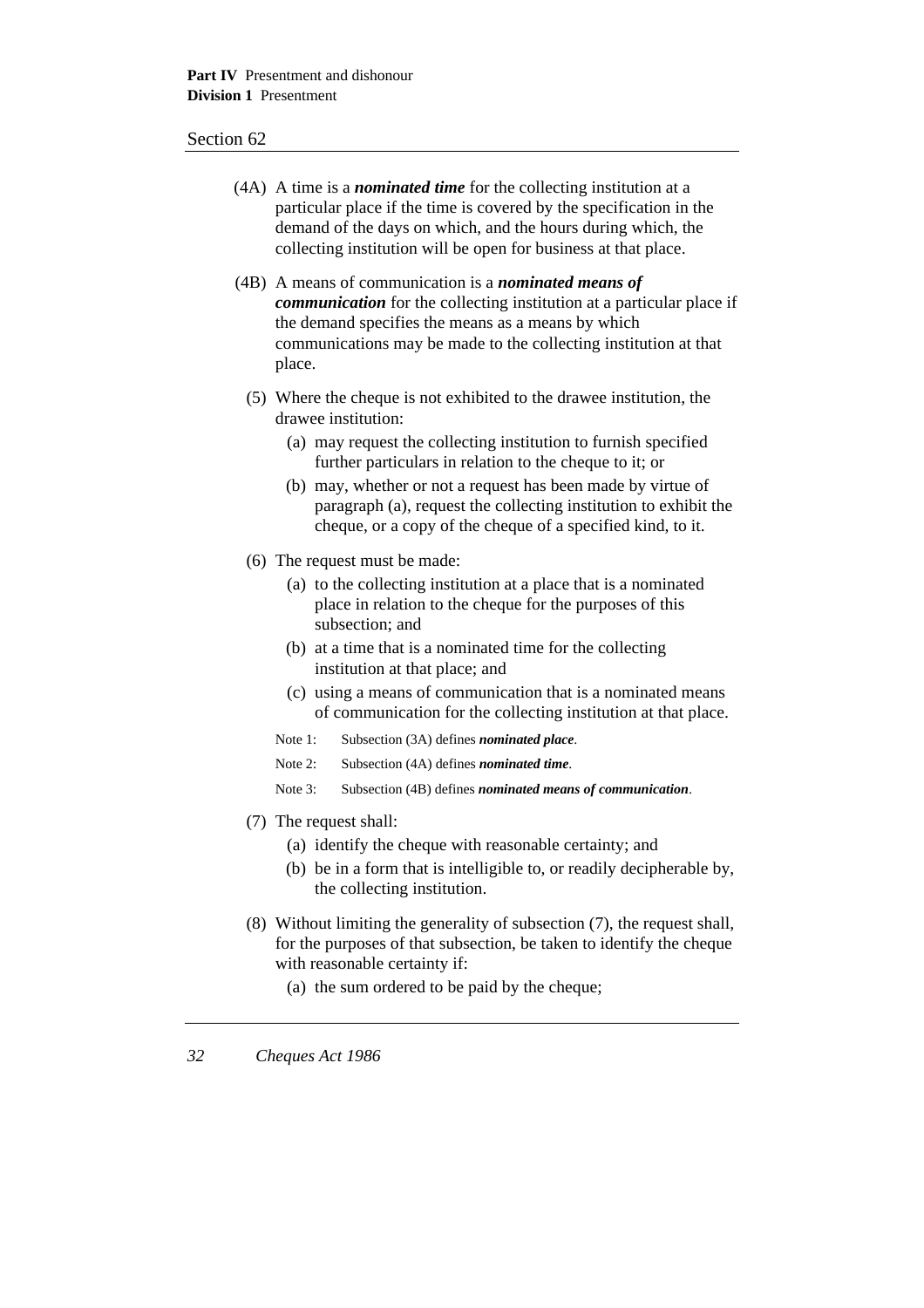(4A) A time is a ***nominated time*** for the collecting institution at a particular place if the time is covered by the specification in the demand of the days on which, and the hours during which, the collecting institution will be open for business at that place.

(4B) A means of communication is a ***nominated means of communication*** for the collecting institution at a particular place if the demand specifies the means as a means by which communications may be made to the collecting institution at that place.

(5) Where the cheque is not exhibited to the drawee institution, the drawee institution:

(a) may request the collecting institution to furnish specified further particulars in relation to the cheque to it; or

(b) may, whether or not a request has been made by virtue of paragraph (a), request the collecting institution to exhibit the cheque, or a copy of the cheque of a specified kind, to it.

(6) The request must be made:

(a) to the collecting institution at a place that is a nominated place in relation to the cheque for the purposes of this subsection; and

(b) at a time that is a nominated time for the collecting institution at that place; and

(c) using a means of communication that is a nominated means of communication for the collecting institution at that place.

Note 1: Subsection (3A) defines ***nominated place***.

Note 2: Subsection (4A) defines ***nominated time***.

Note 3: Subsection (4B) defines ***nominated means of communication***.

(7) The request shall:

(a) identify the cheque with reasonable certainty; and

(b) be in a form that is intelligible to, or readily decipherable by, the collecting institution.

(8) Without limiting the generality of subsection (7), the request shall, for the purposes of that subsection, be taken to identify the cheque with reasonable certainty if:

(a) the sum ordered to be paid by the cheque;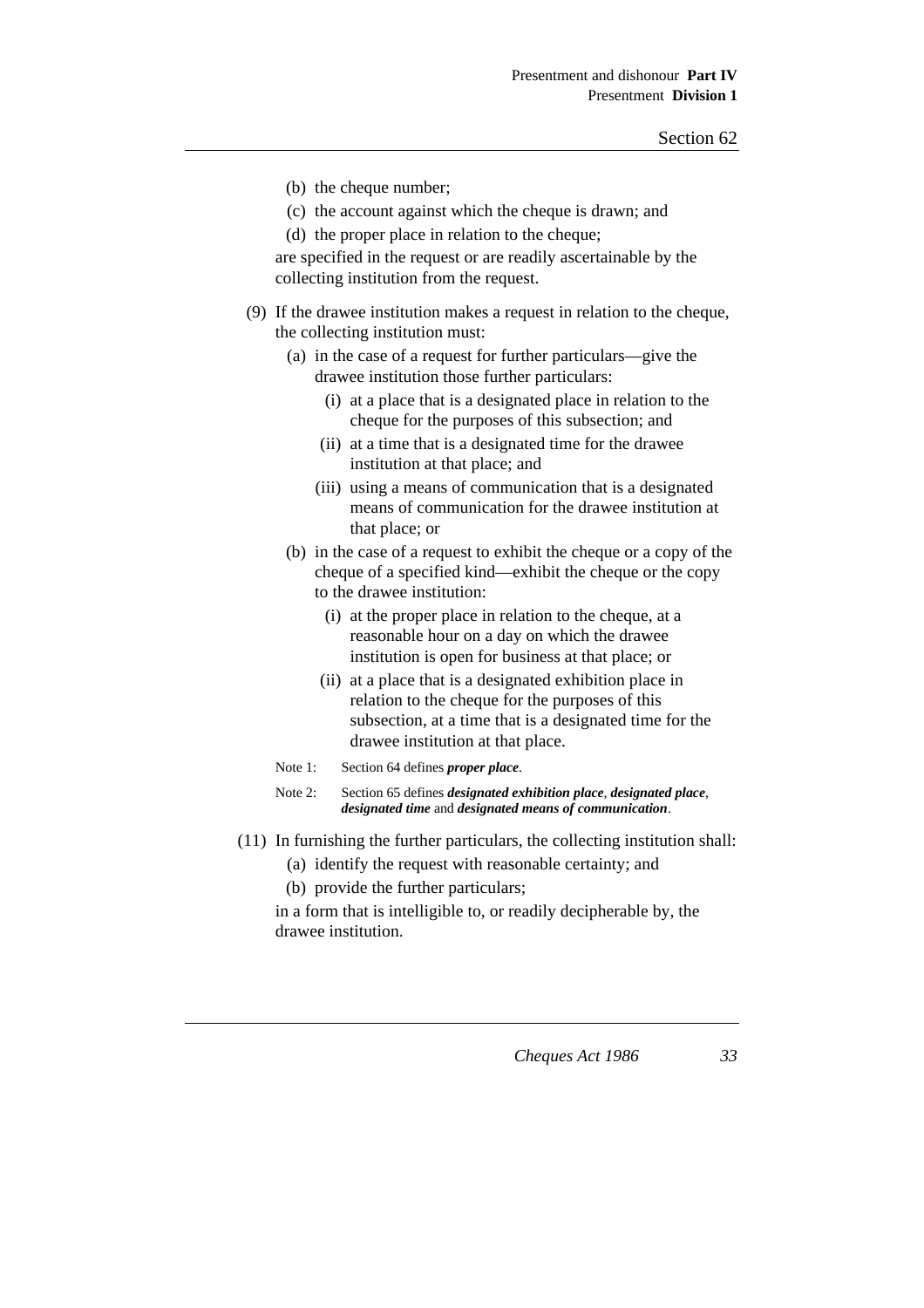(b) the cheque number;

(c) the account against which the cheque is drawn; and

(d) the proper place in relation to the cheque;

are specified in the request or are readily ascertainable by the collecting institution from the request.

(9) If the drawee institution makes a request in relation to the cheque, the collecting institution must:

(a) in the case of a request for further particulars—give the drawee institution those further particulars:

(i) at a place that is a designated place in relation to the cheque for the purposes of this subsection; and

(ii) at a time that is a designated time for the drawee institution at that place; and

(iii) using a means of communication that is a designated means of communication for the drawee institution at that place; or

(b) in the case of a request to exhibit the cheque or a copy of the cheque of a specified kind—exhibit the cheque or the copy to the drawee institution:

(i) at the proper place in relation to the cheque, at a reasonable hour on a day on which the drawee institution is open for business at that place; or

(ii) at a place that is a designated exhibition place in relation to the cheque for the purposes of this subsection, at a time that is a designated time for the drawee institution at that place.

Note 1: Section 64 defines ***proper place***.

Note 2: Section 65 defines ***designated exhibition place***, ***designated place***, ***designated time*** and ***designated means of communication***.

(11) In furnishing the further particulars, the collecting institution shall:

(a) identify the request with reasonable certainty; and

(b) provide the further particulars;

in a form that is intelligible to, or readily decipherable by, the drawee institution.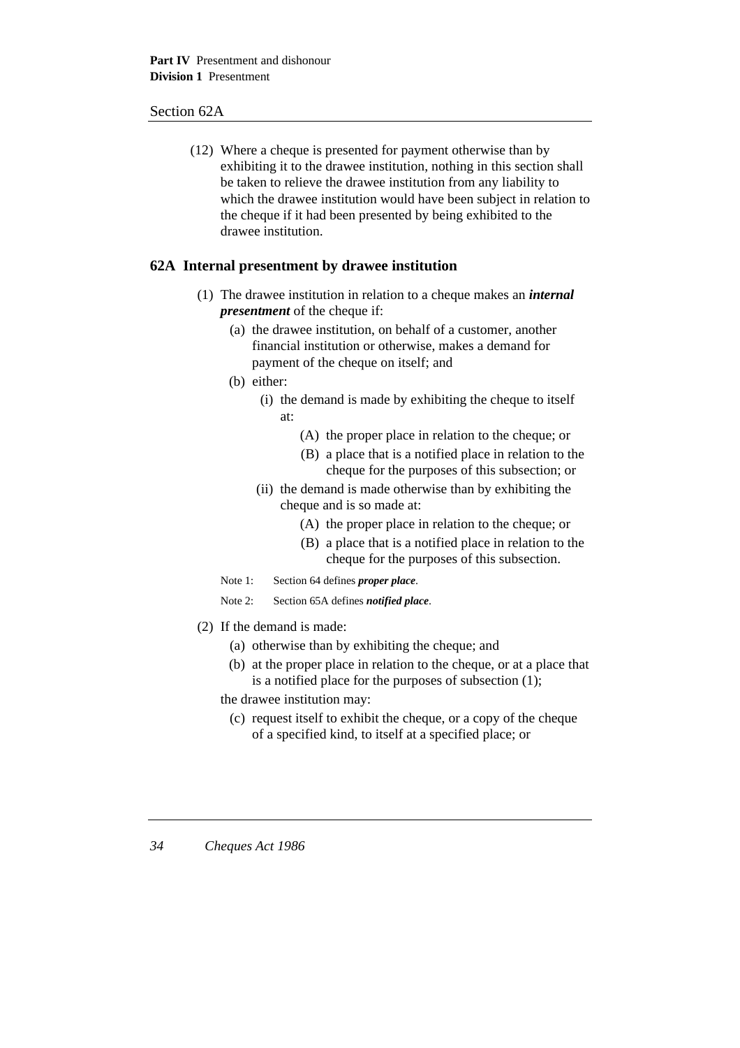(12) Where a cheque is presented for payment otherwise than by exhibiting it to the drawee institution, nothing in this section shall be taken to relieve the drawee institution from any liability to which the drawee institution would have been subject in relation to the cheque if it had been presented by being exhibited to the drawee institution.

## 62A Internal presentment by drawee institution

(1) The drawee institution in relation to a cheque makes an ***internal presentment*** of the cheque if:

(a) the drawee institution, on behalf of a customer, another financial institution or otherwise, makes a demand for payment of the cheque on itself; and

(b) either:

(i) the demand is made by exhibiting the cheque to itself at:

(A) the proper place in relation to the cheque; or

(B) a place that is a notified place in relation to the cheque for the purposes of this subsection; or

(ii) the demand is made otherwise than by exhibiting the cheque and is so made at:

(A) the proper place in relation to the cheque; or

(B) a place that is a notified place in relation to the cheque for the purposes of this subsection.

Note 1: Section 64 defines ***proper place***.

Note 2: Section 65A defines ***notified place***.

(2) If the demand is made:

(a) otherwise than by exhibiting the cheque; and

(b) at the proper place in relation to the cheque, or at a place that is a notified place for the purposes of subsection (1);

the drawee institution may:

(c) request itself to exhibit the cheque, or a copy of the cheque of a specified kind, to itself at a specified place; or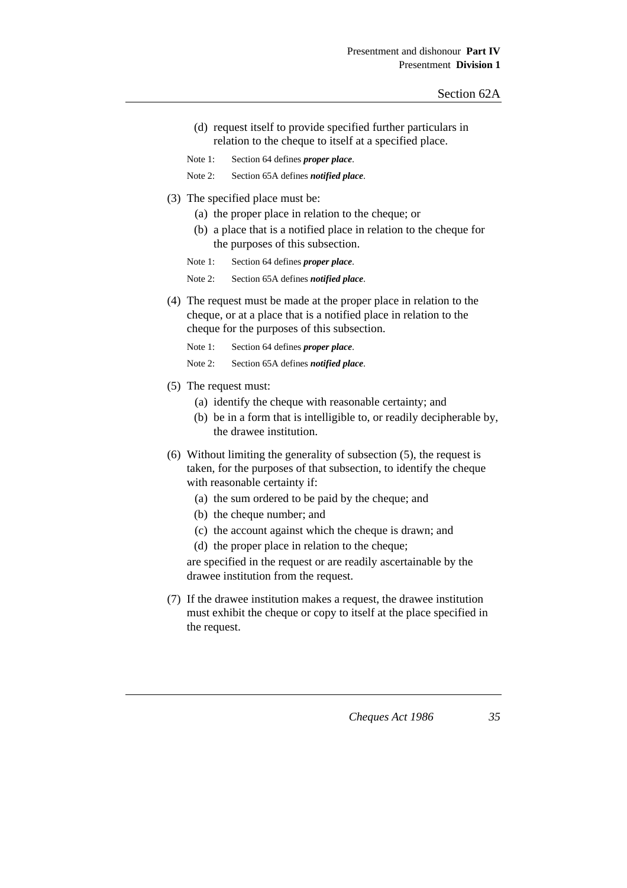(d) request itself to provide specified further particulars in relation to the cheque to itself at a specified place.

Note 1: Section 64 defines ***proper place***.

Note 2: Section 65A defines ***notified place***.

(3) The specified place must be:

(a) the proper place in relation to the cheque; or

(b) a place that is a notified place in relation to the cheque for the purposes of this subsection.

Note 1: Section 64 defines ***proper place***.

Note 2: Section 65A defines ***notified place***.

(4) The request must be made at the proper place in relation to the cheque, or at a place that is a notified place in relation to the cheque for the purposes of this subsection.

Note 1: Section 64 defines ***proper place***.

Note 2: Section 65A defines ***notified place***.

(5) The request must:

(a) identify the cheque with reasonable certainty; and

(b) be in a form that is intelligible to, or readily decipherable by, the drawee institution.

(6) Without limiting the generality of subsection (5), the request is taken, for the purposes of that subsection, to identify the cheque with reasonable certainty if:

(a) the sum ordered to be paid by the cheque; and

(b) the cheque number; and

(c) the account against which the cheque is drawn; and

(d) the proper place in relation to the cheque;

are specified in the request or are readily ascertainable by the drawee institution from the request.

(7) If the drawee institution makes a request, the drawee institution must exhibit the cheque or copy to itself at the place specified in the request.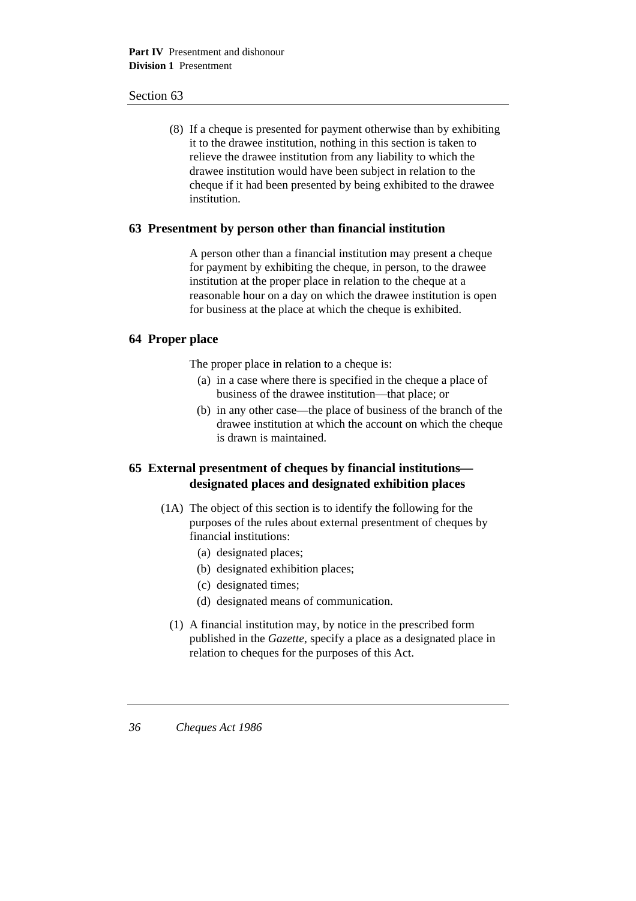(8) If a cheque is presented for payment otherwise than by exhibiting it to the drawee institution, nothing in this section is taken to relieve the drawee institution from any liability to which the drawee institution would have been subject in relation to the cheque if it had been presented by being exhibited to the drawee institution.

## 63 Presentment by person other than financial institution

A person other than a financial institution may present a cheque for payment by exhibiting the cheque, in person, to the drawee institution at the proper place in relation to the cheque at a reasonable hour on a day on which the drawee institution is open for business at the place at which the cheque is exhibited.

## 64 Proper place

The proper place in relation to a cheque is:

(a) in a case where there is specified in the cheque a place of business of the drawee institution—that place; or

(b) in any other case—the place of business of the branch of the drawee institution at which the account on which the cheque is drawn is maintained.

## 65 External presentment of cheques by financial institutions—designated places and designated exhibition places

(1A) The object of this section is to identify the following for the purposes of the rules about external presentment of cheques by financial institutions:

(a) designated places;

(b) designated exhibition places;

(c) designated times;

(d) designated means of communication.

(1) A financial institution may, by notice in the prescribed form published in the *Gazette*, specify a place as a designated place in relation to cheques for the purposes of this Act.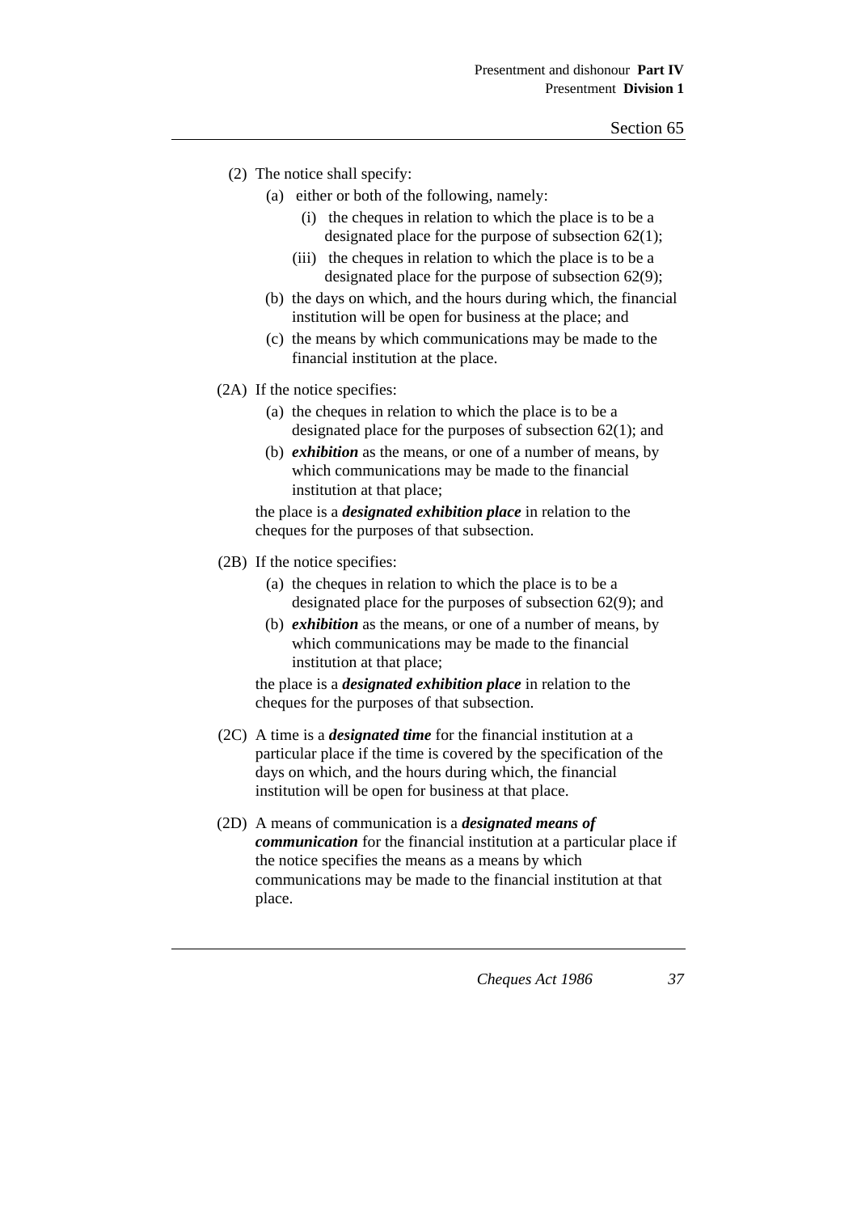(2) The notice shall specify:

(a) either or both of the following, namely:

(i) the cheques in relation to which the place is to be a designated place for the purpose of subsection 62(1);

(iii) the cheques in relation to which the place is to be a designated place for the purpose of subsection 62(9);

(b) the days on which, and the hours during which, the financial institution will be open for business at the place; and

(c) the means by which communications may be made to the financial institution at the place.

(2A) If the notice specifies:

(a) the cheques in relation to which the place is to be a designated place for the purposes of subsection 62(1); and

(b) ***exhibition*** as the means, or one of a number of means, by which communications may be made to the financial institution at that place;

the place is a ***designated exhibition place*** in relation to the cheques for the purposes of that subsection.

(2B) If the notice specifies:

(a) the cheques in relation to which the place is to be a designated place for the purposes of subsection 62(9); and

(b) ***exhibition*** as the means, or one of a number of means, by which communications may be made to the financial institution at that place;

the place is a ***designated exhibition place*** in relation to the cheques for the purposes of that subsection.

(2C) A time is a ***designated time*** for the financial institution at a particular place if the time is covered by the specification of the days on which, and the hours during which, the financial institution will be open for business at that place.

(2D) A means of communication is a ***designated means of communication*** for the financial institution at a particular place if the notice specifies the means as a means by which communications may be made to the financial institution at that place.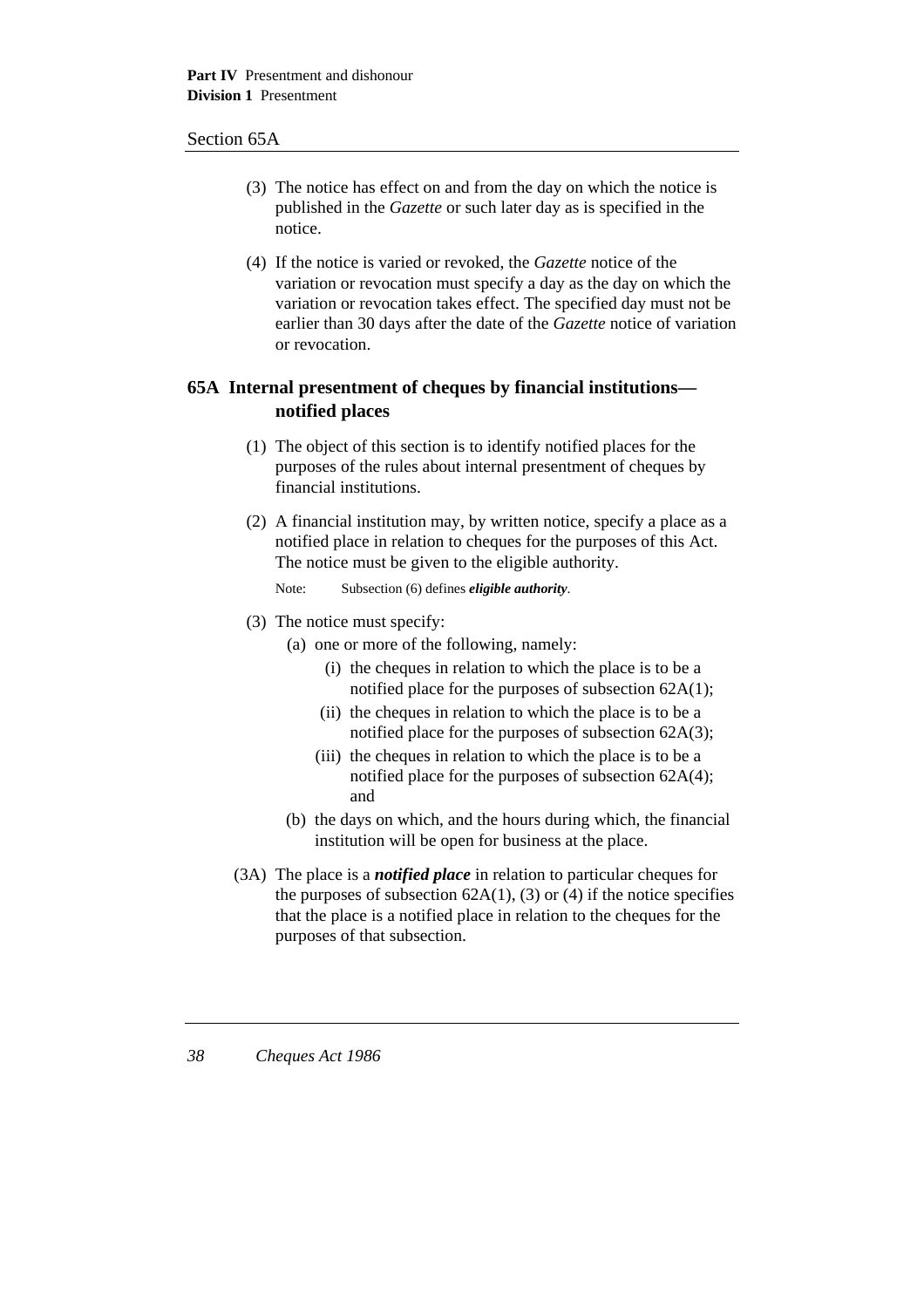(3) The notice has effect on and from the day on which the notice is published in the *Gazette* or such later day as is specified in the notice.

(4) If the notice is varied or revoked, the *Gazette* notice of the variation or revocation must specify a day as the day on which the variation or revocation takes effect. The specified day must not be earlier than 30 days after the date of the *Gazette* notice of variation or revocation.

## 65A Internal presentment of cheques by financial institutions—notified places

(1) The object of this section is to identify notified places for the purposes of the rules about internal presentment of cheques by financial institutions.

(2) A financial institution may, by written notice, specify a place as a notified place in relation to cheques for the purposes of this Act. The notice must be given to the eligible authority.

Note: Subsection (6) defines ***eligible authority***.

(3) The notice must specify:

(a) one or more of the following, namely:

(i) the cheques in relation to which the place is to be a notified place for the purposes of subsection 62A(1);

(ii) the cheques in relation to which the place is to be a notified place for the purposes of subsection 62A(3);

(iii) the cheques in relation to which the place is to be a notified place for the purposes of subsection 62A(4); and

(b) the days on which, and the hours during which, the financial institution will be open for business at the place.

(3A) The place is a ***notified place*** in relation to particular cheques for the purposes of subsection 62A(1), (3) or (4) if the notice specifies that the place is a notified place in relation to the cheques for the purposes of that subsection.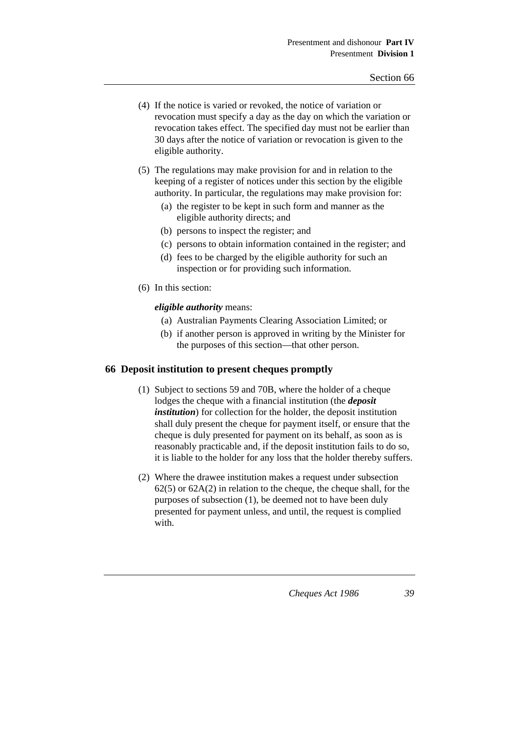(4) If the notice is varied or revoked, the notice of variation or revocation must specify a day as the day on which the variation or revocation takes effect. The specified day must not be earlier than 30 days after the notice of variation or revocation is given to the eligible authority.

(5) The regulations may make provision for and in relation to the keeping of a register of notices under this section by the eligible authority. In particular, the regulations may make provision for:

- (a) the register to be kept in such form and manner as the eligible authority directs; and
- (b) persons to inspect the register; and
- (c) persons to obtain information contained in the register; and
- (d) fees to be charged by the eligible authority for such an inspection or for providing such information.

(6) In this section:

***eligible authority*** means:

- (a) Australian Payments Clearing Association Limited; or
- (b) if another person is approved in writing by the Minister for the purposes of this section—that other person.

## 66 Deposit institution to present cheques promptly

(1) Subject to sections 59 and 70B, where the holder of a cheque lodges the cheque with a financial institution (the ***deposit institution***) for collection for the holder, the deposit institution shall duly present the cheque for payment itself, or ensure that the cheque is duly presented for payment on its behalf, as soon as is reasonably practicable and, if the deposit institution fails to do so, it is liable to the holder for any loss that the holder thereby suffers.

(2) Where the drawee institution makes a request under subsection 62(5) or 62A(2) in relation to the cheque, the cheque shall, for the purposes of subsection (1), be deemed not to have been duly presented for payment unless, and until, the request is complied with.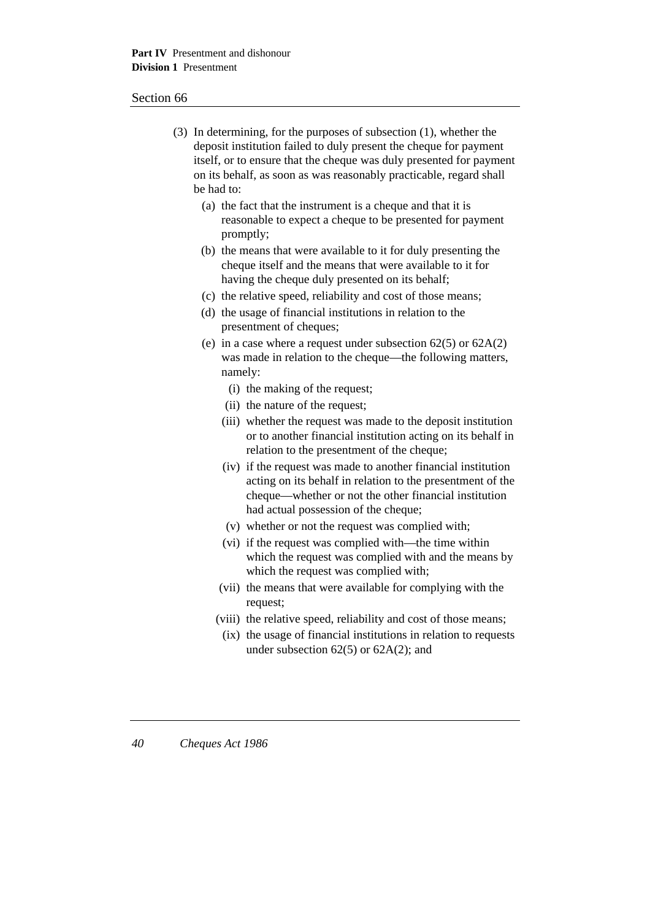(3) In determining, for the purposes of subsection (1), whether the deposit institution failed to duly present the cheque for payment itself, or to ensure that the cheque was duly presented for payment on its behalf, as soon as was reasonably practicable, regard shall be had to:

- (a) the fact that the instrument is a cheque and that it is reasonable to expect a cheque to be presented for payment promptly;
- (b) the means that were available to it for duly presenting the cheque itself and the means that were available to it for having the cheque duly presented on its behalf;
- (c) the relative speed, reliability and cost of those means;
- (d) the usage of financial institutions in relation to the presentment of cheques;
- (e) in a case where a request under subsection 62(5) or 62A(2) was made in relation to the cheque—the following matters, namely:
  - (i) the making of the request;
  - (ii) the nature of the request;
  - (iii) whether the request was made to the deposit institution or to another financial institution acting on its behalf in relation to the presentment of the cheque;
  - (iv) if the request was made to another financial institution acting on its behalf in relation to the presentment of the cheque—whether or not the other financial institution had actual possession of the cheque;
  - (v) whether or not the request was complied with;
  - (vi) if the request was complied with—the time within which the request was complied with and the means by which the request was complied with;
  - (vii) the means that were available for complying with the request;
  - (viii) the relative speed, reliability and cost of those means;
  - (ix) the usage of financial institutions in relation to requests under subsection 62(5) or 62A(2); and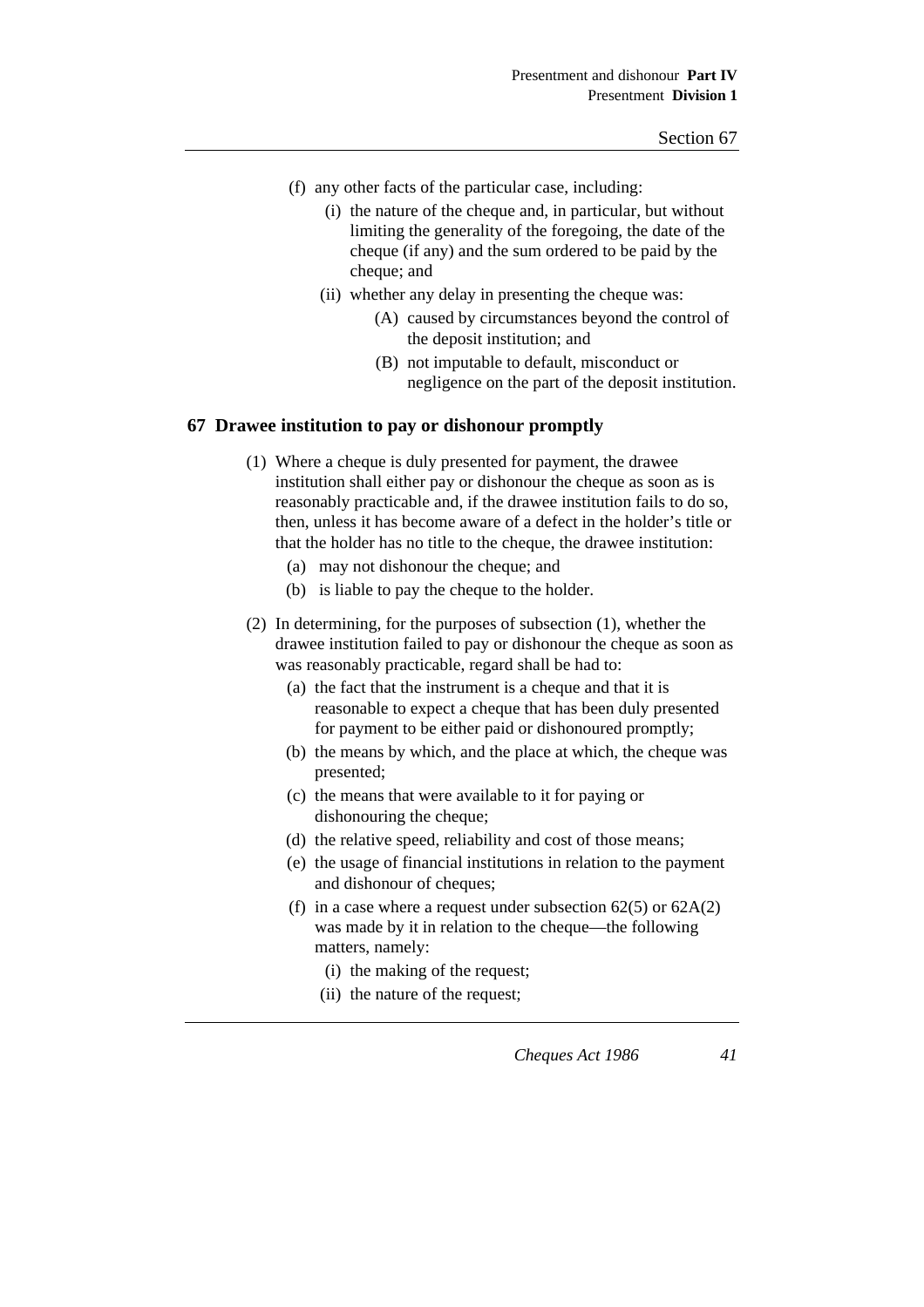(f) any other facts of the particular case, including:

  (i) the nature of the cheque and, in particular, but without limiting the generality of the foregoing, the date of the cheque (if any) and the sum ordered to be paid by the cheque; and

  (ii) whether any delay in presenting the cheque was:

    (A) caused by circumstances beyond the control of the deposit institution; and

    (B) not imputable to default, misconduct or negligence on the part of the deposit institution.

## 67 Drawee institution to pay or dishonour promptly

(1) Where a cheque is duly presented for payment, the drawee institution shall either pay or dishonour the cheque as soon as is reasonably practicable and, if the drawee institution fails to do so, then, unless it has become aware of a defect in the holder's title or that the holder has no title to the cheque, the drawee institution:

  (a) may not dishonour the cheque; and

  (b) is liable to pay the cheque to the holder.

(2) In determining, for the purposes of subsection (1), whether the drawee institution failed to pay or dishonour the cheque as soon as was reasonably practicable, regard shall be had to:

  (a) the fact that the instrument is a cheque and that it is reasonable to expect a cheque that has been duly presented for payment to be either paid or dishonoured promptly;

  (b) the means by which, and the place at which, the cheque was presented;

  (c) the means that were available to it for paying or dishonouring the cheque;

  (d) the relative speed, reliability and cost of those means;

  (e) the usage of financial institutions in relation to the payment and dishonour of cheques;

  (f) in a case where a request under subsection 62(5) or 62A(2) was made by it in relation to the cheque—the following matters, namely:

    (i) the making of the request;

    (ii) the nature of the request;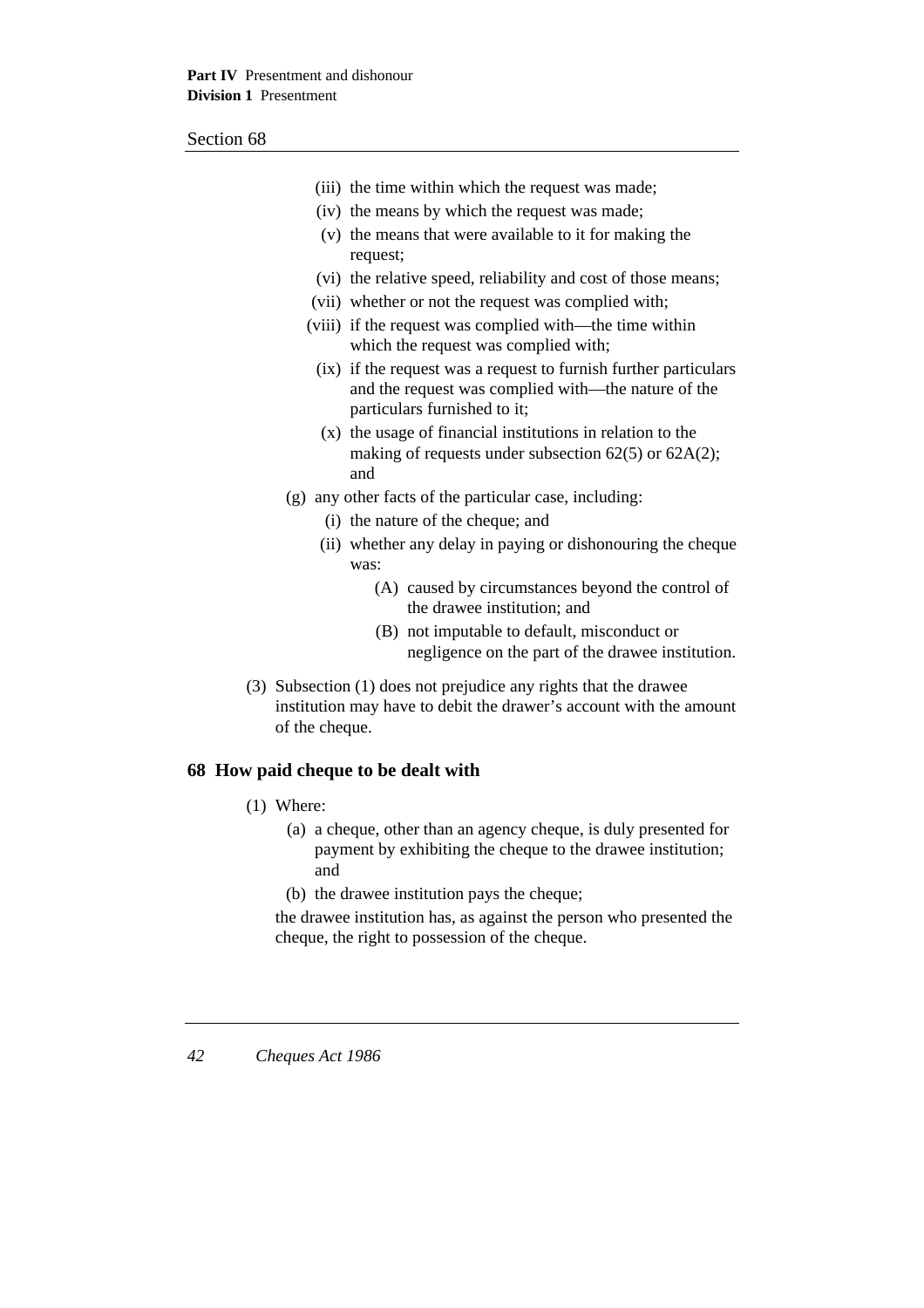(iii) the time within which the request was made;

(iv) the means by which the request was made;

(v) the means that were available to it for making the request;

(vi) the relative speed, reliability and cost of those means;

(vii) whether or not the request was complied with;

(viii) if the request was complied with—the time within which the request was complied with;

(ix) if the request was a request to furnish further particulars and the request was complied with—the nature of the particulars furnished to it;

(x) the usage of financial institutions in relation to the making of requests under subsection 62(5) or 62A(2); and

(g) any other facts of the particular case, including:

(i) the nature of the cheque; and

(ii) whether any delay in paying or dishonouring the cheque was:

(A) caused by circumstances beyond the control of the drawee institution; and

(B) not imputable to default, misconduct or negligence on the part of the drawee institution.

(3) Subsection (1) does not prejudice any rights that the drawee institution may have to debit the drawer's account with the amount of the cheque.

## 68 How paid cheque to be dealt with

(1) Where:

(a) a cheque, other than an agency cheque, is duly presented for payment by exhibiting the cheque to the drawee institution; and

(b) the drawee institution pays the cheque;

the drawee institution has, as against the person who presented the cheque, the right to possession of the cheque.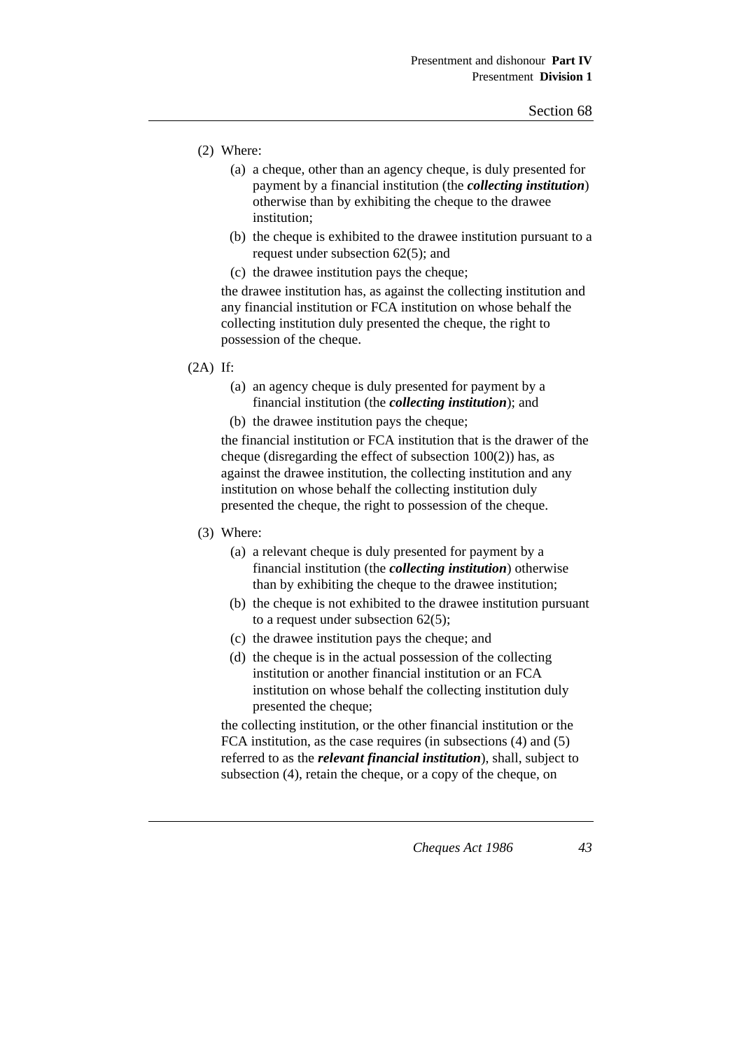(2) Where:

(a) a cheque, other than an agency cheque, is duly presented for payment by a financial institution (the ***collecting institution***) otherwise than by exhibiting the cheque to the drawee institution;

(b) the cheque is exhibited to the drawee institution pursuant to a request under subsection 62(5); and

(c) the drawee institution pays the cheque;

the drawee institution has, as against the collecting institution and any financial institution or FCA institution on whose behalf the collecting institution duly presented the cheque, the right to possession of the cheque.

(2A) If:

(a) an agency cheque is duly presented for payment by a financial institution (the ***collecting institution***); and

(b) the drawee institution pays the cheque;

the financial institution or FCA institution that is the drawer of the cheque (disregarding the effect of subsection 100(2)) has, as against the drawee institution, the collecting institution and any institution on whose behalf the collecting institution duly presented the cheque, the right to possession of the cheque.

(3) Where:

(a) a relevant cheque is duly presented for payment by a financial institution (the ***collecting institution***) otherwise than by exhibiting the cheque to the drawee institution;

(b) the cheque is not exhibited to the drawee institution pursuant to a request under subsection 62(5);

(c) the drawee institution pays the cheque; and

(d) the cheque is in the actual possession of the collecting institution or another financial institution or an FCA institution on whose behalf the collecting institution duly presented the cheque;

the collecting institution, or the other financial institution or the FCA institution, as the case requires (in subsections (4) and (5) referred to as the ***relevant financial institution***), shall, subject to subsection (4), retain the cheque, or a copy of the cheque, on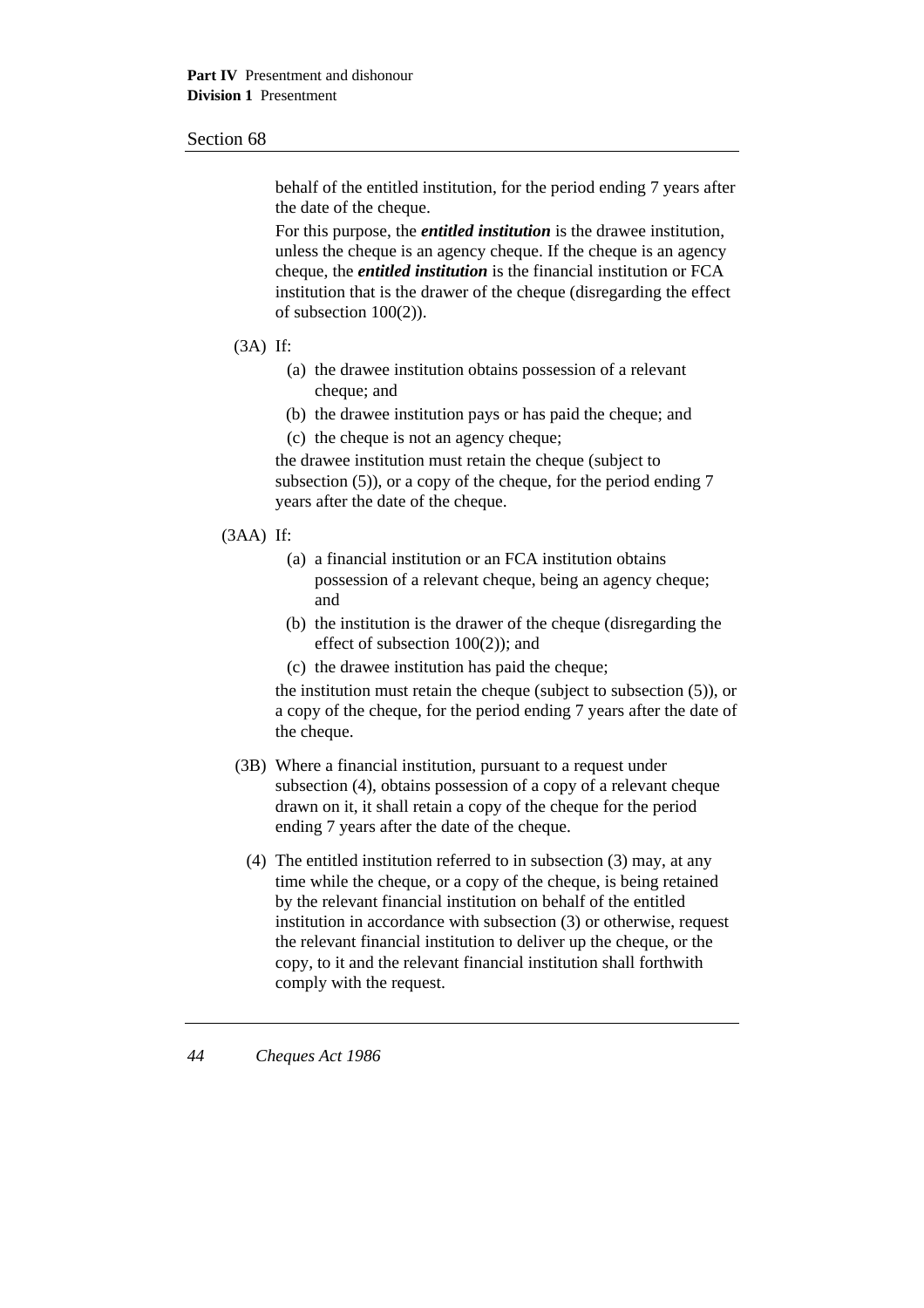behalf of the entitled institution, for the period ending 7 years after the date of the cheque.

For this purpose, the ***entitled institution*** is the drawee institution, unless the cheque is an agency cheque. If the cheque is an agency cheque, the ***entitled institution*** is the financial institution or FCA institution that is the drawer of the cheque (disregarding the effect of subsection 100(2)).

(3A) If:

- (a) the drawee institution obtains possession of a relevant cheque; and
- (b) the drawee institution pays or has paid the cheque; and
- (c) the cheque is not an agency cheque;

the drawee institution must retain the cheque (subject to subsection (5)), or a copy of the cheque, for the period ending 7 years after the date of the cheque.

(3AA) If:

- (a) a financial institution or an FCA institution obtains possession of a relevant cheque, being an agency cheque; and
- (b) the institution is the drawer of the cheque (disregarding the effect of subsection 100(2)); and
- (c) the drawee institution has paid the cheque;

the institution must retain the cheque (subject to subsection (5)), or a copy of the cheque, for the period ending 7 years after the date of the cheque.

(3B) Where a financial institution, pursuant to a request under subsection (4), obtains possession of a copy of a relevant cheque drawn on it, it shall retain a copy of the cheque for the period ending 7 years after the date of the cheque.

(4) The entitled institution referred to in subsection (3) may, at any time while the cheque, or a copy of the cheque, is being retained by the relevant financial institution on behalf of the entitled institution in accordance with subsection (3) or otherwise, request the relevant financial institution to deliver up the cheque, or the copy, to it and the relevant financial institution shall forthwith comply with the request.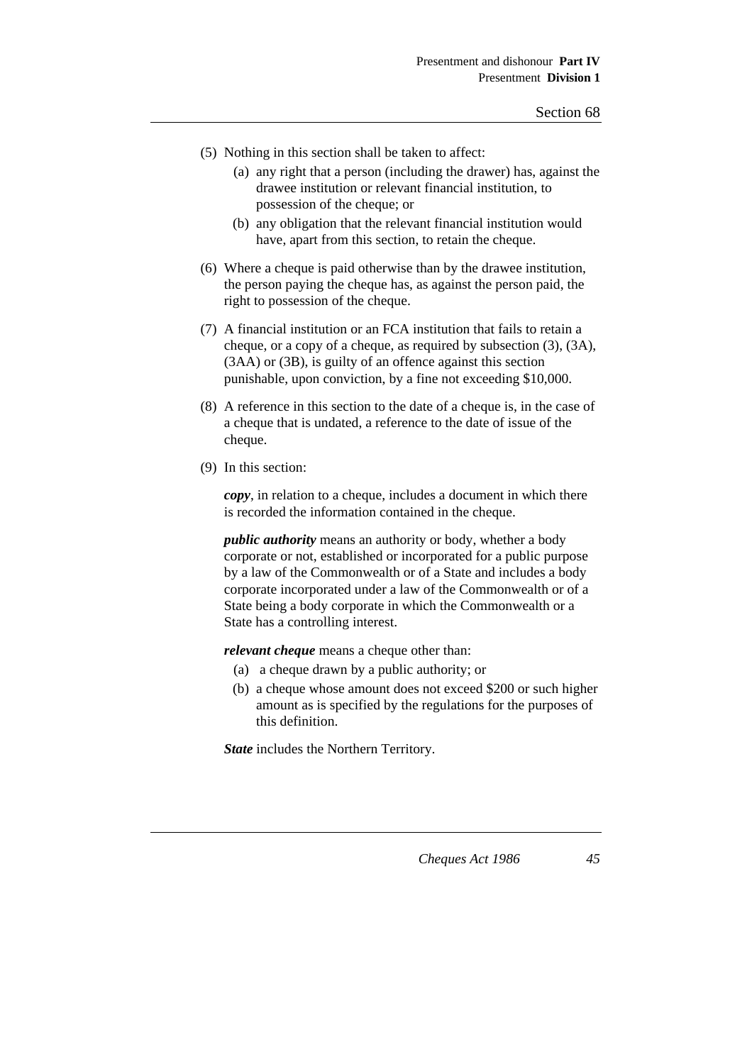(5) Nothing in this section shall be taken to affect:

  (a) any right that a person (including the drawer) has, against the drawee institution or relevant financial institution, to possession of the cheque; or

  (b) any obligation that the relevant financial institution would have, apart from this section, to retain the cheque.

(6) Where a cheque is paid otherwise than by the drawee institution, the person paying the cheque has, as against the person paid, the right to possession of the cheque.

(7) A financial institution or an FCA institution that fails to retain a cheque, or a copy of a cheque, as required by subsection (3), (3A), (3AA) or (3B), is guilty of an offence against this section punishable, upon conviction, by a fine not exceeding $10,000.

(8) A reference in this section to the date of a cheque is, in the case of a cheque that is undated, a reference to the date of issue of the cheque.

(9) In this section:

***copy***, in relation to a cheque, includes a document in which there is recorded the information contained in the cheque.

***public authority*** means an authority or body, whether a body corporate or not, established or incorporated for a public purpose by a law of the Commonwealth or of a State and includes a body corporate incorporated under a law of the Commonwealth or of a State being a body corporate in which the Commonwealth or a State has a controlling interest.

***relevant cheque*** means a cheque other than:

  (a) a cheque drawn by a public authority; or

  (b) a cheque whose amount does not exceed $200 or such higher amount as is specified by the regulations for the purposes of this definition.

***State*** includes the Northern Territory.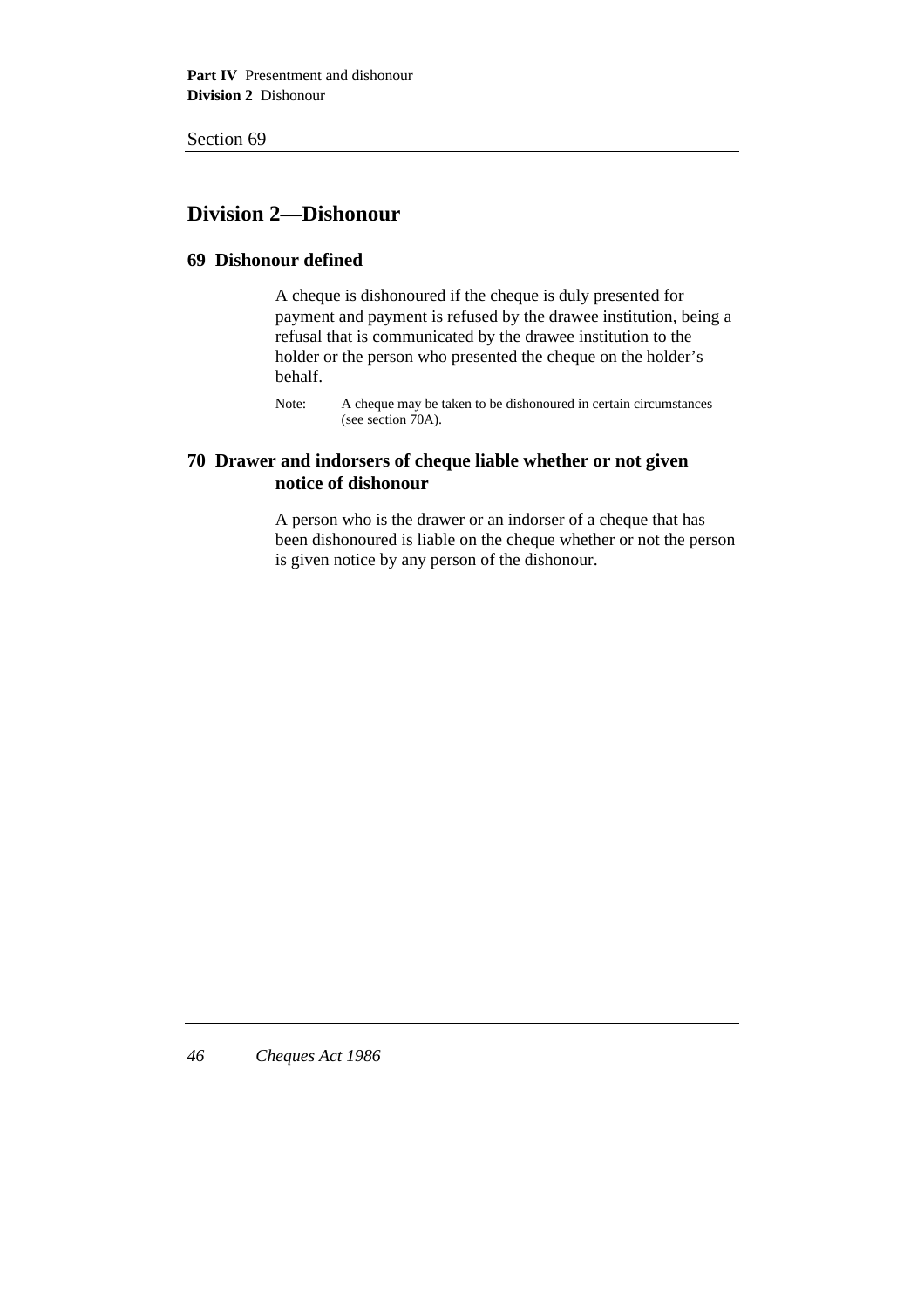## Division 2—Dishonour

### 69 Dishonour defined

A cheque is dishonoured if the cheque is duly presented for payment and payment is refused by the drawee institution, being a refusal that is communicated by the drawee institution to the holder or the person who presented the cheque on the holder's behalf.

Note: A cheque may be taken to be dishonoured in certain circumstances (see section 70A).

### 70 Drawer and indorsers of cheque liable whether or not given notice of dishonour

A person who is the drawer or an indorser of a cheque that has been dishonoured is liable on the cheque whether or not the person is given notice by any person of the dishonour.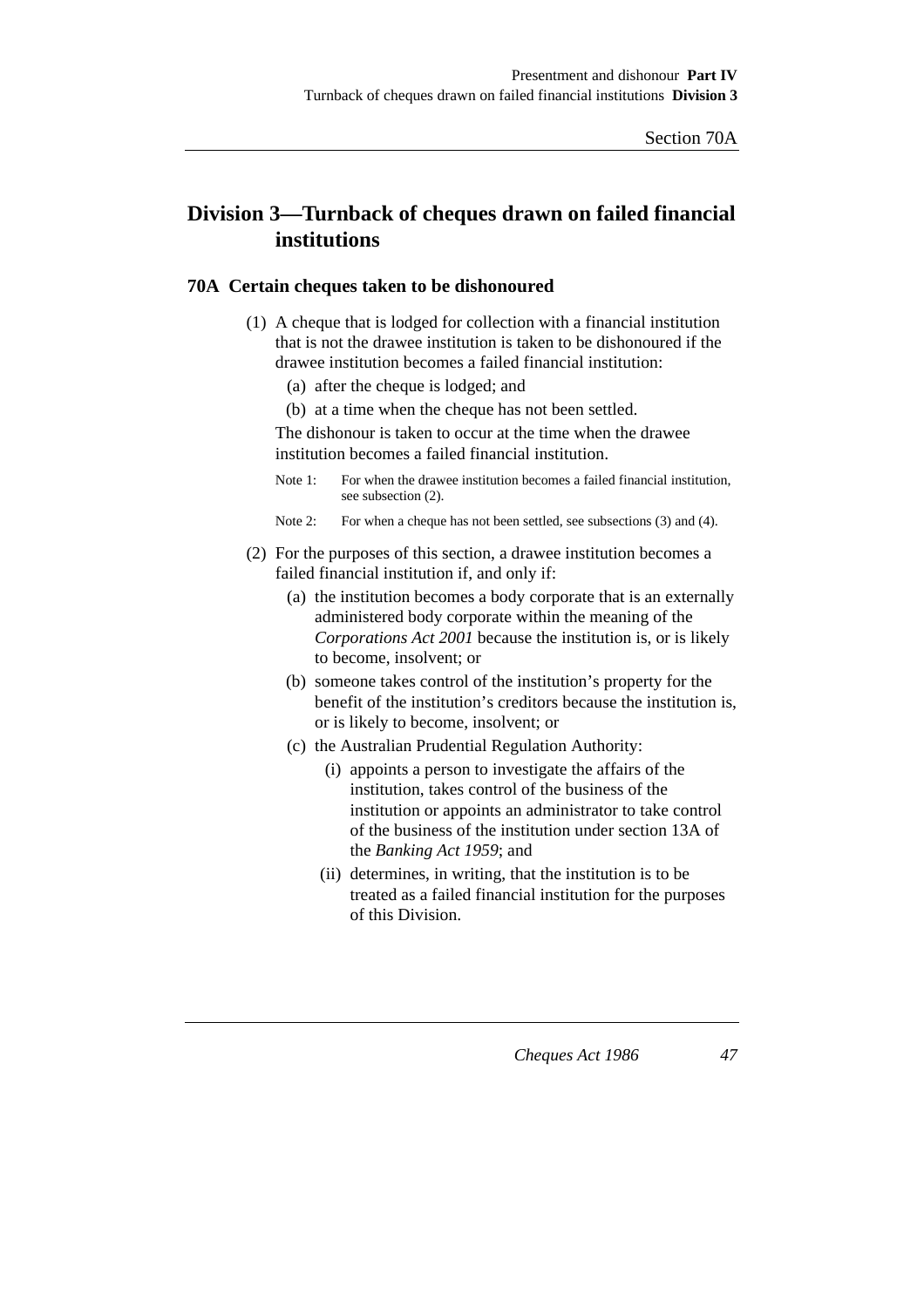## Division 3—Turnback of cheques drawn on failed financial institutions

### 70A Certain cheques taken to be dishonoured

(1) A cheque that is lodged for collection with a financial institution that is not the drawee institution is taken to be dishonoured if the drawee institution becomes a failed financial institution:

- (a) after the cheque is lodged; and
- (b) at a time when the cheque has not been settled.

The dishonour is taken to occur at the time when the drawee institution becomes a failed financial institution.

Note 1: For when the drawee institution becomes a failed financial institution, see subsection (2).

Note 2: For when a cheque has not been settled, see subsections (3) and (4).

(2) For the purposes of this section, a drawee institution becomes a failed financial institution if, and only if:

- (a) the institution becomes a body corporate that is an externally administered body corporate within the meaning of the *Corporations Act 2001* because the institution is, or is likely to become, insolvent; or
- (b) someone takes control of the institution's property for the benefit of the institution's creditors because the institution is, or is likely to become, insolvent; or
- (c) the Australian Prudential Regulation Authority:
  - (i) appoints a person to investigate the affairs of the institution, takes control of the business of the institution or appoints an administrator to take control of the business of the institution under section 13A of the *Banking Act 1959*; and
  - (ii) determines, in writing, that the institution is to be treated as a failed financial institution for the purposes of this Division.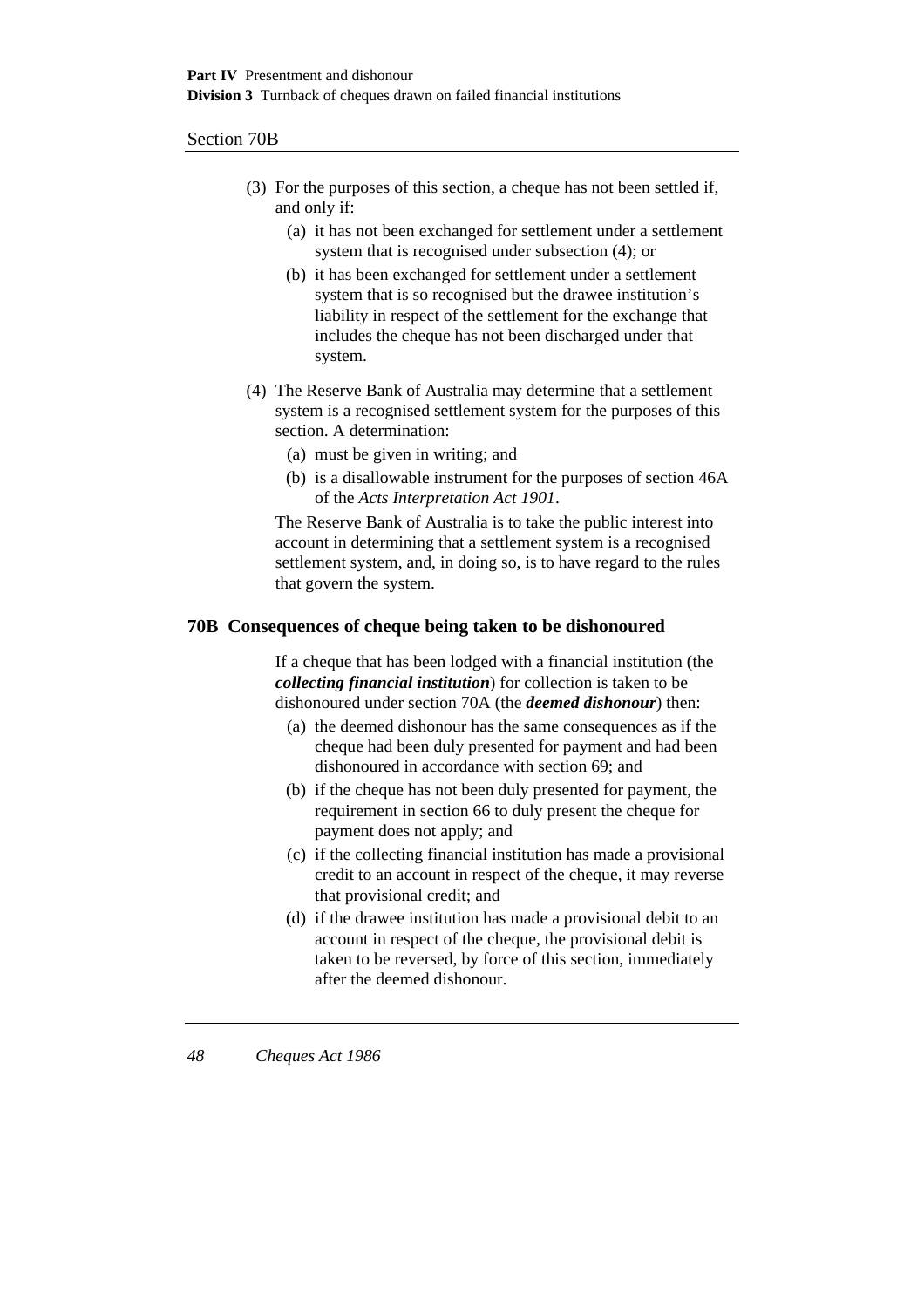(3) For the purposes of this section, a cheque has not been settled if, and only if:

   (a) it has not been exchanged for settlement under a settlement system that is recognised under subsection (4); or

   (b) it has been exchanged for settlement under a settlement system that is so recognised but the drawee institution's liability in respect of the settlement for the exchange that includes the cheque has not been discharged under that system.

(4) The Reserve Bank of Australia may determine that a settlement system is a recognised settlement system for the purposes of this section. A determination:

   (a) must be given in writing; and

   (b) is a disallowable instrument for the purposes of section 46A of the *Acts Interpretation Act 1901*.

The Reserve Bank of Australia is to take the public interest into account in determining that a settlement system is a recognised settlement system, and, in doing so, is to have regard to the rules that govern the system.

## 70B Consequences of cheque being taken to be dishonoured

If a cheque that has been lodged with a financial institution (the ***collecting financial institution***) for collection is taken to be dishonoured under section 70A (the ***deemed dishonour***) then:

(a) the deemed dishonour has the same consequences as if the cheque had been duly presented for payment and had been dishonoured in accordance with section 69; and

(b) if the cheque has not been duly presented for payment, the requirement in section 66 to duly present the cheque for payment does not apply; and

(c) if the collecting financial institution has made a provisional credit to an account in respect of the cheque, it may reverse that provisional credit; and

(d) if the drawee institution has made a provisional debit to an account in respect of the cheque, the provisional debit is taken to be reversed, by force of this section, immediately after the deemed dishonour.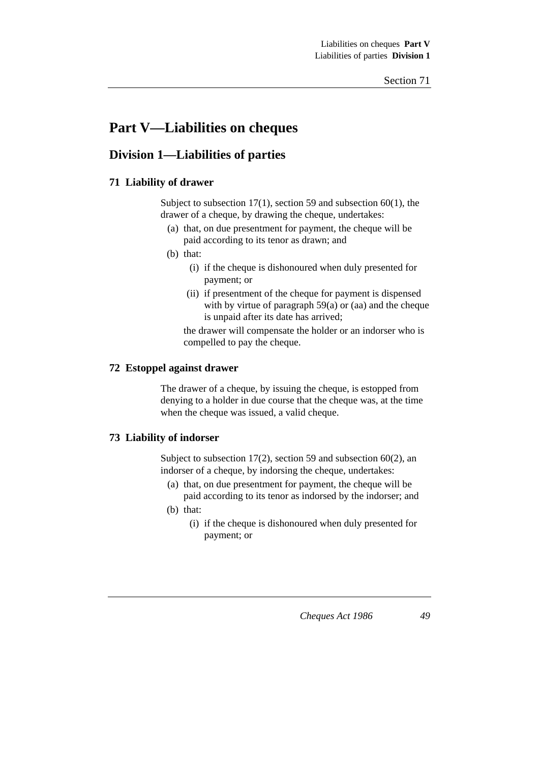# Part V—Liabilities on cheques

## Division 1—Liabilities of parties

### 71 Liability of drawer

Subject to subsection 17(1), section 59 and subsection 60(1), the drawer of a cheque, by drawing the cheque, undertakes:

- (a) that, on due presentment for payment, the cheque will be paid according to its tenor as drawn; and
- (b) that:
  - (i) if the cheque is dishonoured when duly presented for payment; or
  - (ii) if presentment of the cheque for payment is dispensed with by virtue of paragraph 59(a) or (aa) and the cheque is unpaid after its date has arrived;

  the drawer will compensate the holder or an indorser who is compelled to pay the cheque.

### 72 Estoppel against drawer

The drawer of a cheque, by issuing the cheque, is estopped from denying to a holder in due course that the cheque was, at the time when the cheque was issued, a valid cheque.

### 73 Liability of indorser

Subject to subsection 17(2), section 59 and subsection 60(2), an indorser of a cheque, by indorsing the cheque, undertakes:

- (a) that, on due presentment for payment, the cheque will be paid according to its tenor as indorsed by the indorser; and
- (b) that:
  - (i) if the cheque is dishonoured when duly presented for payment; or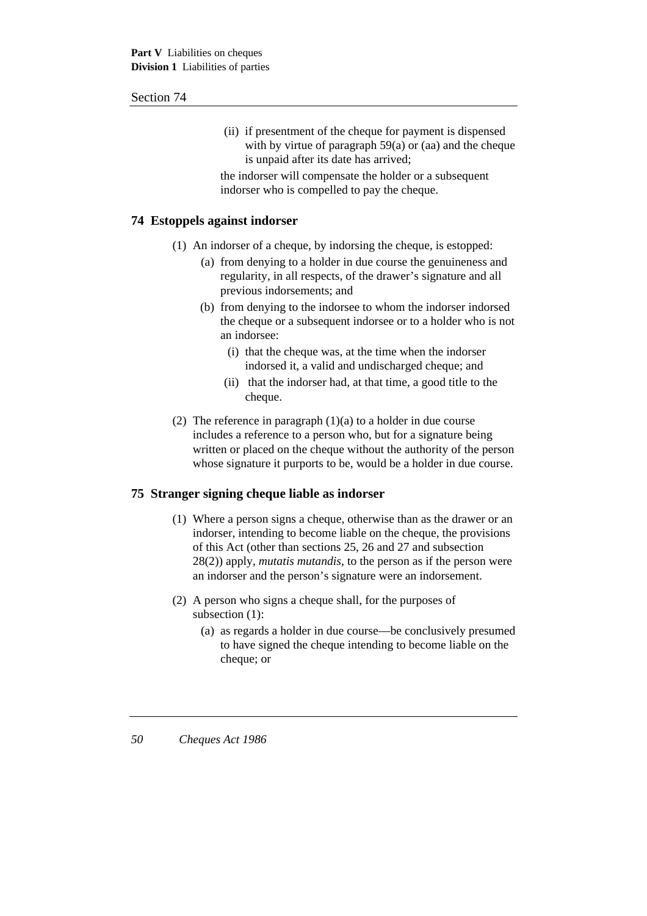(ii) if presentment of the cheque for payment is dispensed with by virtue of paragraph 59(a) or (aa) and the cheque is unpaid after its date has arrived;

the indorser will compensate the holder or a subsequent indorser who is compelled to pay the cheque.

## 74 Estoppels against indorser

(1) An indorser of a cheque, by indorsing the cheque, is estopped:

- (a) from denying to a holder in due course the genuineness and regularity, in all respects, of the drawer's signature and all previous indorsements; and
- (b) from denying to the indorsee to whom the indorser indorsed the cheque or a subsequent indorsee or to a holder who is not an indorsee:
  - (i) that the cheque was, at the time when the indorser indorsed it, a valid and undischarged cheque; and
  - (ii) that the indorser had, at that time, a good title to the cheque.

(2) The reference in paragraph (1)(a) to a holder in due course includes a reference to a person who, but for a signature being written or placed on the cheque without the authority of the person whose signature it purports to be, would be a holder in due course.

## 75 Stranger signing cheque liable as indorser

(1) Where a person signs a cheque, otherwise than as the drawer or an indorser, intending to become liable on the cheque, the provisions of this Act (other than sections 25, 26 and 27 and subsection 28(2)) apply, *mutatis mutandis*, to the person as if the person were an indorser and the person's signature were an indorsement.

(2) A person who signs a cheque shall, for the purposes of subsection (1):

- (a) as regards a holder in due course—be conclusively presumed to have signed the cheque intending to become liable on the cheque; or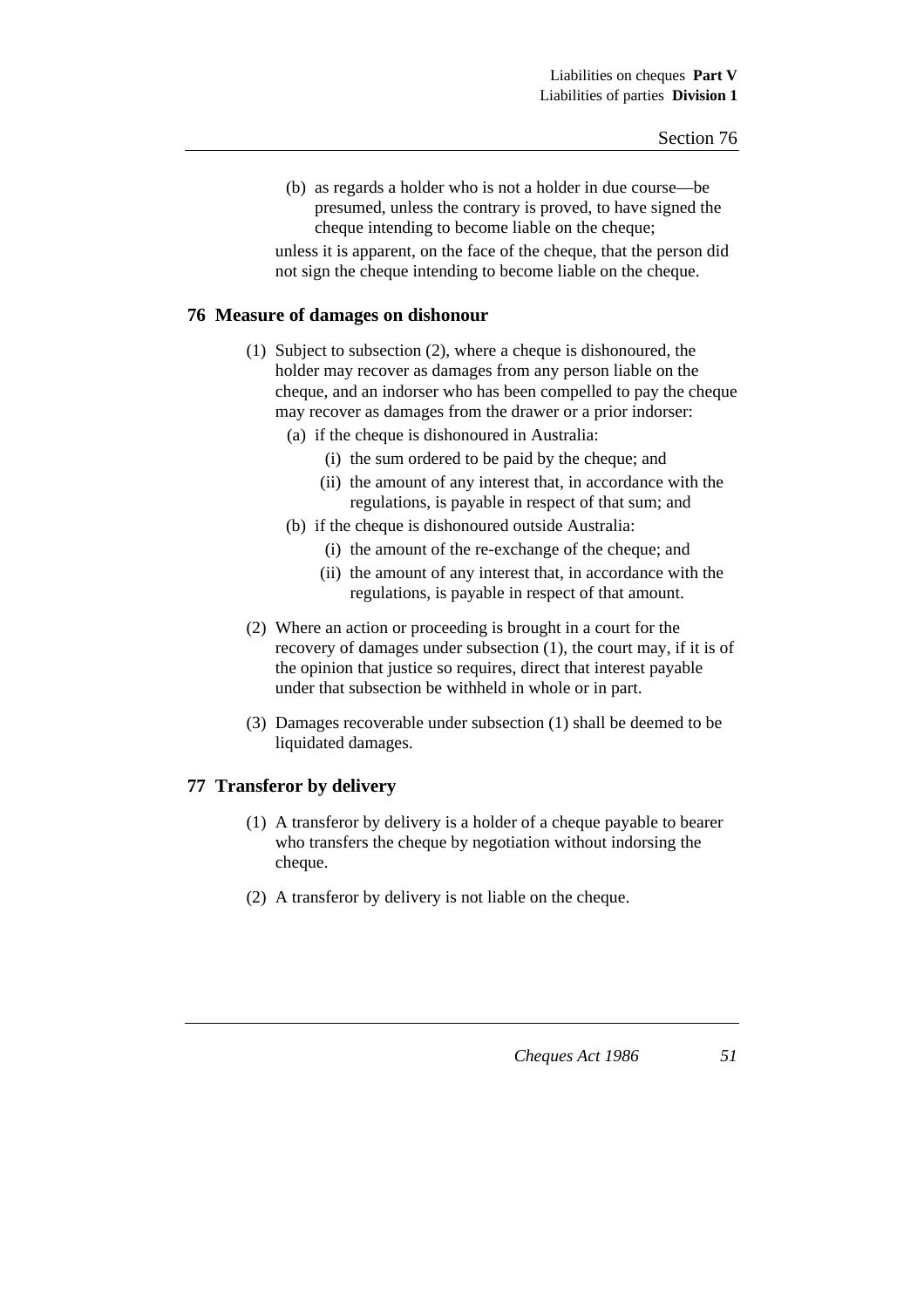(b) as regards a holder who is not a holder in due course—be presumed, unless the contrary is proved, to have signed the cheque intending to become liable on the cheque;

unless it is apparent, on the face of the cheque, that the person did not sign the cheque intending to become liable on the cheque.

## 76 Measure of damages on dishonour

(1) Subject to subsection (2), where a cheque is dishonoured, the holder may recover as damages from any person liable on the cheque, and an indorser who has been compelled to pay the cheque may recover as damages from the drawer or a prior indorser:

  (a) if the cheque is dishonoured in Australia:

    (i) the sum ordered to be paid by the cheque; and

    (ii) the amount of any interest that, in accordance with the regulations, is payable in respect of that sum; and

  (b) if the cheque is dishonoured outside Australia:

    (i) the amount of the re-exchange of the cheque; and

    (ii) the amount of any interest that, in accordance with the regulations, is payable in respect of that amount.

(2) Where an action or proceeding is brought in a court for the recovery of damages under subsection (1), the court may, if it is of the opinion that justice so requires, direct that interest payable under that subsection be withheld in whole or in part.

(3) Damages recoverable under subsection (1) shall be deemed to be liquidated damages.

## 77 Transferor by delivery

(1) A transferor by delivery is a holder of a cheque payable to bearer who transfers the cheque by negotiation without indorsing the cheque.

(2) A transferor by delivery is not liable on the cheque.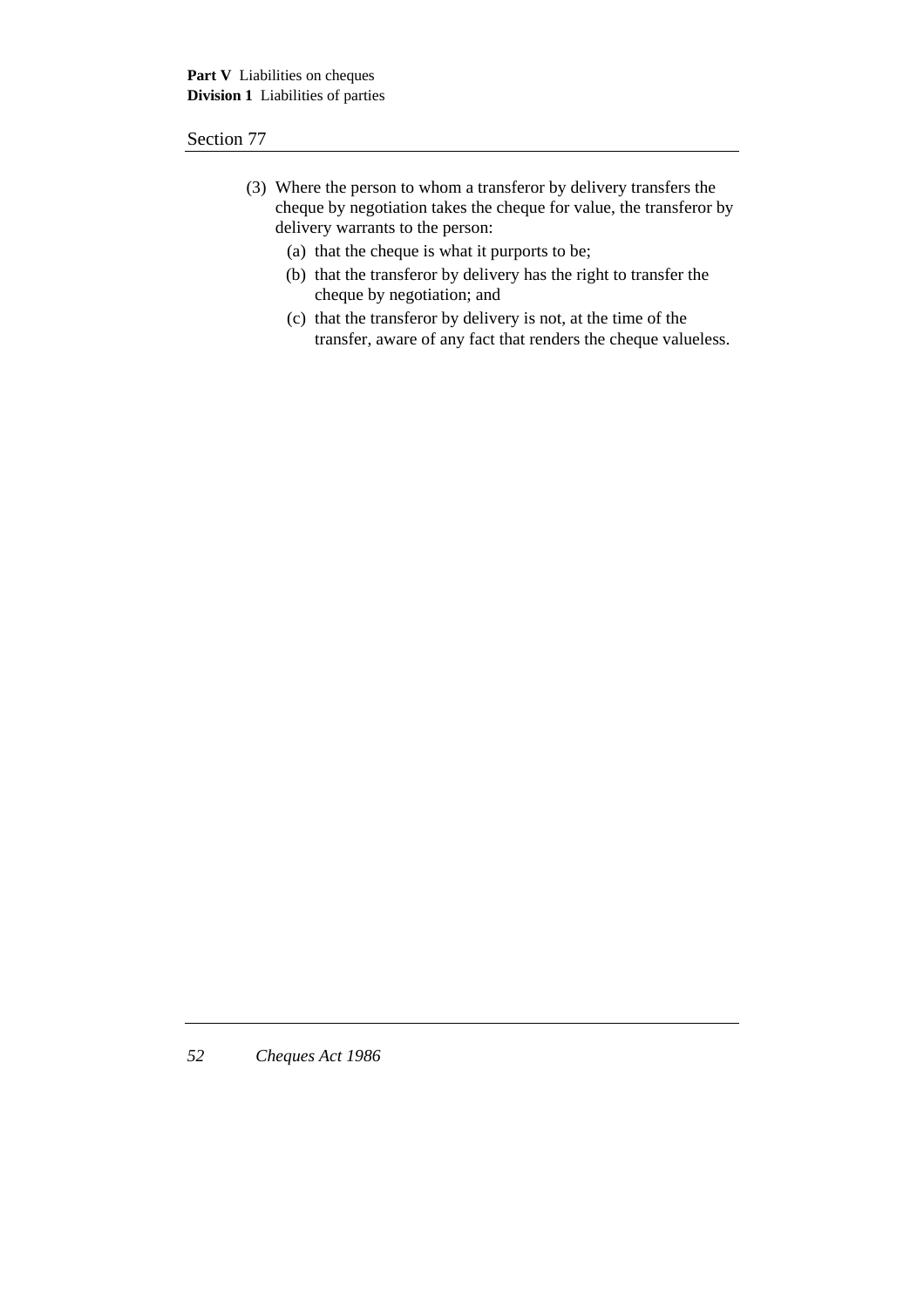(3) Where the person to whom a transferor by delivery transfers the cheque by negotiation takes the cheque for value, the transferor by delivery warrants to the person:

- (a) that the cheque is what it purports to be;
- (b) that the transferor by delivery has the right to transfer the cheque by negotiation; and
- (c) that the transferor by delivery is not, at the time of the transfer, aware of any fact that renders the cheque valueless.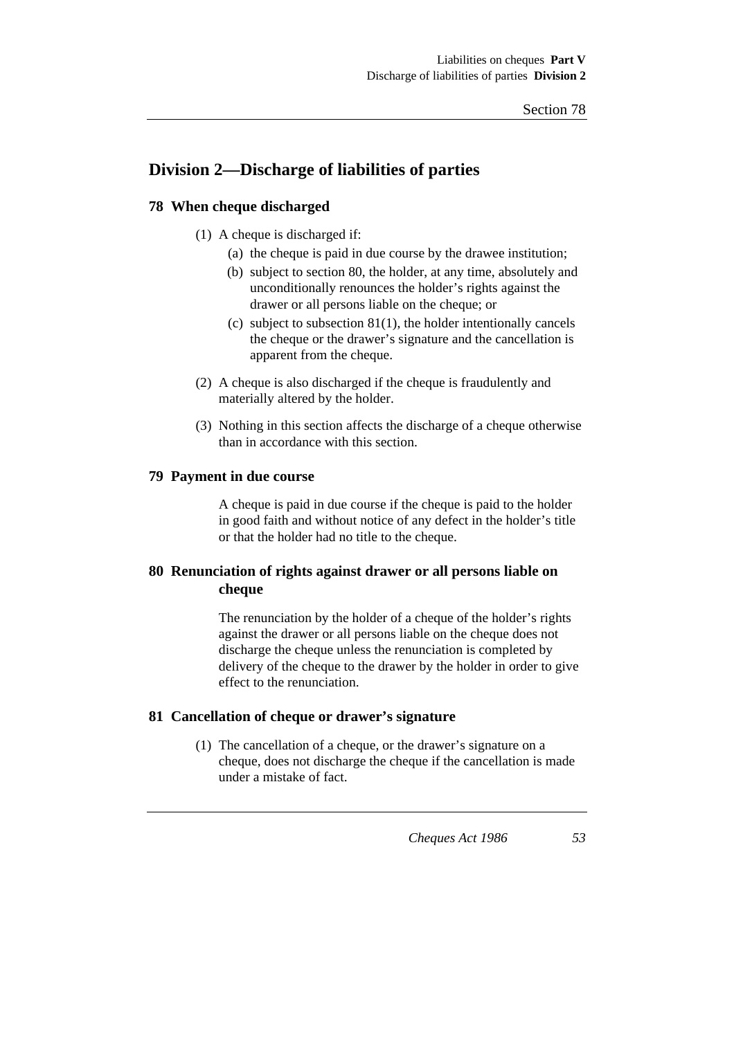## Division 2—Discharge of liabilities of parties

### 78 When cheque discharged

(1) A cheque is discharged if:

(a) the cheque is paid in due course by the drawee institution;

(b) subject to section 80, the holder, at any time, absolutely and unconditionally renounces the holder's rights against the drawer or all persons liable on the cheque; or

(c) subject to subsection 81(1), the holder intentionally cancels the cheque or the drawer's signature and the cancellation is apparent from the cheque.

(2) A cheque is also discharged if the cheque is fraudulently and materially altered by the holder.

(3) Nothing in this section affects the discharge of a cheque otherwise than in accordance with this section.

### 79 Payment in due course

A cheque is paid in due course if the cheque is paid to the holder in good faith and without notice of any defect in the holder's title or that the holder had no title to the cheque.

### 80 Renunciation of rights against drawer or all persons liable on cheque

The renunciation by the holder of a cheque of the holder's rights against the drawer or all persons liable on the cheque does not discharge the cheque unless the renunciation is completed by delivery of the cheque to the drawer by the holder in order to give effect to the renunciation.

### 81 Cancellation of cheque or drawer's signature

(1) The cancellation of a cheque, or the drawer's signature on a cheque, does not discharge the cheque if the cancellation is made under a mistake of fact.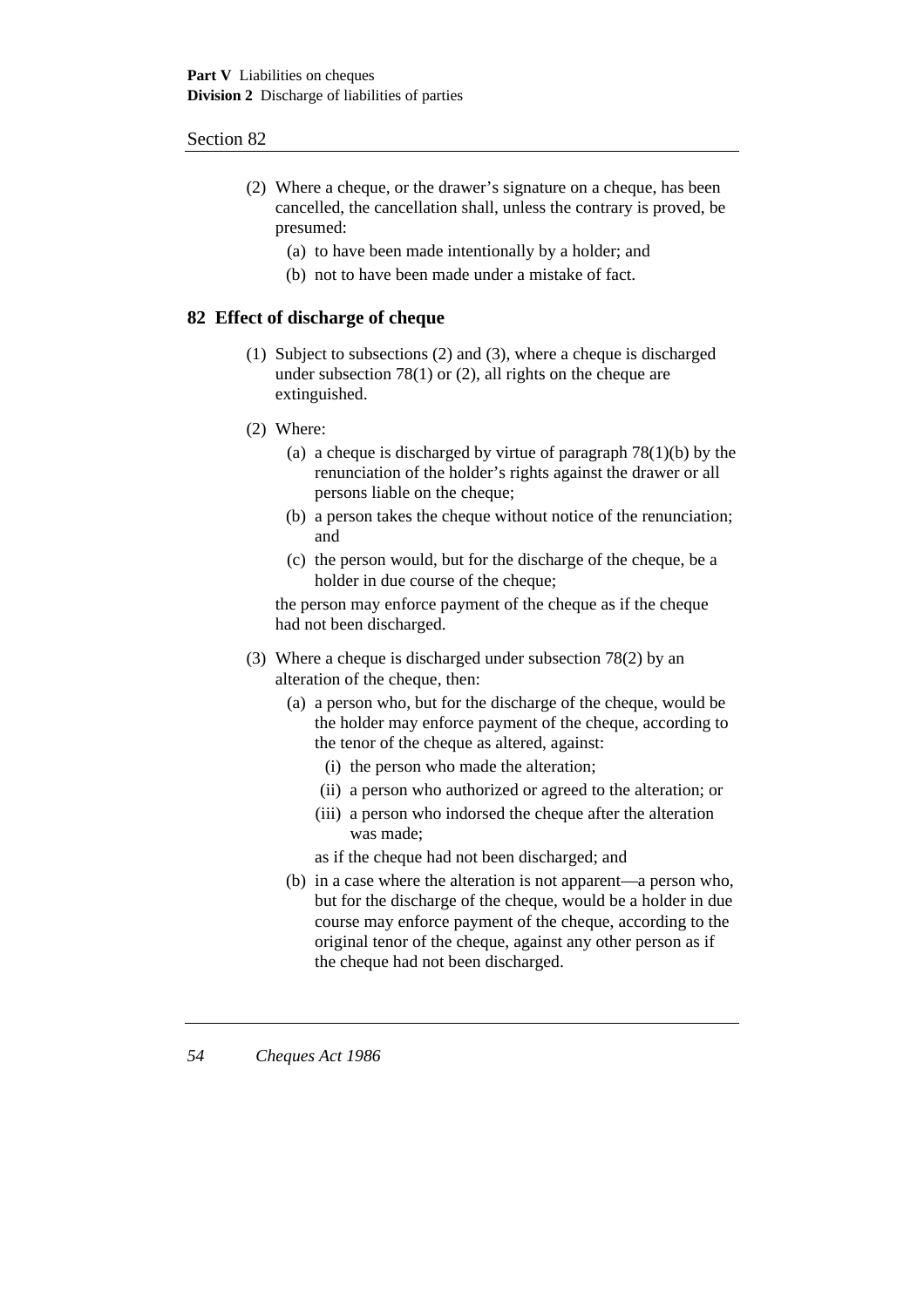(2) Where a cheque, or the drawer's signature on a cheque, has been cancelled, the cancellation shall, unless the contrary is proved, be presumed:

(a) to have been made intentionally by a holder; and

(b) not to have been made under a mistake of fact.

## 82 Effect of discharge of cheque

(1) Subject to subsections (2) and (3), where a cheque is discharged under subsection 78(1) or (2), all rights on the cheque are extinguished.

(2) Where:

(a) a cheque is discharged by virtue of paragraph 78(1)(b) by the renunciation of the holder's rights against the drawer or all persons liable on the cheque;

(b) a person takes the cheque without notice of the renunciation; and

(c) the person would, but for the discharge of the cheque, be a holder in due course of the cheque;

the person may enforce payment of the cheque as if the cheque had not been discharged.

(3) Where a cheque is discharged under subsection 78(2) by an alteration of the cheque, then:

(a) a person who, but for the discharge of the cheque, would be the holder may enforce payment of the cheque, according to the tenor of the cheque as altered, against:

(i) the person who made the alteration;

(ii) a person who authorized or agreed to the alteration; or

(iii) a person who indorsed the cheque after the alteration was made;

as if the cheque had not been discharged; and

(b) in a case where the alteration is not apparent—a person who, but for the discharge of the cheque, would be a holder in due course may enforce payment of the cheque, according to the original tenor of the cheque, against any other person as if the cheque had not been discharged.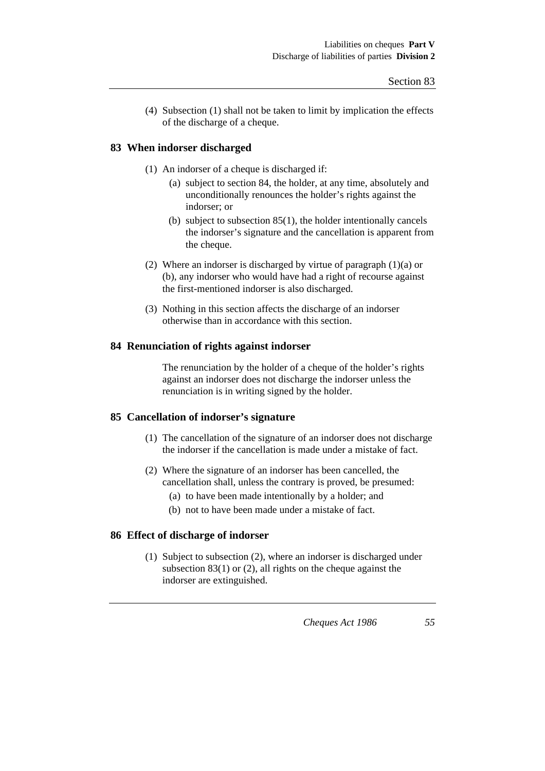(4) Subsection (1) shall not be taken to limit by implication the effects of the discharge of a cheque.

## 83 When indorser discharged

(1) An indorser of a cheque is discharged if:

- (a) subject to section 84, the holder, at any time, absolutely and unconditionally renounces the holder's rights against the indorser; or
- (b) subject to subsection 85(1), the holder intentionally cancels the indorser's signature and the cancellation is apparent from the cheque.

(2) Where an indorser is discharged by virtue of paragraph (1)(a) or (b), any indorser who would have had a right of recourse against the first-mentioned indorser is also discharged.

(3) Nothing in this section affects the discharge of an indorser otherwise than in accordance with this section.

## 84 Renunciation of rights against indorser

The renunciation by the holder of a cheque of the holder's rights against an indorser does not discharge the indorser unless the renunciation is in writing signed by the holder.

## 85 Cancellation of indorser's signature

(1) The cancellation of the signature of an indorser does not discharge the indorser if the cancellation is made under a mistake of fact.

(2) Where the signature of an indorser has been cancelled, the cancellation shall, unless the contrary is proved, be presumed:

- (a) to have been made intentionally by a holder; and
- (b) not to have been made under a mistake of fact.

## 86 Effect of discharge of indorser

(1) Subject to subsection (2), where an indorser is discharged under subsection 83(1) or (2), all rights on the cheque against the indorser are extinguished.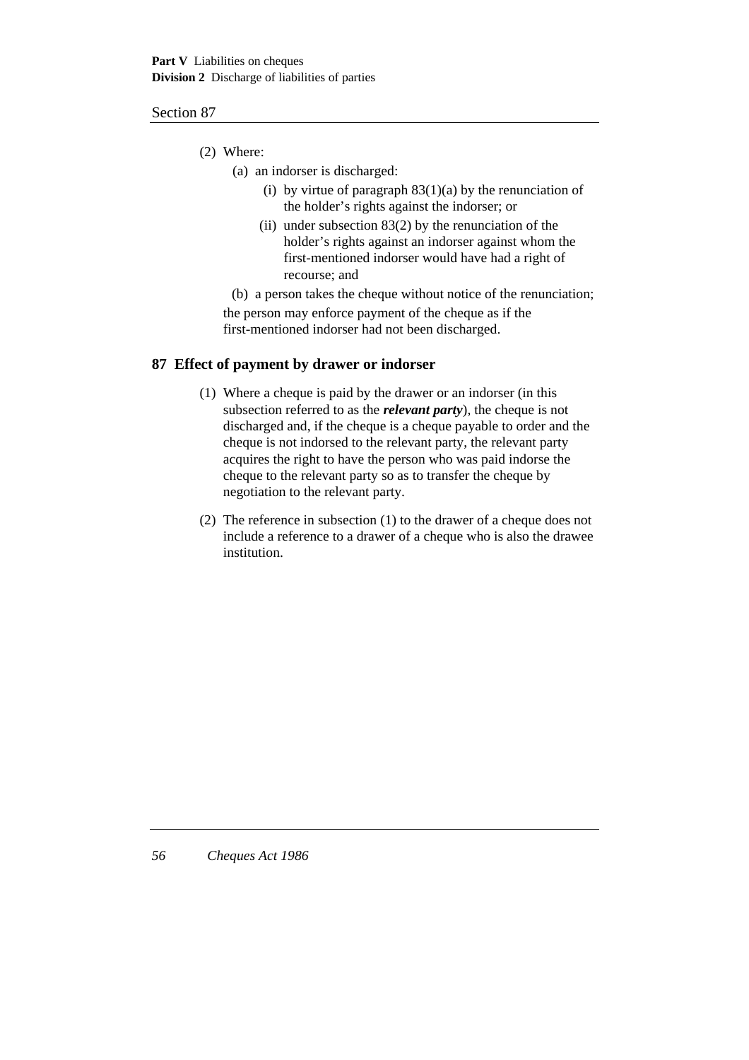(2) Where:

(a) an indorser is discharged:

(i) by virtue of paragraph 83(1)(a) by the renunciation of the holder's rights against the indorser; or

(ii) under subsection 83(2) by the renunciation of the holder's rights against an indorser against whom the first-mentioned indorser would have had a right of recourse; and

(b) a person takes the cheque without notice of the renunciation;

the person may enforce payment of the cheque as if the first-mentioned indorser had not been discharged.

## 87 Effect of payment by drawer or indorser

(1) Where a cheque is paid by the drawer or an indorser (in this subsection referred to as the ***relevant party***), the cheque is not discharged and, if the cheque is a cheque payable to order and the cheque is not indorsed to the relevant party, the relevant party acquires the right to have the person who was paid indorse the cheque to the relevant party so as to transfer the cheque by negotiation to the relevant party.

(2) The reference in subsection (1) to the drawer of a cheque does not include a reference to a drawer of a cheque who is also the drawee institution.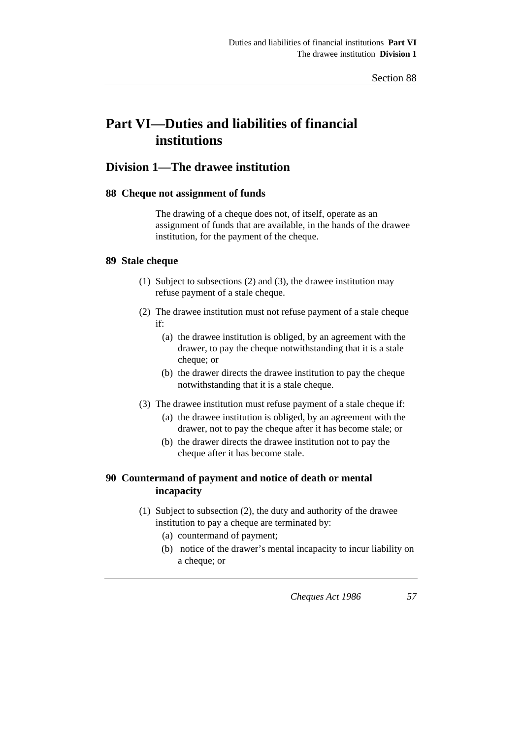# Part VI—Duties and liabilities of financial institutions

## Division 1—The drawee institution

### 88 Cheque not assignment of funds

The drawing of a cheque does not, of itself, operate as an assignment of funds that are available, in the hands of the drawee institution, for the payment of the cheque.

### 89 Stale cheque

(1) Subject to subsections (2) and (3), the drawee institution may refuse payment of a stale cheque.

(2) The drawee institution must not refuse payment of a stale cheque if:

   (a) the drawee institution is obliged, by an agreement with the drawer, to pay the cheque notwithstanding that it is a stale cheque; or

   (b) the drawer directs the drawee institution to pay the cheque notwithstanding that it is a stale cheque.

(3) The drawee institution must refuse payment of a stale cheque if:

   (a) the drawee institution is obliged, by an agreement with the drawer, not to pay the cheque after it has become stale; or

   (b) the drawer directs the drawee institution not to pay the cheque after it has become stale.

### 90 Countermand of payment and notice of death or mental incapacity

(1) Subject to subsection (2), the duty and authority of the drawee institution to pay a cheque are terminated by:

   (a) countermand of payment;

   (b) notice of the drawer's mental incapacity to incur liability on a cheque; or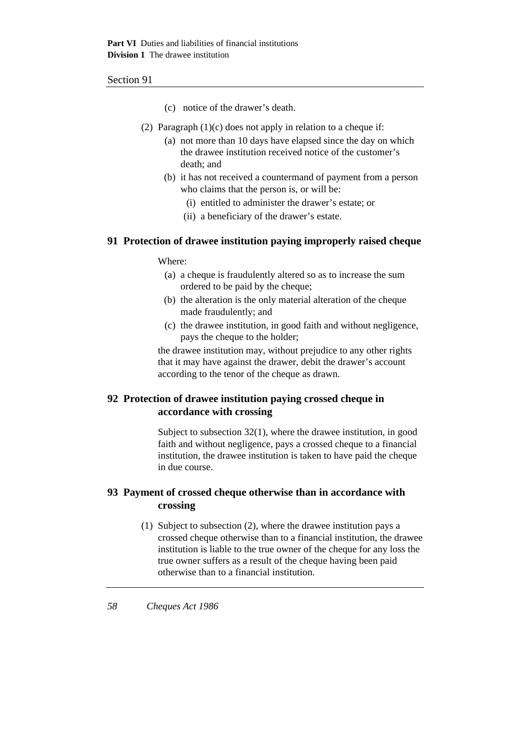(c) notice of the drawer's death.

(2) Paragraph (1)(c) does not apply in relation to a cheque if:

(a) not more than 10 days have elapsed since the day on which the drawee institution received notice of the customer's death; and

(b) it has not received a countermand of payment from a person who claims that the person is, or will be:

(i) entitled to administer the drawer's estate; or

(ii) a beneficiary of the drawer's estate.

## 91 Protection of drawee institution paying improperly raised cheque

Where:

(a) a cheque is fraudulently altered so as to increase the sum ordered to be paid by the cheque;

(b) the alteration is the only material alteration of the cheque made fraudulently; and

(c) the drawee institution, in good faith and without negligence, pays the cheque to the holder;

the drawee institution may, without prejudice to any other rights that it may have against the drawer, debit the drawer's account according to the tenor of the cheque as drawn.

## 92 Protection of drawee institution paying crossed cheque in accordance with crossing

Subject to subsection 32(1), where the drawee institution, in good faith and without negligence, pays a crossed cheque to a financial institution, the drawee institution is taken to have paid the cheque in due course.

## 93 Payment of crossed cheque otherwise than in accordance with crossing

(1) Subject to subsection (2), where the drawee institution pays a crossed cheque otherwise than to a financial institution, the drawee institution is liable to the true owner of the cheque for any loss the true owner suffers as a result of the cheque having been paid otherwise than to a financial institution.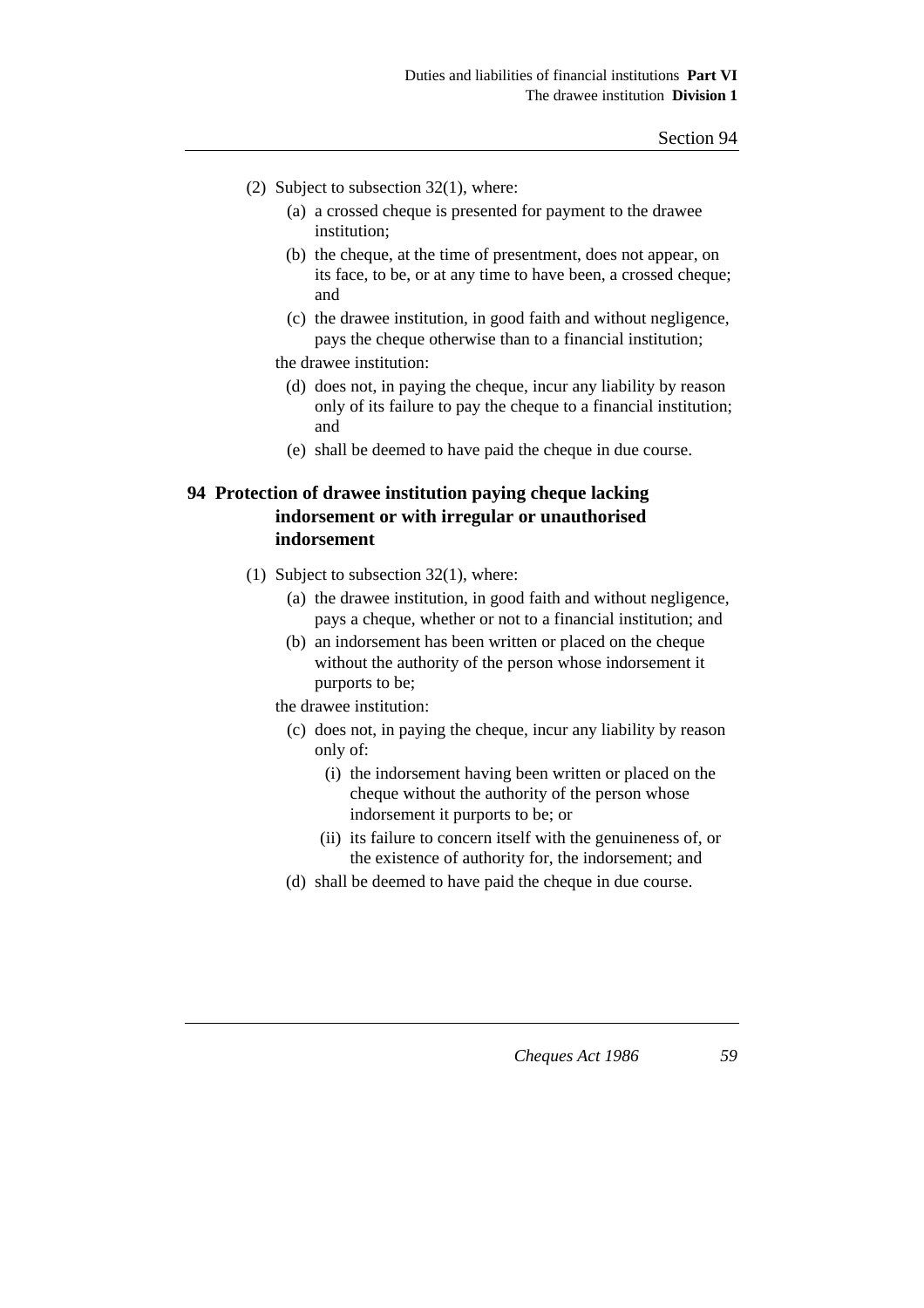(2) Subject to subsection 32(1), where:

(a) a crossed cheque is presented for payment to the drawee institution;

(b) the cheque, at the time of presentment, does not appear, on its face, to be, or at any time to have been, a crossed cheque; and

(c) the drawee institution, in good faith and without negligence, pays the cheque otherwise than to a financial institution;

the drawee institution:

(d) does not, in paying the cheque, incur any liability by reason only of its failure to pay the cheque to a financial institution; and

(e) shall be deemed to have paid the cheque in due course.

## 94 Protection of drawee institution paying cheque lacking indorsement or with irregular or unauthorised indorsement

(1) Subject to subsection 32(1), where:

(a) the drawee institution, in good faith and without negligence, pays a cheque, whether or not to a financial institution; and

(b) an indorsement has been written or placed on the cheque without the authority of the person whose indorsement it purports to be;

the drawee institution:

(c) does not, in paying the cheque, incur any liability by reason only of:

(i) the indorsement having been written or placed on the cheque without the authority of the person whose indorsement it purports to be; or

(ii) its failure to concern itself with the genuineness of, or the existence of authority for, the indorsement; and

(d) shall be deemed to have paid the cheque in due course.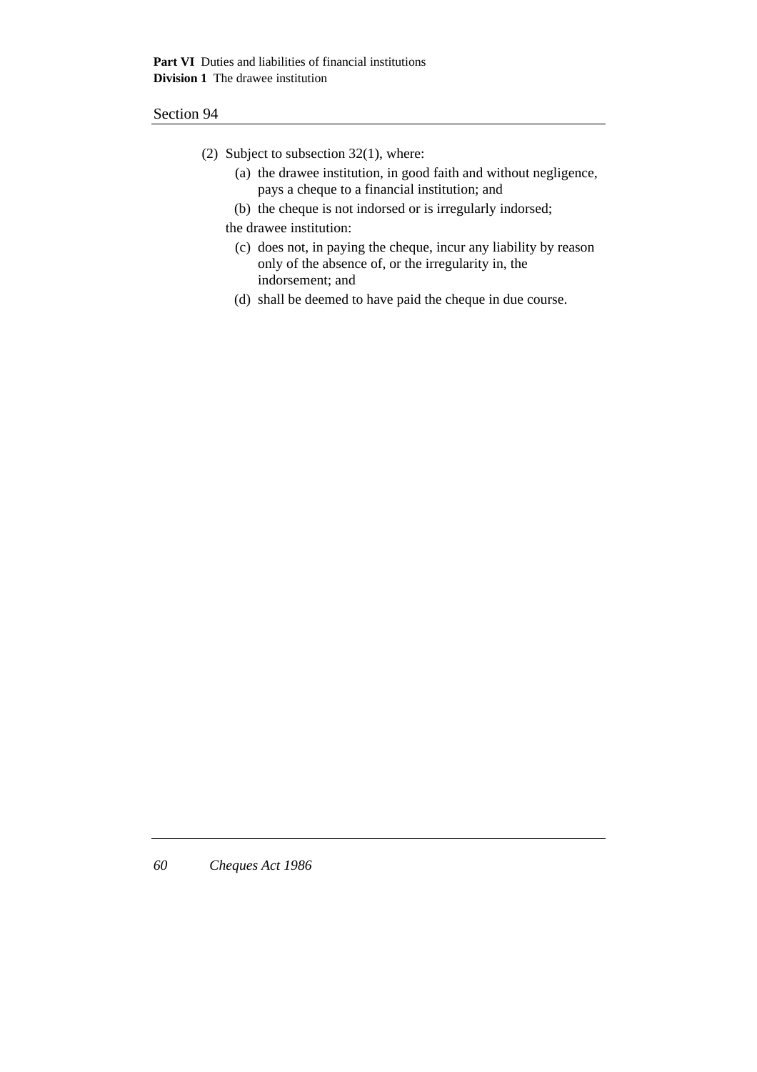(2) Subject to subsection 32(1), where:

(a) the drawee institution, in good faith and without negligence, pays a cheque to a financial institution; and

(b) the cheque is not indorsed or is irregularly indorsed;

the drawee institution:

(c) does not, in paying the cheque, incur any liability by reason only of the absence of, or the irregularity in, the indorsement; and

(d) shall be deemed to have paid the cheque in due course.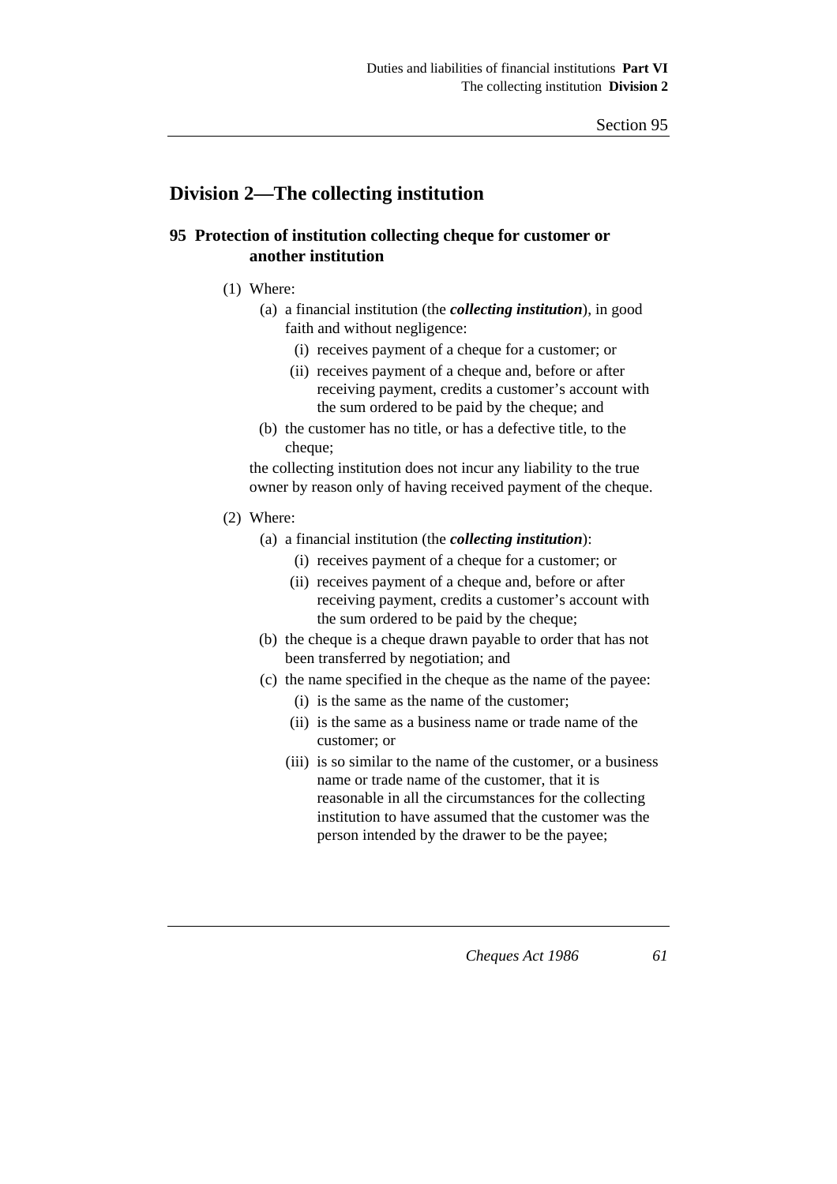## Division 2—The collecting institution

### 95 Protection of institution collecting cheque for customer or another institution

(1) Where:

(a) a financial institution (the ***collecting institution***), in good faith and without negligence:

(i) receives payment of a cheque for a customer; or

(ii) receives payment of a cheque and, before or after receiving payment, credits a customer's account with the sum ordered to be paid by the cheque; and

(b) the customer has no title, or has a defective title, to the cheque;

the collecting institution does not incur any liability to the true owner by reason only of having received payment of the cheque.

(2) Where:

(a) a financial institution (the ***collecting institution***):

(i) receives payment of a cheque for a customer; or

(ii) receives payment of a cheque and, before or after receiving payment, credits a customer's account with the sum ordered to be paid by the cheque;

(b) the cheque is a cheque drawn payable to order that has not been transferred by negotiation; and

(c) the name specified in the cheque as the name of the payee:

(i) is the same as the name of the customer;

(ii) is the same as a business name or trade name of the customer; or

(iii) is so similar to the name of the customer, or a business name or trade name of the customer, that it is reasonable in all the circumstances for the collecting institution to have assumed that the customer was the person intended by the drawer to be the payee;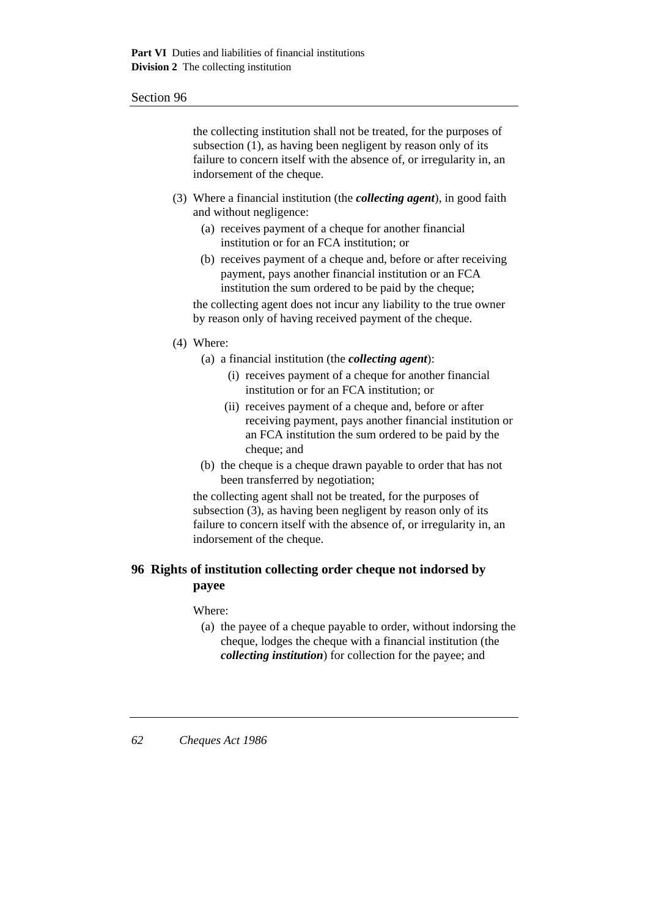the collecting institution shall not be treated, for the purposes of subsection (1), as having been negligent by reason only of its failure to concern itself with the absence of, or irregularity in, an indorsement of the cheque.

(3) Where a financial institution (the ***collecting agent***), in good faith and without negligence:

(a) receives payment of a cheque for another financial institution or for an FCA institution; or

(b) receives payment of a cheque and, before or after receiving payment, pays another financial institution or an FCA institution the sum ordered to be paid by the cheque;

the collecting agent does not incur any liability to the true owner by reason only of having received payment of the cheque.

(4) Where:

(a) a financial institution (the ***collecting agent***):

(i) receives payment of a cheque for another financial institution or for an FCA institution; or

(ii) receives payment of a cheque and, before or after receiving payment, pays another financial institution or an FCA institution the sum ordered to be paid by the cheque; and

(b) the cheque is a cheque drawn payable to order that has not been transferred by negotiation;

the collecting agent shall not be treated, for the purposes of subsection (3), as having been negligent by reason only of its failure to concern itself with the absence of, or irregularity in, an indorsement of the cheque.

## 96 Rights of institution collecting order cheque not indorsed by payee

Where:

(a) the payee of a cheque payable to order, without indorsing the cheque, lodges the cheque with a financial institution (the ***collecting institution***) for collection for the payee; and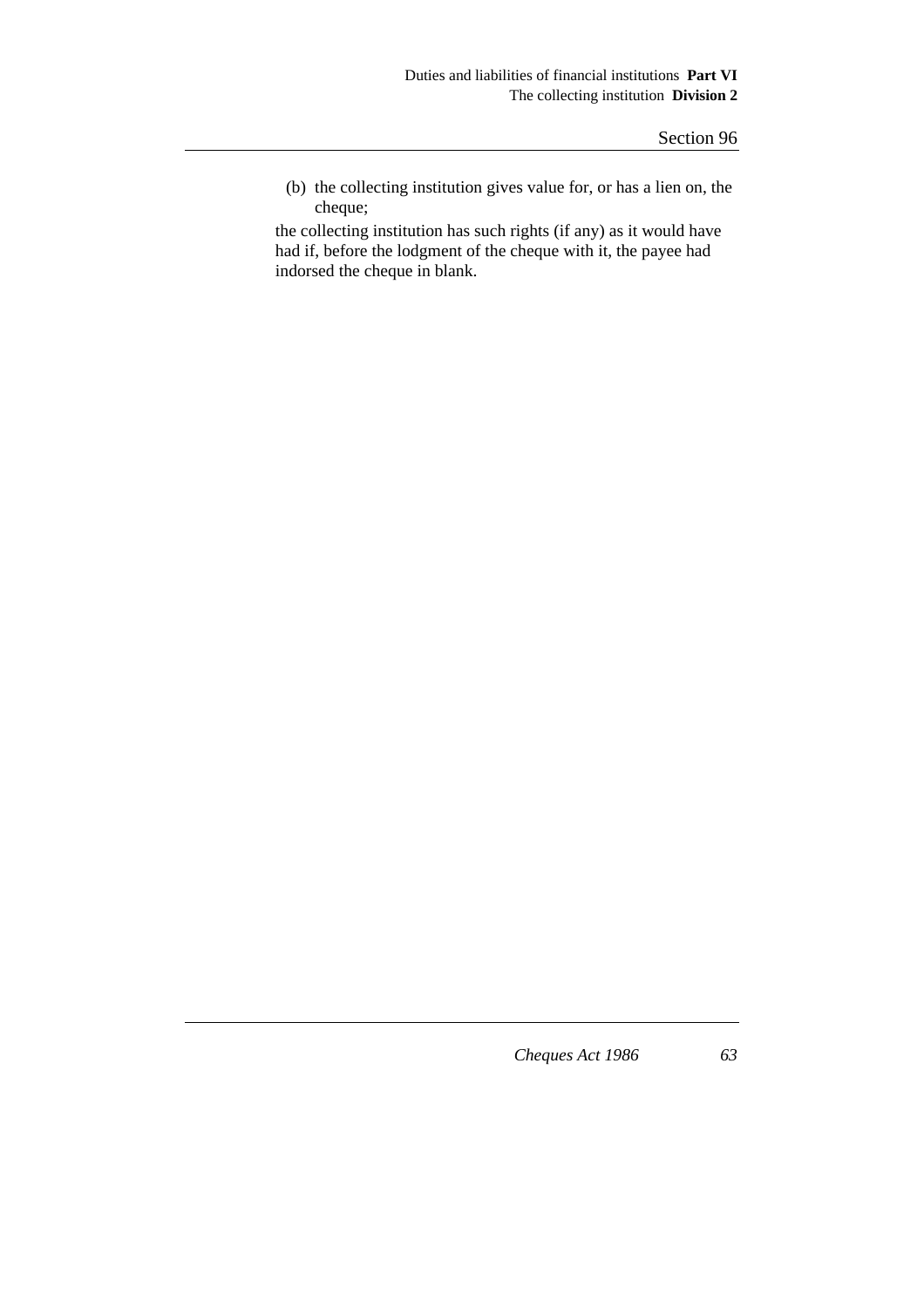(b) the collecting institution gives value for, or has a lien on, the cheque;

the collecting institution has such rights (if any) as it would have had if, before the lodgment of the cheque with it, the payee had indorsed the cheque in blank.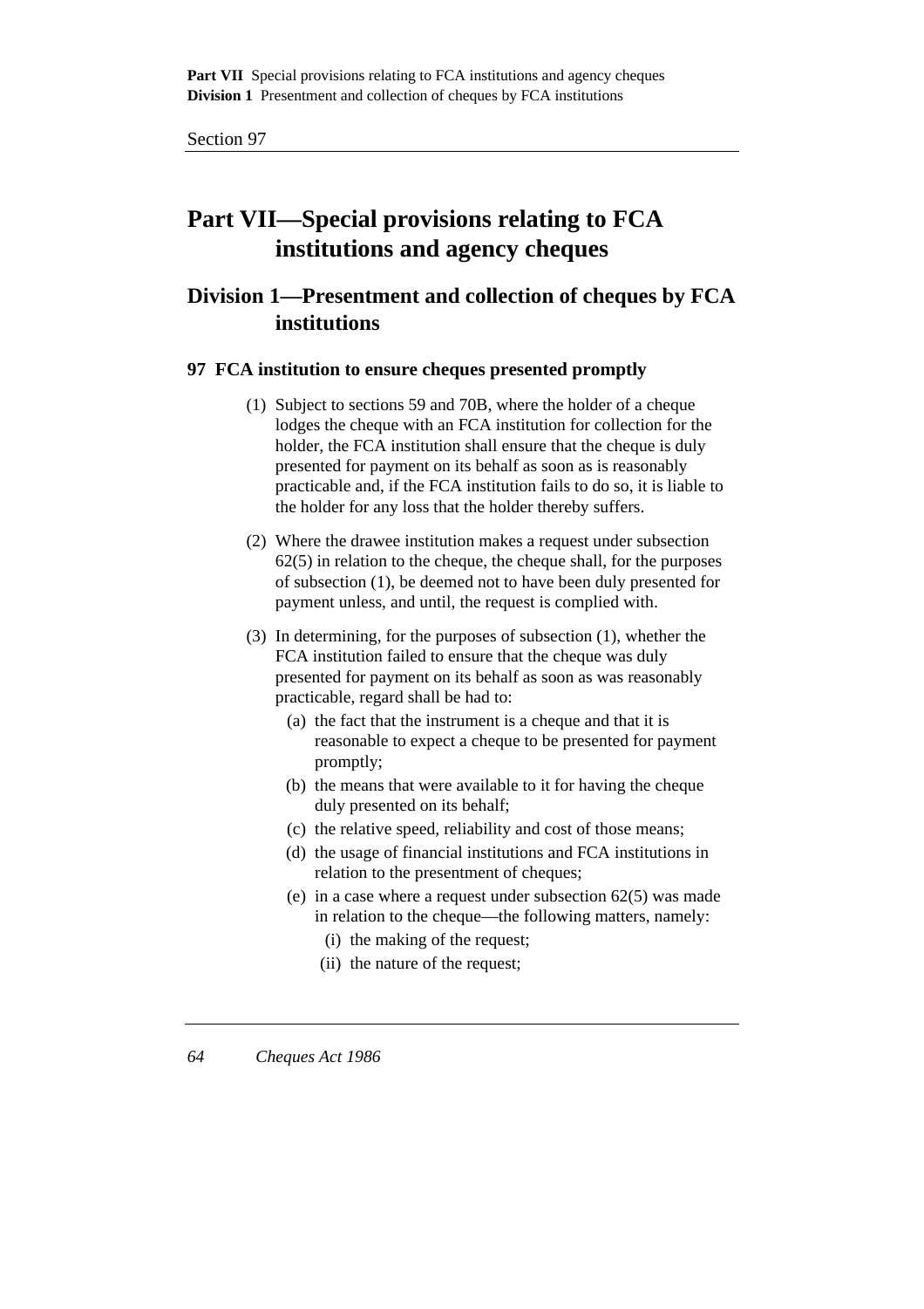# Part VII—Special provisions relating to FCA institutions and agency cheques

## Division 1—Presentment and collection of cheques by FCA institutions

### 97 FCA institution to ensure cheques presented promptly

(1) Subject to sections 59 and 70B, where the holder of a cheque lodges the cheque with an FCA institution for collection for the holder, the FCA institution shall ensure that the cheque is duly presented for payment on its behalf as soon as is reasonably practicable and, if the FCA institution fails to do so, it is liable to the holder for any loss that the holder thereby suffers.

(2) Where the drawee institution makes a request under subsection 62(5) in relation to the cheque, the cheque shall, for the purposes of subsection (1), be deemed not to have been duly presented for payment unless, and until, the request is complied with.

(3) In determining, for the purposes of subsection (1), whether the FCA institution failed to ensure that the cheque was duly presented for payment on its behalf as soon as was reasonably practicable, regard shall be had to:

- (a) the fact that the instrument is a cheque and that it is reasonable to expect a cheque to be presented for payment promptly;
- (b) the means that were available to it for having the cheque duly presented on its behalf;
- (c) the relative speed, reliability and cost of those means;
- (d) the usage of financial institutions and FCA institutions in relation to the presentment of cheques;
- (e) in a case where a request under subsection 62(5) was made in relation to the cheque—the following matters, namely:
    - (i) the making of the request;
    - (ii) the nature of the request;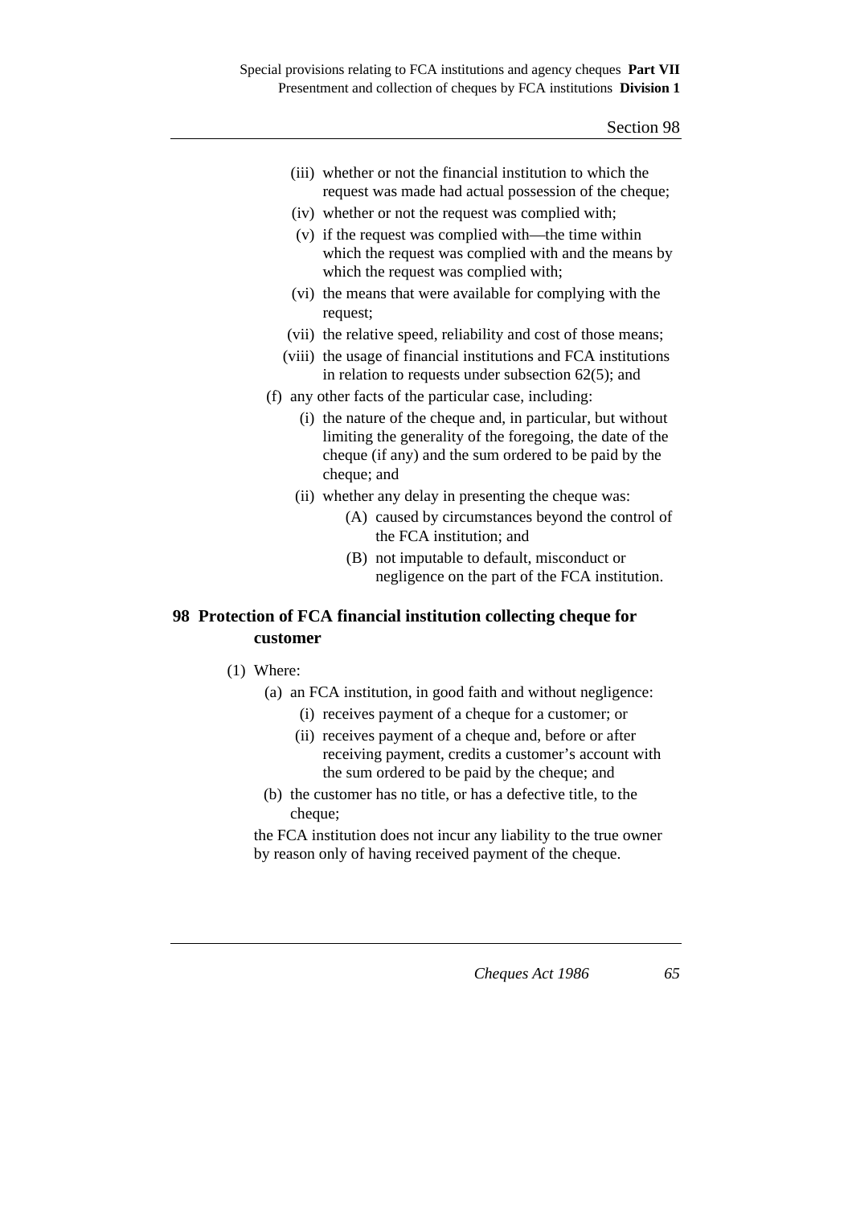(iii) whether or not the financial institution to which the request was made had actual possession of the cheque;

(iv) whether or not the request was complied with;

(v) if the request was complied with—the time within which the request was complied with and the means by which the request was complied with;

(vi) the means that were available for complying with the request;

(vii) the relative speed, reliability and cost of those means;

(viii) the usage of financial institutions and FCA institutions in relation to requests under subsection 62(5); and

(f) any other facts of the particular case, including:

(i) the nature of the cheque and, in particular, but without limiting the generality of the foregoing, the date of the cheque (if any) and the sum ordered to be paid by the cheque; and

(ii) whether any delay in presenting the cheque was:

(A) caused by circumstances beyond the control of the FCA institution; and

(B) not imputable to default, misconduct or negligence on the part of the FCA institution.

## 98 Protection of FCA financial institution collecting cheque for customer

(1) Where:

(a) an FCA institution, in good faith and without negligence:

(i) receives payment of a cheque for a customer; or

(ii) receives payment of a cheque and, before or after receiving payment, credits a customer's account with the sum ordered to be paid by the cheque; and

(b) the customer has no title, or has a defective title, to the cheque;

the FCA institution does not incur any liability to the true owner by reason only of having received payment of the cheque.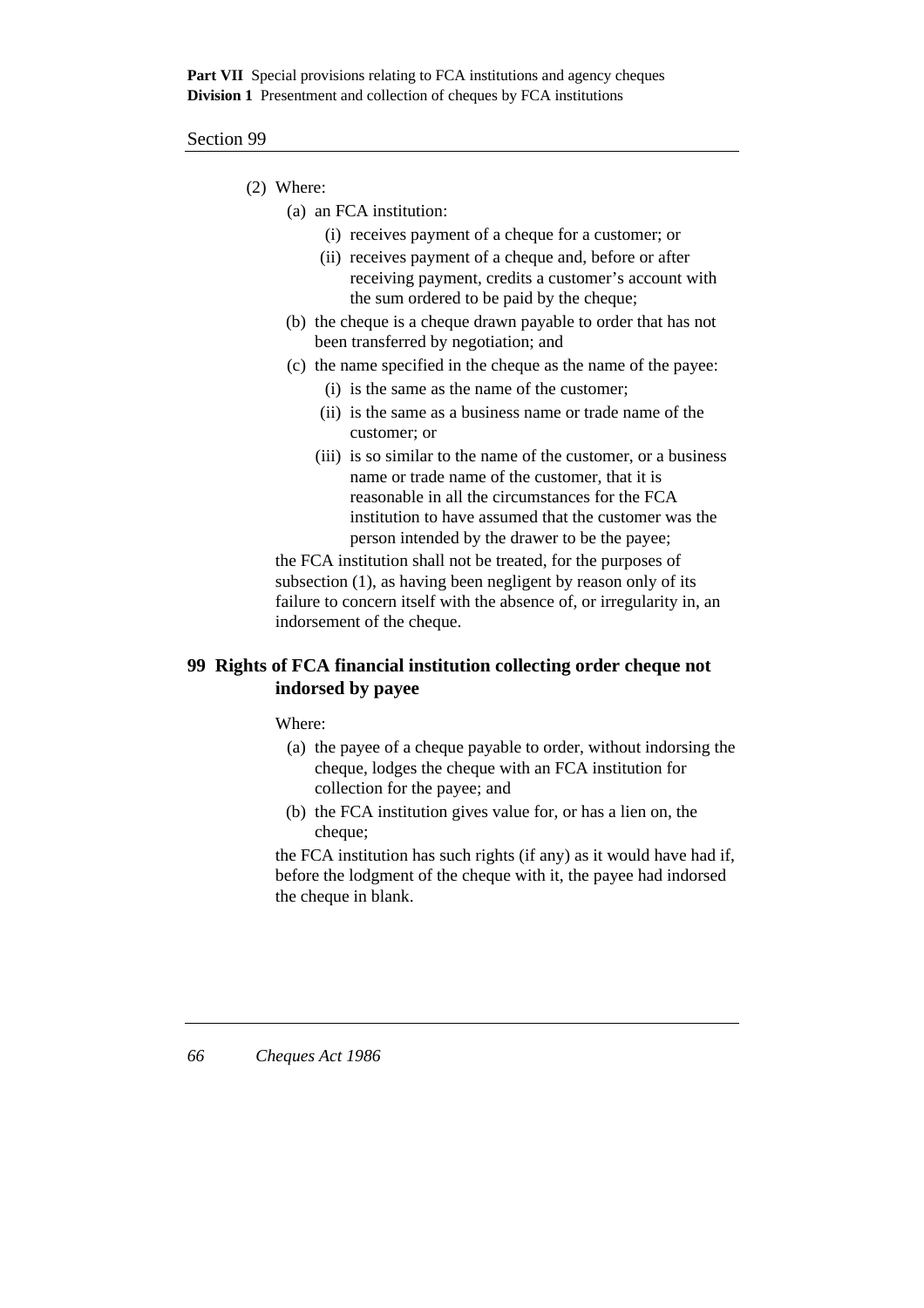(2) Where:

   (a) an FCA institution:

      (i) receives payment of a cheque for a customer; or

      (ii) receives payment of a cheque and, before or after receiving payment, credits a customer's account with the sum ordered to be paid by the cheque;

   (b) the cheque is a cheque drawn payable to order that has not been transferred by negotiation; and

   (c) the name specified in the cheque as the name of the payee:

      (i) is the same as the name of the customer;

      (ii) is the same as a business name or trade name of the customer; or

      (iii) is so similar to the name of the customer, or a business name or trade name of the customer, that it is reasonable in all the circumstances for the FCA institution to have assumed that the customer was the person intended by the drawer to be the payee;

the FCA institution shall not be treated, for the purposes of subsection (1), as having been negligent by reason only of its failure to concern itself with the absence of, or irregularity in, an indorsement of the cheque.

## 99 Rights of FCA financial institution collecting order cheque not indorsed by payee

Where:

   (a) the payee of a cheque payable to order, without indorsing the cheque, lodges the cheque with an FCA institution for collection for the payee; and

   (b) the FCA institution gives value for, or has a lien on, the cheque;

the FCA institution has such rights (if any) as it would have had if, before the lodgment of the cheque with it, the payee had indorsed the cheque in blank.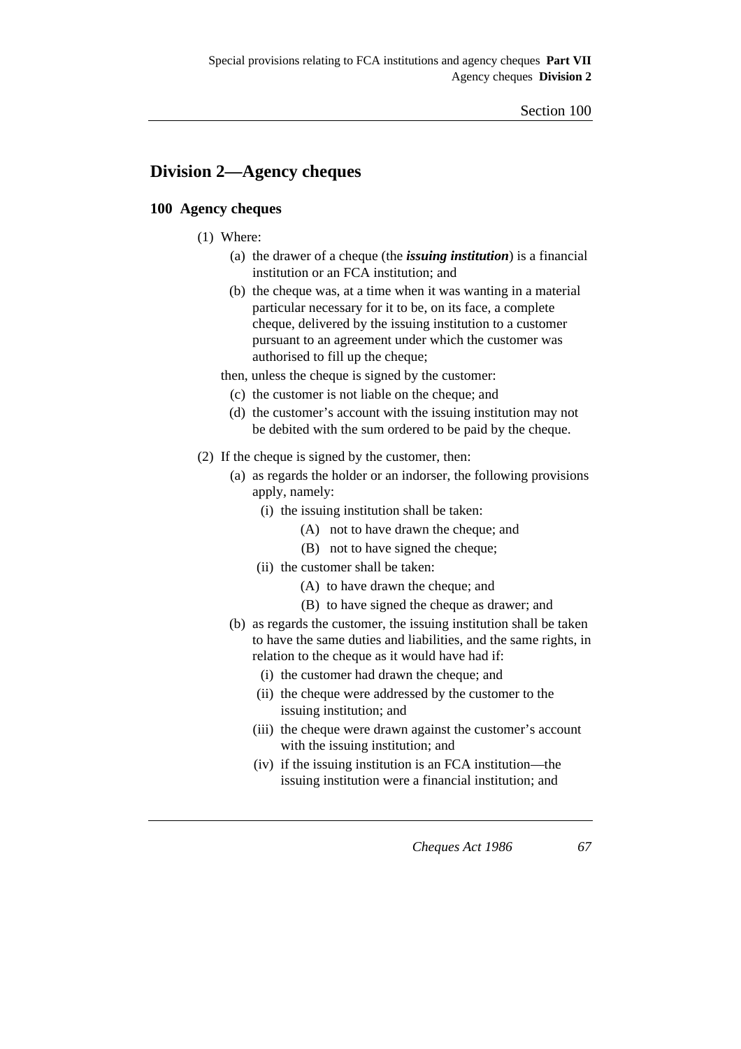## Division 2—Agency cheques

### 100 Agency cheques

(1) Where:

(a) the drawer of a cheque (the ***issuing institution***) is a financial institution or an FCA institution; and

(b) the cheque was, at a time when it was wanting in a material particular necessary for it to be, on its face, a complete cheque, delivered by the issuing institution to a customer pursuant to an agreement under which the customer was authorised to fill up the cheque;

then, unless the cheque is signed by the customer:

(c) the customer is not liable on the cheque; and

(d) the customer's account with the issuing institution may not be debited with the sum ordered to be paid by the cheque.

(2) If the cheque is signed by the customer, then:

(a) as regards the holder or an indorser, the following provisions apply, namely:

(i) the issuing institution shall be taken:

(A) not to have drawn the cheque; and

(B) not to have signed the cheque;

(ii) the customer shall be taken:

(A) to have drawn the cheque; and

(B) to have signed the cheque as drawer; and

(b) as regards the customer, the issuing institution shall be taken to have the same duties and liabilities, and the same rights, in relation to the cheque as it would have had if:

(i) the customer had drawn the cheque; and

(ii) the cheque were addressed by the customer to the issuing institution; and

(iii) the cheque were drawn against the customer's account with the issuing institution; and

(iv) if the issuing institution is an FCA institution—the issuing institution were a financial institution; and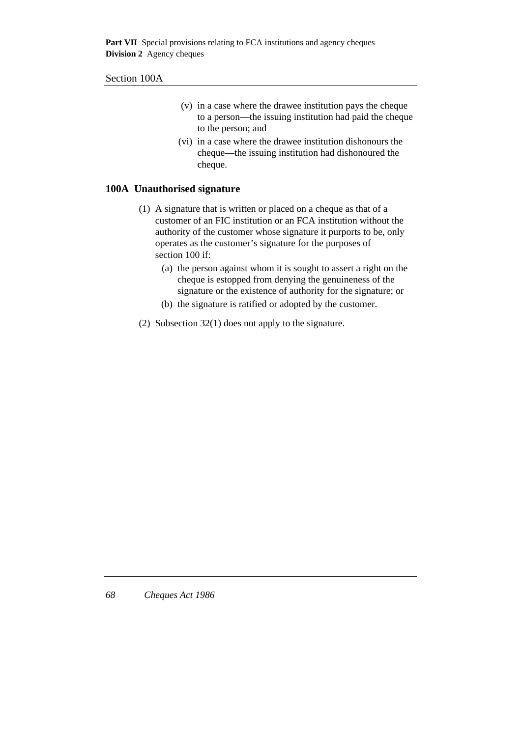(v) in a case where the drawee institution pays the cheque to a person—the issuing institution had paid the cheque to the person; and

(vi) in a case where the drawee institution dishonours the cheque—the issuing institution had dishonoured the cheque.

### 100A Unauthorised signature

(1) A signature that is written or placed on a cheque as that of a customer of an FIC institution or an FCA institution without the authority of the customer whose signature it purports to be, only operates as the customer's signature for the purposes of section 100 if:

  (a) the person against whom it is sought to assert a right on the cheque is estopped from denying the genuineness of the signature or the existence of authority for the signature; or

  (b) the signature is ratified or adopted by the customer.

(2) Subsection 32(1) does not apply to the signature.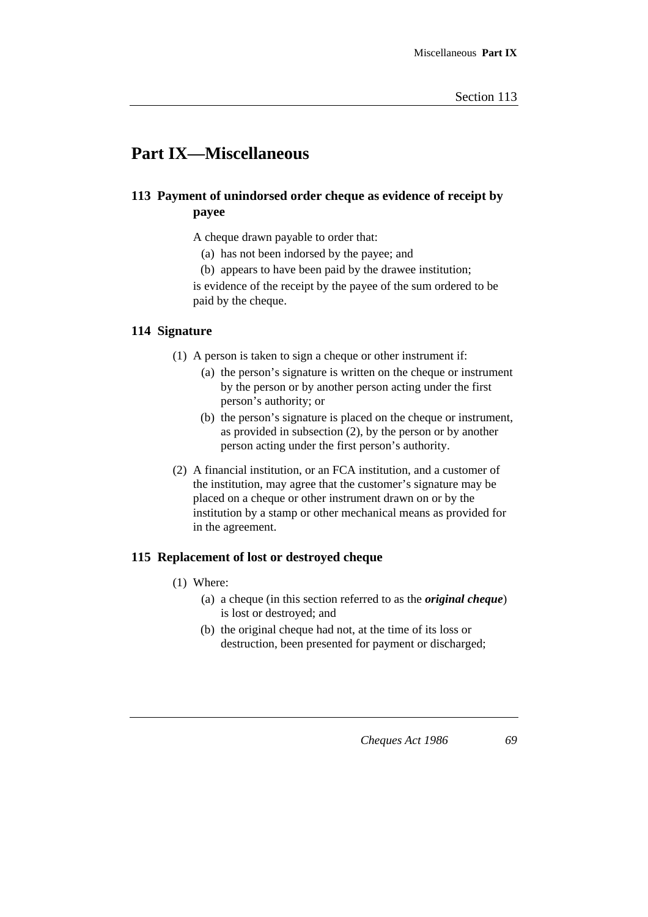# Part IX—Miscellaneous

## 113 Payment of unindorsed order cheque as evidence of receipt by payee

A cheque drawn payable to order that:

- (a) has not been indorsed by the payee; and
- (b) appears to have been paid by the drawee institution;

is evidence of the receipt by the payee of the sum ordered to be paid by the cheque.

## 114 Signature

(1) A person is taken to sign a cheque or other instrument if:

- (a) the person’s signature is written on the cheque or instrument by the person or by another person acting under the first person’s authority; or
- (b) the person’s signature is placed on the cheque or instrument, as provided in subsection (2), by the person or by another person acting under the first person’s authority.

(2) A financial institution, or an FCA institution, and a customer of the institution, may agree that the customer’s signature may be placed on a cheque or other instrument drawn on or by the institution by a stamp or other mechanical means as provided for in the agreement.

## 115 Replacement of lost or destroyed cheque

(1) Where:

- (a) a cheque (in this section referred to as the ***original cheque***) is lost or destroyed; and
- (b) the original cheque had not, at the time of its loss or destruction, been presented for payment or discharged;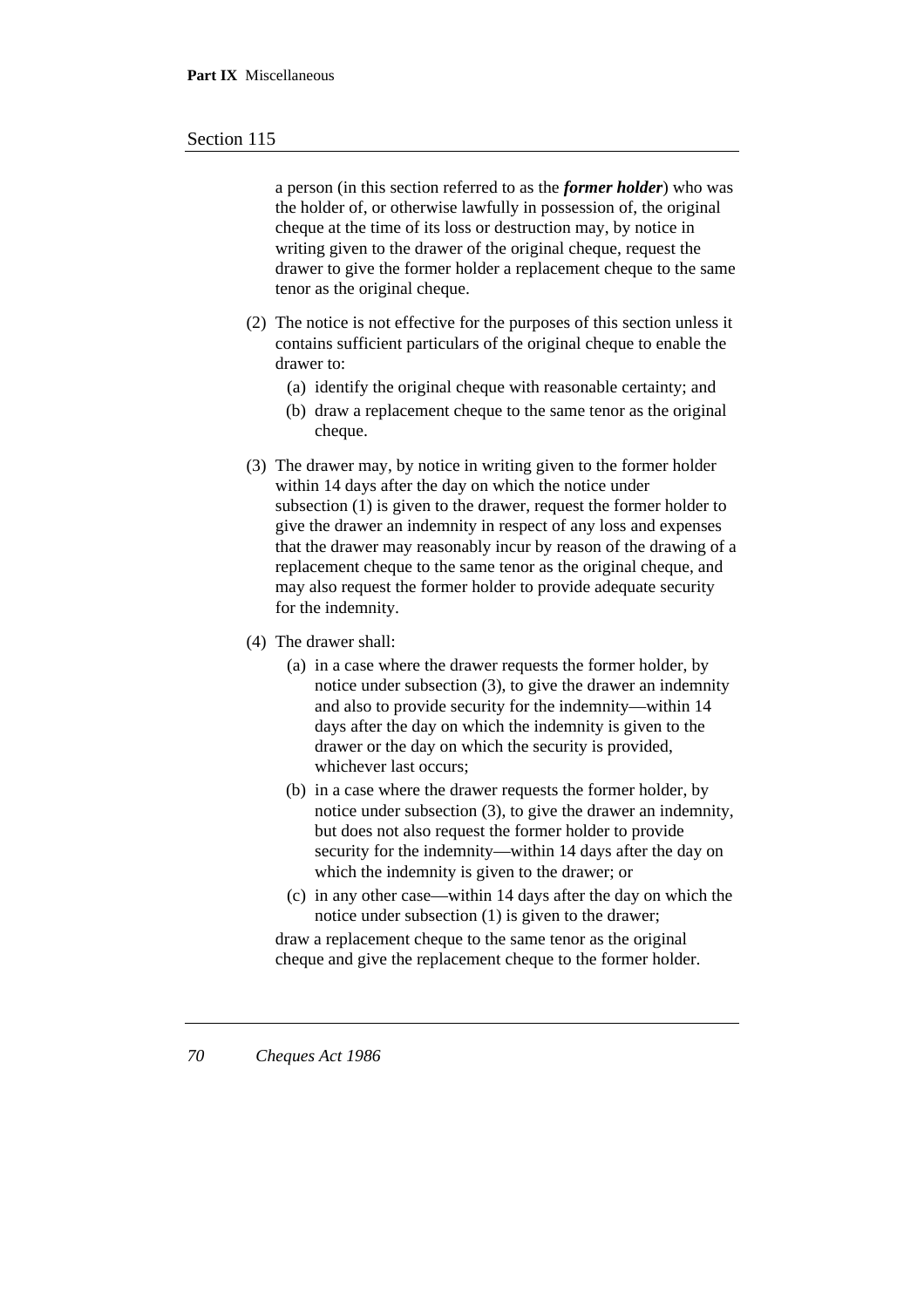a person (in this section referred to as the ***former holder***) who was the holder of, or otherwise lawfully in possession of, the original cheque at the time of its loss or destruction may, by notice in writing given to the drawer of the original cheque, request the drawer to give the former holder a replacement cheque to the same tenor as the original cheque.

(2) The notice is not effective for the purposes of this section unless it contains sufficient particulars of the original cheque to enable the drawer to:

(a) identify the original cheque with reasonable certainty; and

(b) draw a replacement cheque to the same tenor as the original cheque.

(3) The drawer may, by notice in writing given to the former holder within 14 days after the day on which the notice under subsection (1) is given to the drawer, request the former holder to give the drawer an indemnity in respect of any loss and expenses that the drawer may reasonably incur by reason of the drawing of a replacement cheque to the same tenor as the original cheque, and may also request the former holder to provide adequate security for the indemnity.

(4) The drawer shall:

(a) in a case where the drawer requests the former holder, by notice under subsection (3), to give the drawer an indemnity and also to provide security for the indemnity—within 14 days after the day on which the indemnity is given to the drawer or the day on which the security is provided, whichever last occurs;

(b) in a case where the drawer requests the former holder, by notice under subsection (3), to give the drawer an indemnity, but does not also request the former holder to provide security for the indemnity—within 14 days after the day on which the indemnity is given to the drawer; or

(c) in any other case—within 14 days after the day on which the notice under subsection (1) is given to the drawer;

draw a replacement cheque to the same tenor as the original cheque and give the replacement cheque to the former holder.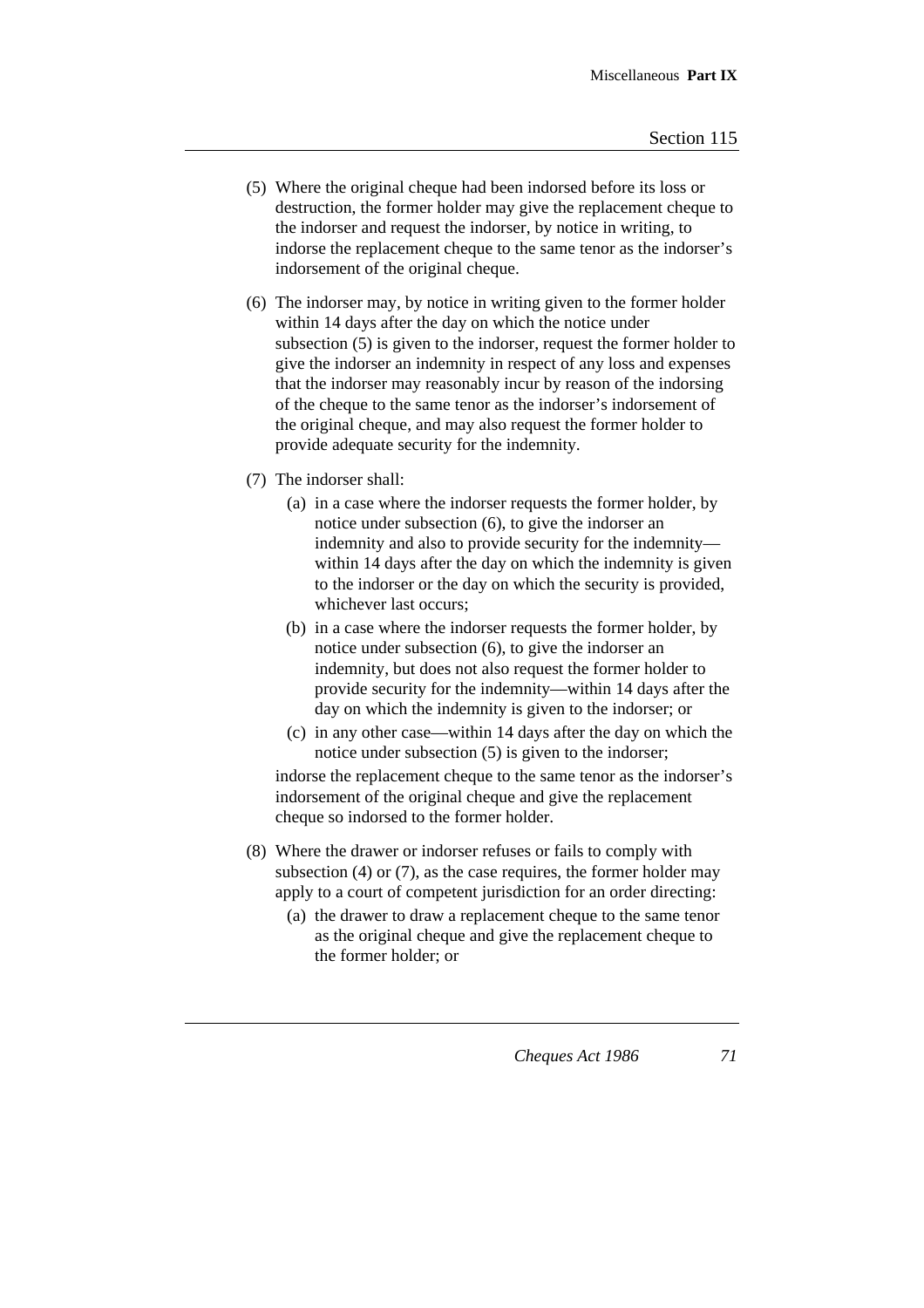(5) Where the original cheque had been indorsed before its loss or destruction, the former holder may give the replacement cheque to the indorser and request the indorser, by notice in writing, to indorse the replacement cheque to the same tenor as the indorser's indorsement of the original cheque.

(6) The indorser may, by notice in writing given to the former holder within 14 days after the day on which the notice under subsection (5) is given to the indorser, request the former holder to give the indorser an indemnity in respect of any loss and expenses that the indorser may reasonably incur by reason of the indorsing of the cheque to the same tenor as the indorser's indorsement of the original cheque, and may also request the former holder to provide adequate security for the indemnity.

(7) The indorser shall:

- (a) in a case where the indorser requests the former holder, by notice under subsection (6), to give the indorser an indemnity and also to provide security for the indemnity—within 14 days after the day on which the indemnity is given to the indorser or the day on which the security is provided, whichever last occurs;
- (b) in a case where the indorser requests the former holder, by notice under subsection (6), to give the indorser an indemnity, but does not also request the former holder to provide security for the indemnity—within 14 days after the day on which the indemnity is given to the indorser; or
- (c) in any other case—within 14 days after the day on which the notice under subsection (5) is given to the indorser;

indorse the replacement cheque to the same tenor as the indorser's indorsement of the original cheque and give the replacement cheque so indorsed to the former holder.

(8) Where the drawer or indorser refuses or fails to comply with subsection (4) or (7), as the case requires, the former holder may apply to a court of competent jurisdiction for an order directing:

- (a) the drawer to draw a replacement cheque to the same tenor as the original cheque and give the replacement cheque to the former holder; or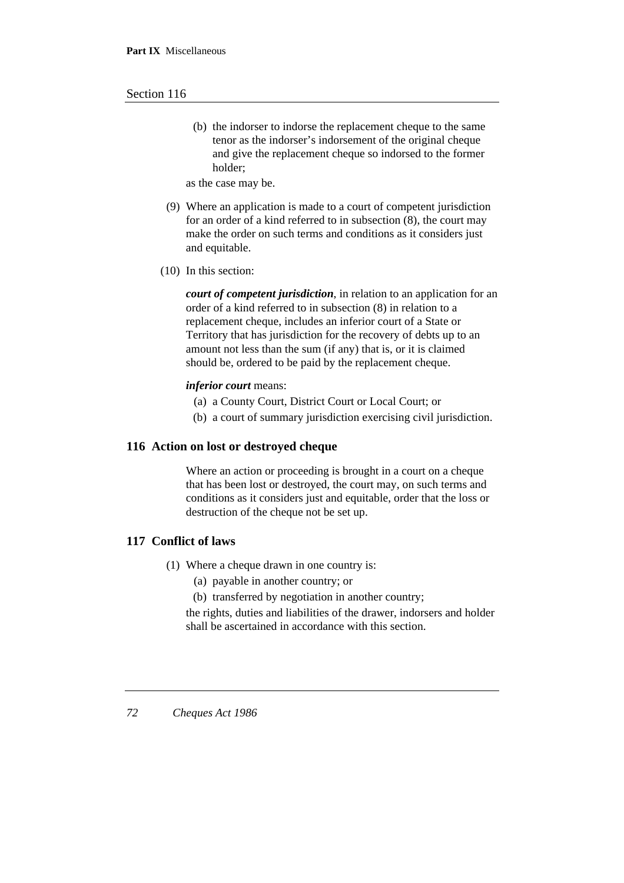(b) the indorser to indorse the replacement cheque to the same tenor as the indorser's indorsement of the original cheque and give the replacement cheque so indorsed to the former holder;

as the case may be.

(9) Where an application is made to a court of competent jurisdiction for an order of a kind referred to in subsection (8), the court may make the order on such terms and conditions as it considers just and equitable.

(10) In this section:

***court of competent jurisdiction***, in relation to an application for an order of a kind referred to in subsection (8) in relation to a replacement cheque, includes an inferior court of a State or Territory that has jurisdiction for the recovery of debts up to an amount not less than the sum (if any) that is, or it is claimed should be, ordered to be paid by the replacement cheque.

***inferior court*** means:

(a) a County Court, District Court or Local Court; or

(b) a court of summary jurisdiction exercising civil jurisdiction.

## 116 Action on lost or destroyed cheque

Where an action or proceeding is brought in a court on a cheque that has been lost or destroyed, the court may, on such terms and conditions as it considers just and equitable, order that the loss or destruction of the cheque not be set up.

## 117 Conflict of laws

(1) Where a cheque drawn in one country is:

(a) payable in another country; or

(b) transferred by negotiation in another country;

the rights, duties and liabilities of the drawer, indorsers and holder shall be ascertained in accordance with this section.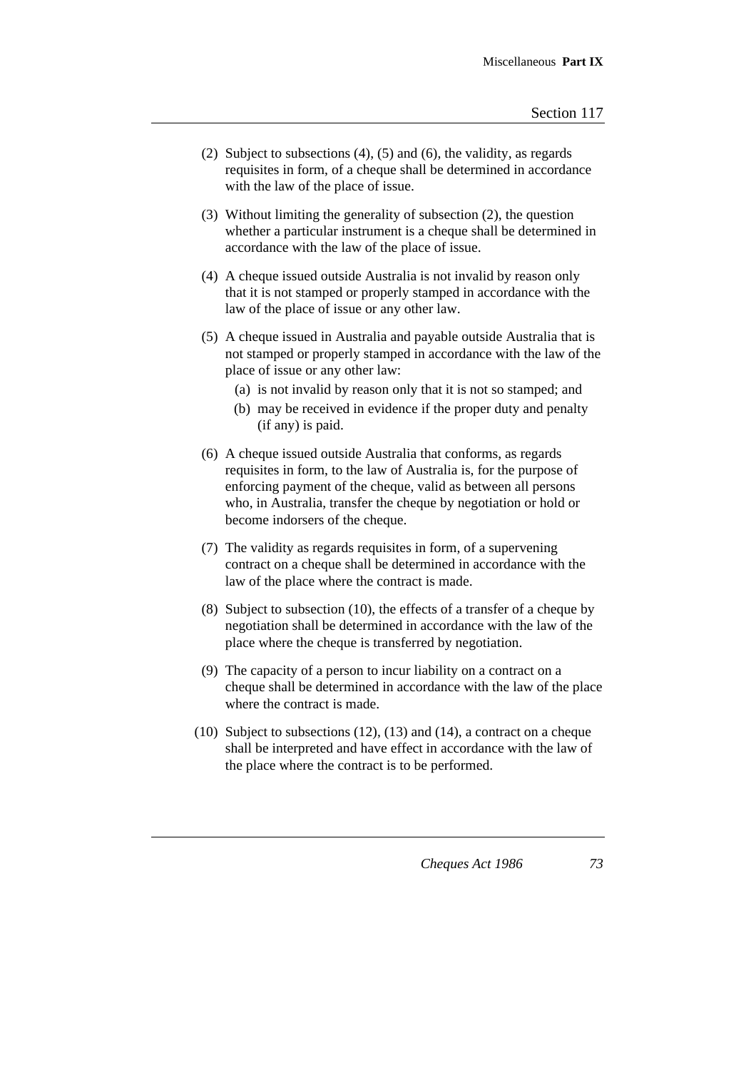(2) Subject to subsections (4), (5) and (6), the validity, as regards requisites in form, of a cheque shall be determined in accordance with the law of the place of issue.

(3) Without limiting the generality of subsection (2), the question whether a particular instrument is a cheque shall be determined in accordance with the law of the place of issue.

(4) A cheque issued outside Australia is not invalid by reason only that it is not stamped or properly stamped in accordance with the law of the place of issue or any other law.

(5) A cheque issued in Australia and payable outside Australia that is not stamped or properly stamped in accordance with the law of the place of issue or any other law:

- (a) is not invalid by reason only that it is not so stamped; and
- (b) may be received in evidence if the proper duty and penalty (if any) is paid.

(6) A cheque issued outside Australia that conforms, as regards requisites in form, to the law of Australia is, for the purpose of enforcing payment of the cheque, valid as between all persons who, in Australia, transfer the cheque by negotiation or hold or become indorsers of the cheque.

(7) The validity as regards requisites in form, of a supervening contract on a cheque shall be determined in accordance with the law of the place where the contract is made.

(8) Subject to subsection (10), the effects of a transfer of a cheque by negotiation shall be determined in accordance with the law of the place where the cheque is transferred by negotiation.

(9) The capacity of a person to incur liability on a contract on a cheque shall be determined in accordance with the law of the place where the contract is made.

(10) Subject to subsections (12), (13) and (14), a contract on a cheque shall be interpreted and have effect in accordance with the law of the place where the contract is to be performed.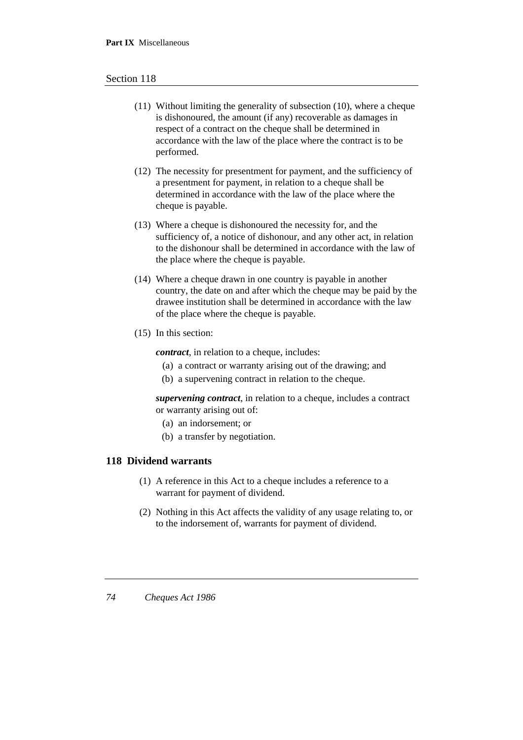(11) Without limiting the generality of subsection (10), where a cheque is dishonoured, the amount (if any) recoverable as damages in respect of a contract on the cheque shall be determined in accordance with the law of the place where the contract is to be performed.

(12) The necessity for presentment for payment, and the sufficiency of a presentment for payment, in relation to a cheque shall be determined in accordance with the law of the place where the cheque is payable.

(13) Where a cheque is dishonoured the necessity for, and the sufficiency of, a notice of dishonour, and any other act, in relation to the dishonour shall be determined in accordance with the law of the place where the cheque is payable.

(14) Where a cheque drawn in one country is payable in another country, the date on and after which the cheque may be paid by the drawee institution shall be determined in accordance with the law of the place where the cheque is payable.

(15) In this section:

***contract***, in relation to a cheque, includes:

(a) a contract or warranty arising out of the drawing; and

(b) a supervening contract in relation to the cheque.

***supervening contract***, in relation to a cheque, includes a contract or warranty arising out of:

(a) an indorsement; or

(b) a transfer by negotiation.

## 118 Dividend warrants

(1) A reference in this Act to a cheque includes a reference to a warrant for payment of dividend.

(2) Nothing in this Act affects the validity of any usage relating to, or to the indorsement of, warrants for payment of dividend.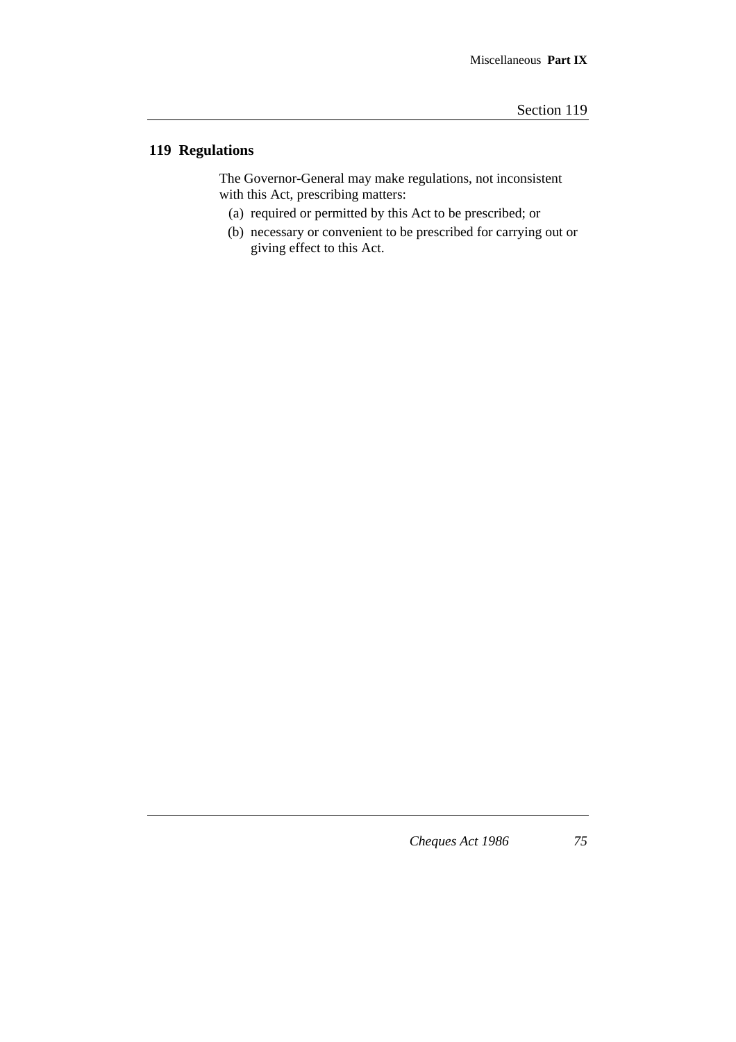## 119 Regulations

The Governor-General may make regulations, not inconsistent with this Act, prescribing matters:

(a) required or permitted by this Act to be prescribed; or

(b) necessary or convenient to be prescribed for carrying out or giving effect to this Act.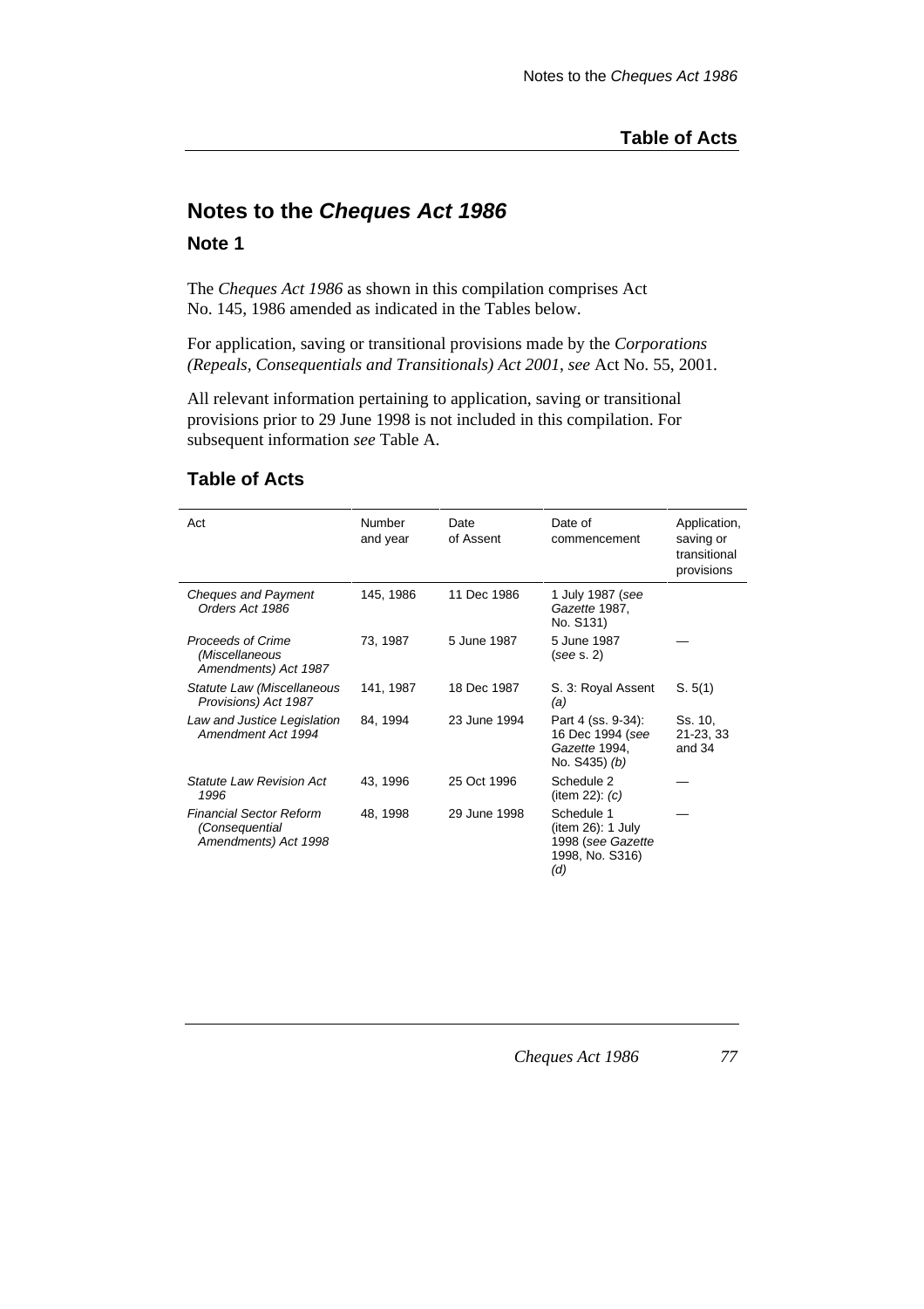# Notes to the *Cheques Act 1986*

## Note 1

The *Cheques Act 1986* as shown in this compilation comprises Act No. 145, 1986 amended as indicated in the Tables below.

For application, saving or transitional provisions made by the *Corporations (Repeals, Consequentials and Transitionals) Act 2001*, *see* Act No. 55, 2001.

All relevant information pertaining to application, saving or transitional provisions prior to 29 June 1998 is not included in this compilation. For subsequent information *see* Table A.

## Table of Acts

| Act | Number and year | Date of Assent | Date of commencement | Application, saving or transitional provisions |
|---|---|---|---|---|
| *Cheques and Payment Orders Act 1986* | 145, 1986 | 11 Dec 1986 | 1 July 1987 (*see Gazette* 1987, No. S131) | |
| *Proceeds of Crime (Miscellaneous Amendments) Act 1987* | 73, 1987 | 5 June 1987 | 5 June 1987 (*see* s. 2) | — |
| *Statute Law (Miscellaneous Provisions) Act 1987* | 141, 1987 | 18 Dec 1987 | S. 3: Royal Assent *(a)* | S. 5(1) |
| *Law and Justice Legislation Amendment Act 1994* | 84, 1994 | 23 June 1994 | Part 4 (ss. 9-34): 16 Dec 1994 (*see Gazette* 1994, No. S435) *(b)* | Ss. 10, 21-23, 33 and 34 |
| *Statute Law Revision Act 1996* | 43, 1996 | 25 Oct 1996 | Schedule 2 (item 22): *(c)* | — |
| *Financial Sector Reform (Consequential Amendments) Act 1998* | 48, 1998 | 29 June 1998 | Schedule 1 (item 26): 1 July 1998 (*see Gazette* 1998, No. S316) *(d)* | — |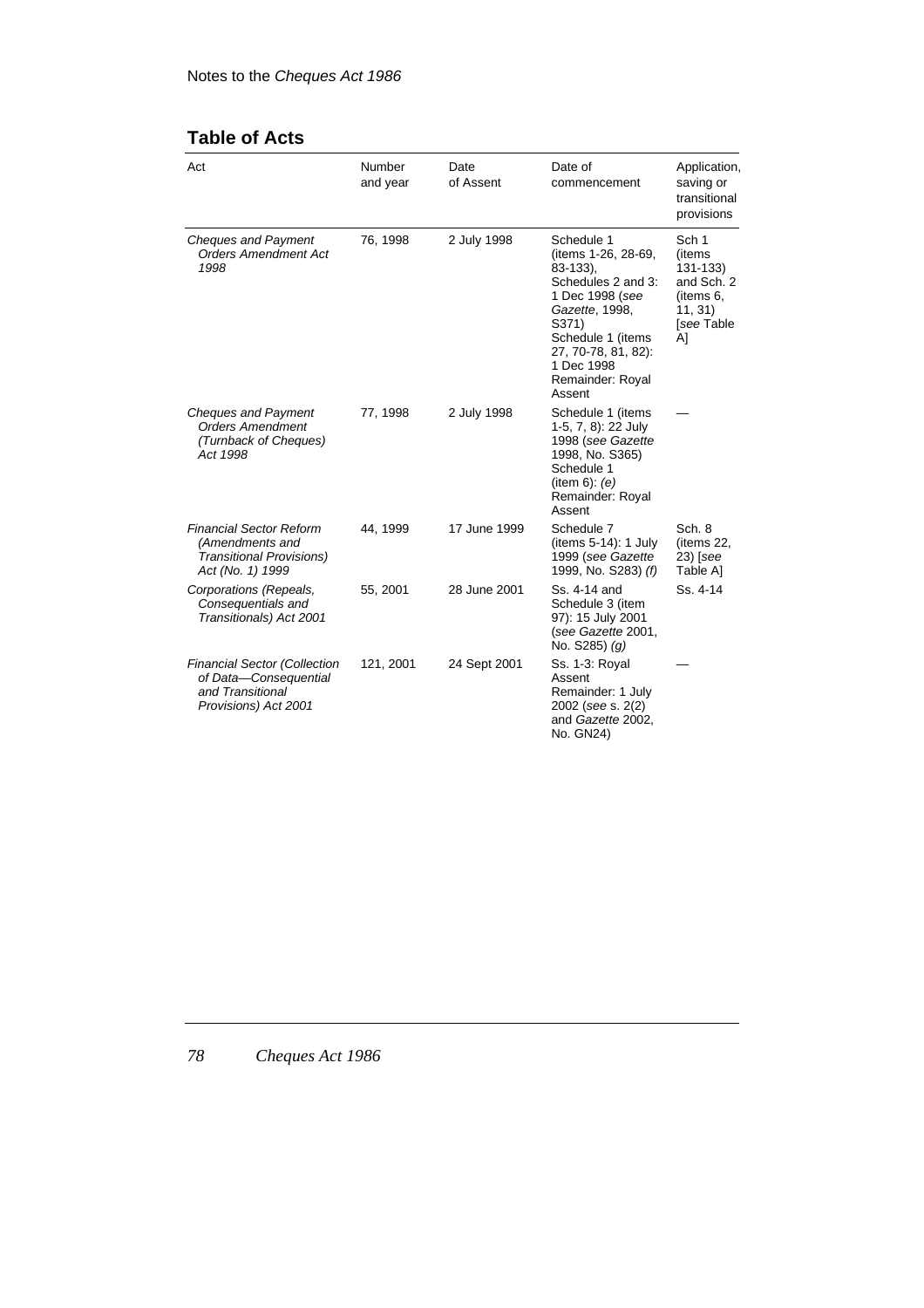## Table of Acts

| Act | Number and year | Date of Assent | Date of commencement | Application, saving or transitional provisions |
|---|---|---|---|---|
| *Cheques and Payment Orders Amendment Act 1998* | 76, 1998 | 2 July 1998 | Schedule 1 (items 1-26, 28-69, 83-133), Schedules 2 and 3: 1 Dec 1998 (*see Gazette*, 1998, S371) Schedule 1 (items 27, 70-78, 81, 82): 1 Dec 1998 Remainder: Royal Assent | Sch 1 (items 131-133) and Sch. 2 (items 6, 11, 31) [*see* Table A] |
| *Cheques and Payment Orders Amendment (Turnback of Cheques) Act 1998* | 77, 1998 | 2 July 1998 | Schedule 1 (items 1-5, 7, 8): 22 July 1998 (*see Gazette* 1998, No. S365) Schedule 1 (item 6): *(e)* Remainder: Royal Assent | — |
| *Financial Sector Reform (Amendments and Transitional Provisions) Act (No. 1) 1999* | 44, 1999 | 17 June 1999 | Schedule 7 (items 5-14): 1 July 1999 (*see Gazette* 1999, No. S283) *(f)* | Sch. 8 (items 22, 23) [*see* Table A] |
| *Corporations (Repeals, Consequentials and Transitionals) Act 2001* | 55, 2001 | 28 June 2001 | Ss. 4-14 and Schedule 3 (item 97): 15 July 2001 (*see Gazette* 2001, No. S285) *(g)* | Ss. 4-14 |
| *Financial Sector (Collection of Data—Consequential and Transitional Provisions) Act 2001* | 121, 2001 | 24 Sept 2001 | Ss. 1-3: Royal Assent Remainder: 1 July 2002 (*see* s. 2(2) and *Gazette* 2002, No. GN24) | — |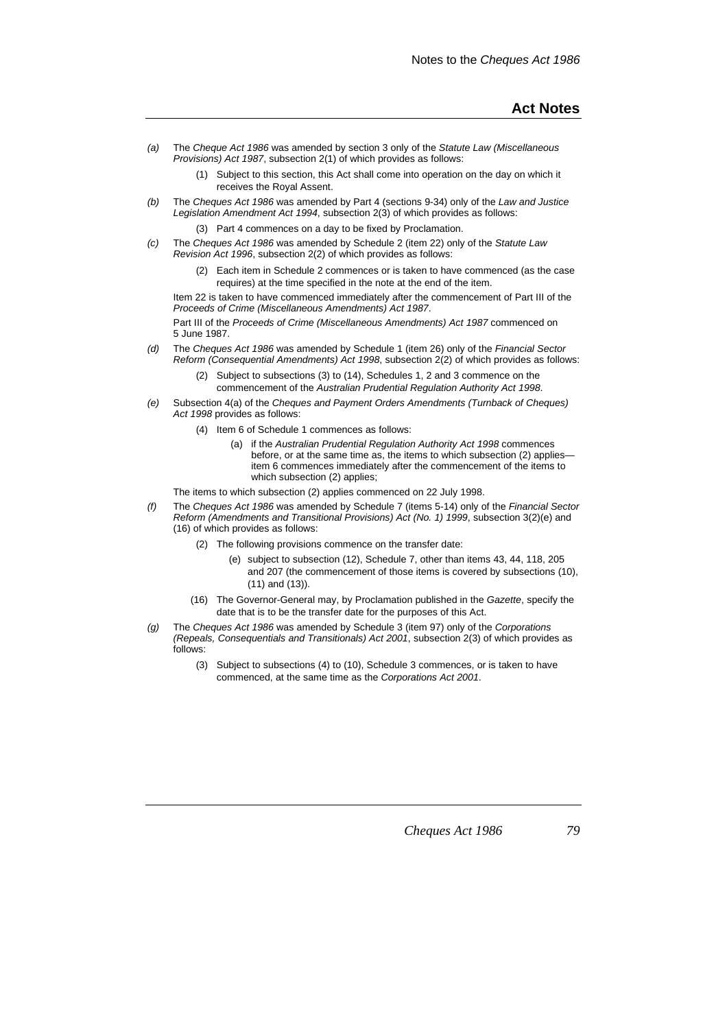## Act Notes

*(a)* The *Cheque Act 1986* was amended by section 3 only of the *Statute Law (Miscellaneous Provisions) Act 1987*, subsection 2(1) of which provides as follows:

> (1) Subject to this section, this Act shall come into operation on the day on which it receives the Royal Assent.

*(b)* The *Cheques Act 1986* was amended by Part 4 (sections 9-34) only of the *Law and Justice Legislation Amendment Act 1994*, subsection 2(3) of which provides as follows:

> (3) Part 4 commences on a day to be fixed by Proclamation.

*(c)* The *Cheques Act 1986* was amended by Schedule 2 (item 22) only of the *Statute Law Revision Act 1996*, subsection 2(2) of which provides as follows:

> (2) Each item in Schedule 2 commences or is taken to have commenced (as the case requires) at the time specified in the note at the end of the item.

Item 22 is taken to have commenced immediately after the commencement of Part III of the *Proceeds of Crime (Miscellaneous Amendments) Act 1987*.

Part III of the *Proceeds of Crime (Miscellaneous Amendments) Act 1987* commenced on 5 June 1987.

*(d)* The *Cheques Act 1986* was amended by Schedule 1 (item 26) only of the *Financial Sector Reform (Consequential Amendments) Act 1998*, subsection 2(2) of which provides as follows:

> (2) Subject to subsections (3) to (14), Schedules 1, 2 and 3 commence on the commencement of the *Australian Prudential Regulation Authority Act 1998*.

*(e)* Subsection 4(a) of the *Cheques and Payment Orders Amendments (Turnback of Cheques) Act 1998* provides as follows:

> (4) Item 6 of Schedule 1 commences as follows:
>
> > (a) if the *Australian Prudential Regulation Authority Act 1998* commences before, or at the same time as, the items to which subsection (2) applies—item 6 commences immediately after the commencement of the items to which subsection (2) applies;

The items to which subsection (2) applies commenced on 22 July 1998.

*(f)* The *Cheques Act 1986* was amended by Schedule 7 (items 5-14) only of the *Financial Sector Reform (Amendments and Transitional Provisions) Act (No. 1) 1999*, subsection 3(2)(e) and (16) of which provides as follows:

> (2) The following provisions commence on the transfer date:
>
> > (e) subject to subsection (12), Schedule 7, other than items 43, 44, 118, 205 and 207 (the commencement of those items is covered by subsections (10), (11) and (13)).
>
> (16) The Governor-General may, by Proclamation published in the *Gazette*, specify the date that is to be the transfer date for the purposes of this Act.

*(g)* The *Cheques Act 1986* was amended by Schedule 3 (item 97) only of the *Corporations (Repeals, Consequentials and Transitionals) Act 2001*, subsection 2(3) of which provides as follows:

> (3) Subject to subsections (4) to (10), Schedule 3 commences, or is taken to have commenced, at the same time as the *Corporations Act 2001*.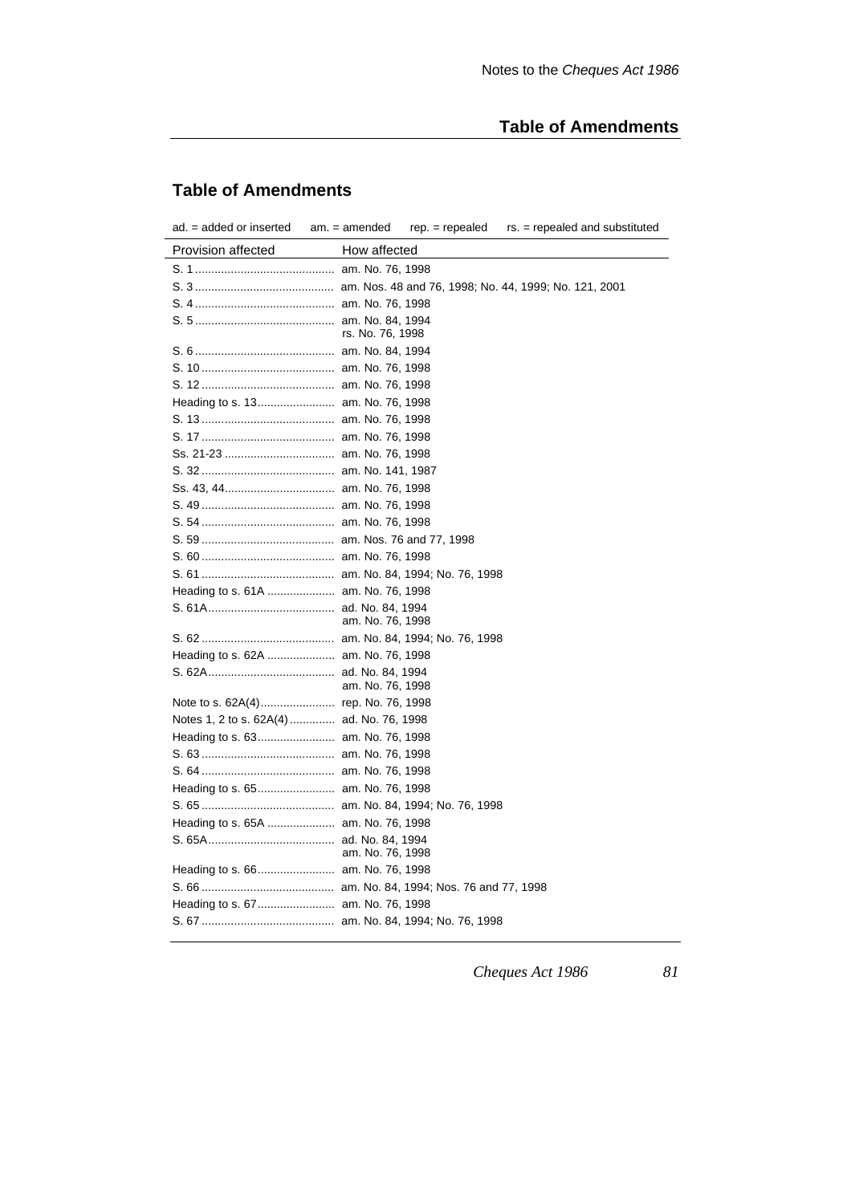## Table of Amendments

ad. = added or inserted am. = amended rep. = repealed rs. = repealed and substituted

| Provision affected | How affected |
|---|---|
| S. 1 | am. No. 76, 1998 |
| S. 3 | am. Nos. 48 and 76, 1998; No. 44, 1999; No. 121, 2001 |
| S. 4 | am. No. 76, 1998 |
| S. 5 | am. No. 84, 1994<br>rs. No. 76, 1998 |
| S. 6 | am. No. 84, 1994 |
| S. 10 | am. No. 76, 1998 |
| S. 12 | am. No. 76, 1998 |
| Heading to s. 13 | am. No. 76, 1998 |
| S. 13 | am. No. 76, 1998 |
| S. 17 | am. No. 76, 1998 |
| Ss. 21-23 | am. No. 76, 1998 |
| S. 32 | am. No. 141, 1987 |
| Ss. 43, 44 | am. No. 76, 1998 |
| S. 49 | am. No. 76, 1998 |
| S. 54 | am. No. 76, 1998 |
| S. 59 | am. Nos. 76 and 77, 1998 |
| S. 60 | am. No. 76, 1998 |
| S. 61 | am. No. 84, 1994; No. 76, 1998 |
| Heading to s. 61A | am. No. 76, 1998 |
| S. 61A | ad. No. 84, 1994<br>am. No. 76, 1998 |
| S. 62 | am. No. 84, 1994; No. 76, 1998 |
| Heading to s. 62A | am. No. 76, 1998 |
| S. 62A | ad. No. 84, 1994<br>am. No. 76, 1998 |
| Note to s. 62A(4) | rep. No. 76, 1998 |
| Notes 1, 2 to s. 62A(4) | ad. No. 76, 1998 |
| Heading to s. 63 | am. No. 76, 1998 |
| S. 63 | am. No. 76, 1998 |
| S. 64 | am. No. 76, 1998 |
| Heading to s. 65 | am. No. 76, 1998 |
| S. 65 | am. No. 84, 1994; No. 76, 1998 |
| Heading to s. 65A | am. No. 76, 1998 |
| S. 65A | ad. No. 84, 1994<br>am. No. 76, 1998 |
| Heading to s. 66 | am. No. 76, 1998 |
| S. 66 | am. No. 84, 1994; Nos. 76 and 77, 1998 |
| Heading to s. 67 | am. No. 76, 1998 |
| S. 67 | am. No. 84, 1994; No. 76, 1998 |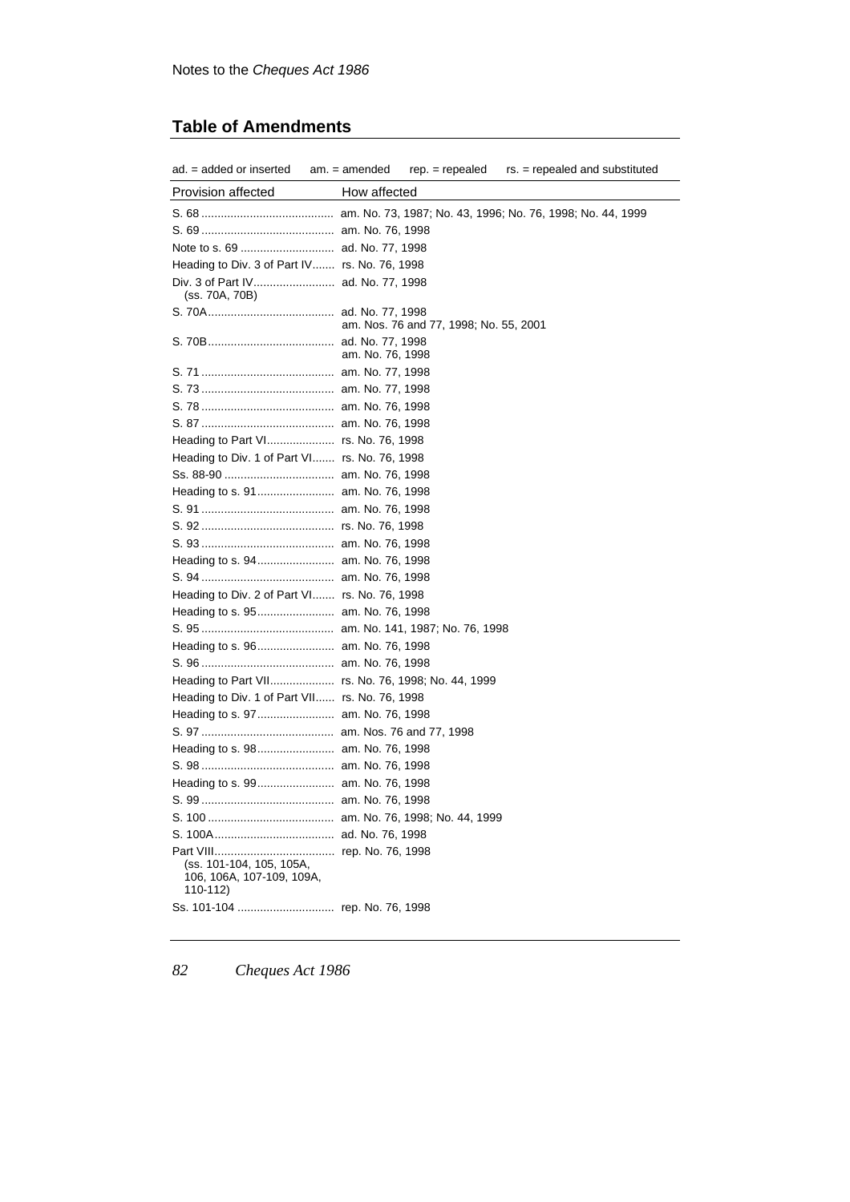## Table of Amendments

ad. = added or inserted am. = amended rep. = repealed rs. = repealed and substituted

| Provision affected | How affected |
|---|---|
| S. 68 | am. No. 73, 1987; No. 43, 1996; No. 76, 1998; No. 44, 1999 |
| S. 69 | am. No. 76, 1998 |
| Note to s. 69 | ad. No. 77, 1998 |
| Heading to Div. 3 of Part IV | rs. No. 76, 1998 |
| Div. 3 of Part IV (ss. 70A, 70B) | ad. No. 77, 1998 |
| S. 70A | ad. No. 77, 1998<br>am. Nos. 76 and 77, 1998; No. 55, 2001 |
| S. 70B | ad. No. 77, 1998<br>am. No. 76, 1998 |
| S. 71 | am. No. 77, 1998 |
| S. 73 | am. No. 77, 1998 |
| S. 78 | am. No. 76, 1998 |
| S. 87 | am. No. 76, 1998 |
| Heading to Part VI | rs. No. 76, 1998 |
| Heading to Div. 1 of Part VI | rs. No. 76, 1998 |
| Ss. 88-90 | am. No. 76, 1998 |
| Heading to s. 91 | am. No. 76, 1998 |
| S. 91 | am. No. 76, 1998 |
| S. 92 | rs. No. 76, 1998 |
| S. 93 | am. No. 76, 1998 |
| Heading to s. 94 | am. No. 76, 1998 |
| S. 94 | am. No. 76, 1998 |
| Heading to Div. 2 of Part VI | rs. No. 76, 1998 |
| Heading to s. 95 | am. No. 76, 1998 |
| S. 95 | am. No. 141, 1987; No. 76, 1998 |
| Heading to s. 96 | am. No. 76, 1998 |
| S. 96 | am. No. 76, 1998 |
| Heading to Part VII | rs. No. 76, 1998; No. 44, 1999 |
| Heading to Div. 1 of Part VII | rs. No. 76, 1998 |
| Heading to s. 97 | am. No. 76, 1998 |
| S. 97 | am. Nos. 76 and 77, 1998 |
| Heading to s. 98 | am. No. 76, 1998 |
| S. 98 | am. No. 76, 1998 |
| Heading to s. 99 | am. No. 76, 1998 |
| S. 99 | am. No. 76, 1998 |
| S. 100 | am. No. 76, 1998; No. 44, 1999 |
| S. 100A | ad. No. 76, 1998 |
| Part VIII (ss. 101-104, 105, 105A, 106, 106A, 107-109, 109A, 110-112) | rep. No. 76, 1998 |
| Ss. 101-104 | rep. No. 76, 1998 |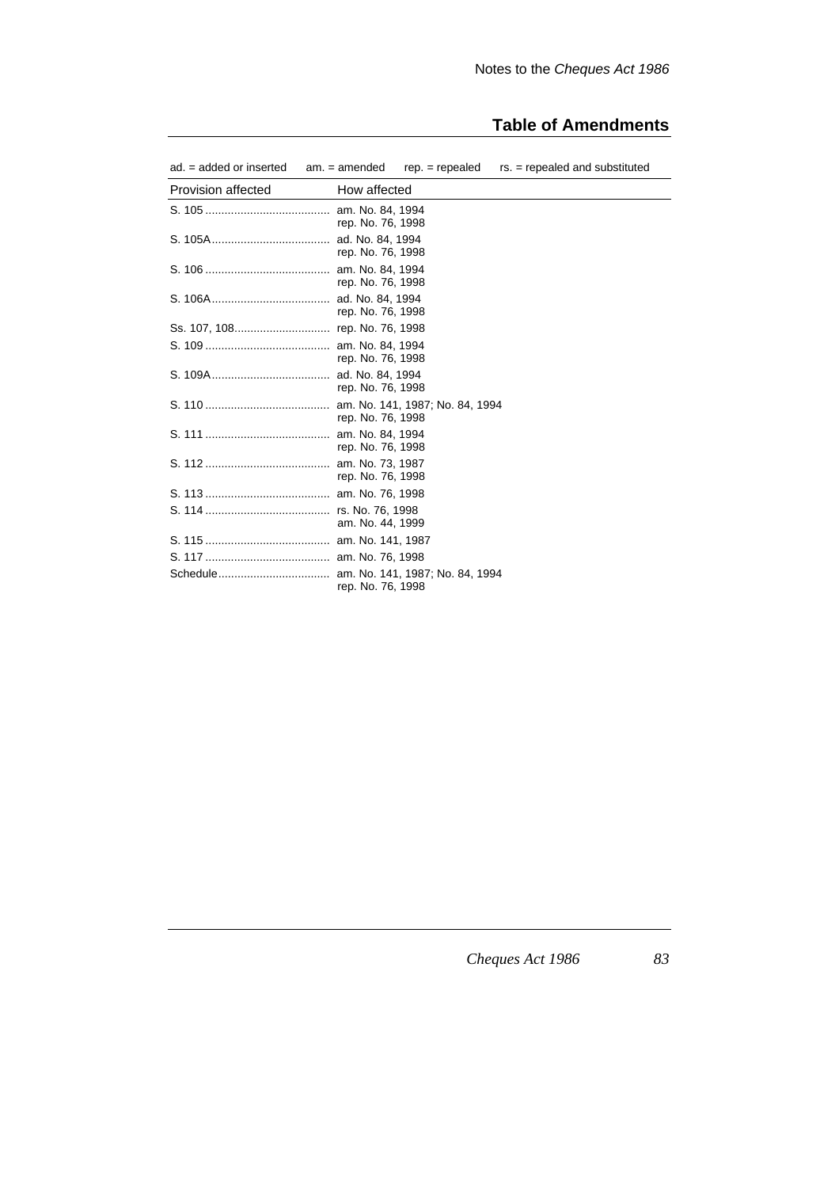## Table of Amendments

ad. = added or inserted am. = amended rep. = repealed rs. = repealed and substituted

| Provision affected | How affected |
| --- | --- |
| S. 105 | am. No. 84, 1994<br>rep. No. 76, 1998 |
| S. 105A | ad. No. 84, 1994<br>rep. No. 76, 1998 |
| S. 106 | am. No. 84, 1994<br>rep. No. 76, 1998 |
| S. 106A | ad. No. 84, 1994<br>rep. No. 76, 1998 |
| Ss. 107, 108 | rep. No. 76, 1998 |
| S. 109 | am. No. 84, 1994<br>rep. No. 76, 1998 |
| S. 109A | ad. No. 84, 1994<br>rep. No. 76, 1998 |
| S. 110 | am. No. 141, 1987; No. 84, 1994<br>rep. No. 76, 1998 |
| S. 111 | am. No. 84, 1994<br>rep. No. 76, 1998 |
| S. 112 | am. No. 73, 1987<br>rep. No. 76, 1998 |
| S. 113 | am. No. 76, 1998 |
| S. 114 | rs. No. 76, 1998<br>am. No. 44, 1999 |
| S. 115 | am. No. 141, 1987 |
| S. 117 | am. No. 76, 1998 |
| Schedule | am. No. 141, 1987; No. 84, 1994<br>rep. No. 76, 1998 |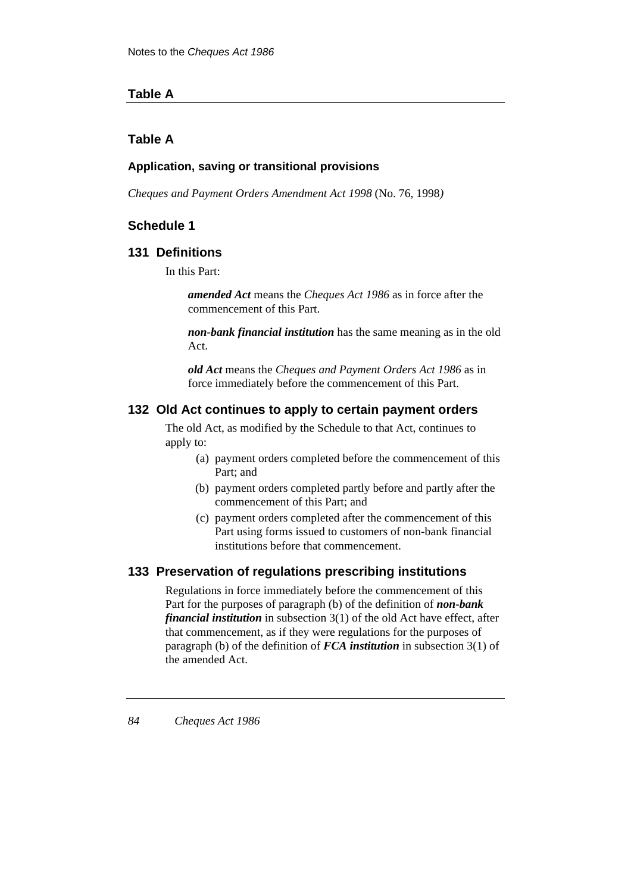## Table A

## Table A

### Application, saving or transitional provisions

*Cheques and Payment Orders Amendment Act 1998* (No. 76, 1998*)*

## Schedule 1

### 131 Definitions

In this Part:

***amended Act*** means the *Cheques Act 1986* as in force after the commencement of this Part.

***non-bank financial institution*** has the same meaning as in the old Act.

***old Act*** means the *Cheques and Payment Orders Act 1986* as in force immediately before the commencement of this Part.

### 132 Old Act continues to apply to certain payment orders

The old Act, as modified by the Schedule to that Act, continues to apply to:

- (a) payment orders completed before the commencement of this Part; and
- (b) payment orders completed partly before and partly after the commencement of this Part; and
- (c) payment orders completed after the commencement of this Part using forms issued to customers of non-bank financial institutions before that commencement.

### 133 Preservation of regulations prescribing institutions

Regulations in force immediately before the commencement of this Part for the purposes of paragraph (b) of the definition of ***non-bank financial institution*** in subsection 3(1) of the old Act have effect, after that commencement, as if they were regulations for the purposes of paragraph (b) of the definition of ***FCA institution*** in subsection 3(1) of the amended Act.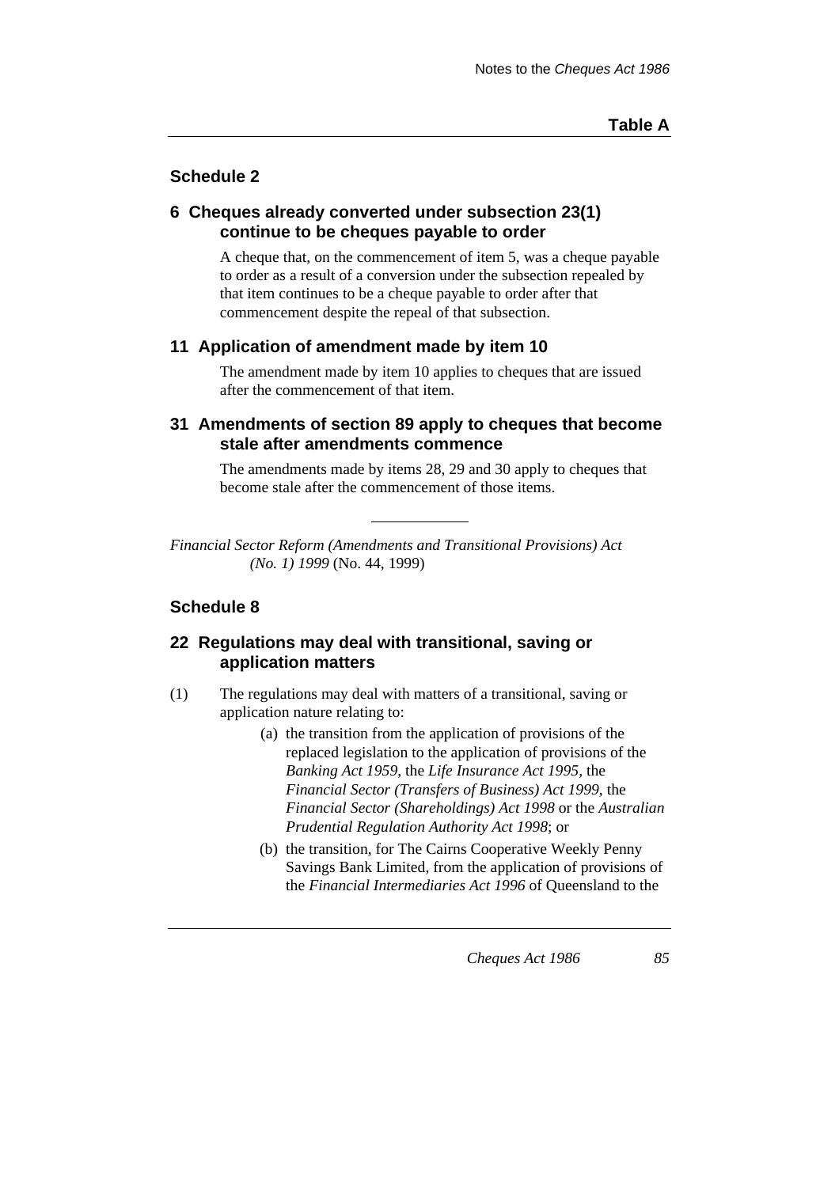## Schedule 2

### 6 Cheques already converted under subsection 23(1) continue to be cheques payable to order

A cheque that, on the commencement of item 5, was a cheque payable to order as a result of a conversion under the subsection repealed by that item continues to be a cheque payable to order after that commencement despite the repeal of that subsection.

### 11 Application of amendment made by item 10

The amendment made by item 10 applies to cheques that are issued after the commencement of that item.

### 31 Amendments of section 89 apply to cheques that become stale after amendments commence

The amendments made by items 28, 29 and 30 apply to cheques that become stale after the commencement of those items.

---

*Financial Sector Reform (Amendments and Transitional Provisions) Act (No. 1) 1999* (No. 44, 1999)

## Schedule 8

### 22 Regulations may deal with transitional, saving or application matters

(1) The regulations may deal with matters of a transitional, saving or application nature relating to:

- (a) the transition from the application of provisions of the replaced legislation to the application of provisions of the *Banking Act 1959*, the *Life Insurance Act 1995*, the *Financial Sector (Transfers of Business) Act 1999*, the *Financial Sector (Shareholdings) Act 1998* or the *Australian Prudential Regulation Authority Act 1998*; or
- (b) the transition, for The Cairns Cooperative Weekly Penny Savings Bank Limited, from the application of provisions of the *Financial Intermediaries Act 1996* of Queensland to the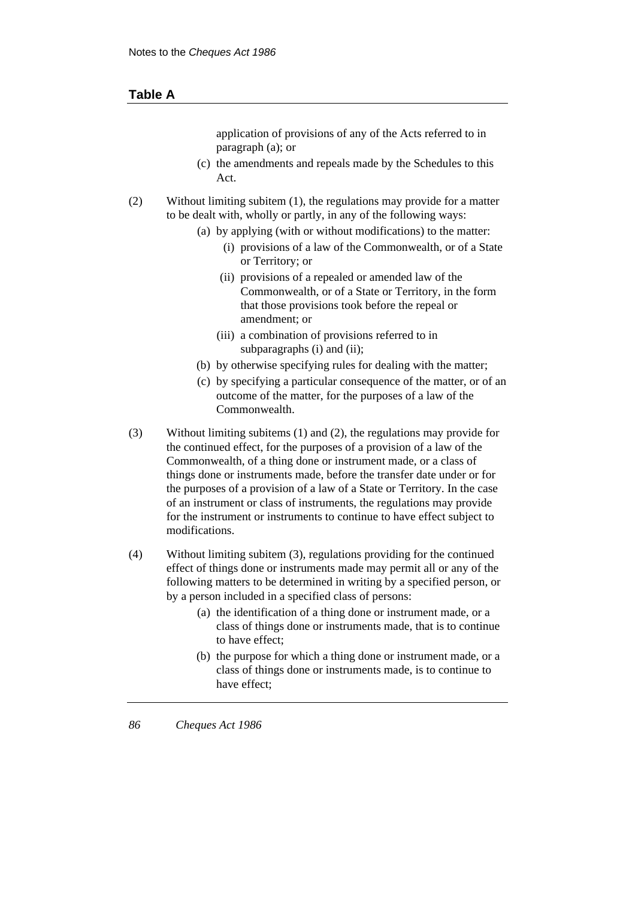## Table A

application of provisions of any of the Acts referred to in paragraph (a); or

(c) the amendments and repeals made by the Schedules to this Act.

(2) Without limiting subitem (1), the regulations may provide for a matter to be dealt with, wholly or partly, in any of the following ways:

(a) by applying (with or without modifications) to the matter:

(i) provisions of a law of the Commonwealth, or of a State or Territory; or

(ii) provisions of a repealed or amended law of the Commonwealth, or of a State or Territory, in the form that those provisions took before the repeal or amendment; or

(iii) a combination of provisions referred to in subparagraphs (i) and (ii);

(b) by otherwise specifying rules for dealing with the matter;

(c) by specifying a particular consequence of the matter, or of an outcome of the matter, for the purposes of a law of the Commonwealth.

(3) Without limiting subitems (1) and (2), the regulations may provide for the continued effect, for the purposes of a provision of a law of the Commonwealth, of a thing done or instrument made, or a class of things done or instruments made, before the transfer date under or for the purposes of a provision of a law of a State or Territory. In the case of an instrument or class of instruments, the regulations may provide for the instrument or instruments to continue to have effect subject to modifications.

(4) Without limiting subitem (3), regulations providing for the continued effect of things done or instruments made may permit all or any of the following matters to be determined in writing by a specified person, or by a person included in a specified class of persons:

(a) the identification of a thing done or instrument made, or a class of things done or instruments made, that is to continue to have effect;

(b) the purpose for which a thing done or instrument made, or a class of things done or instruments made, is to continue to have effect;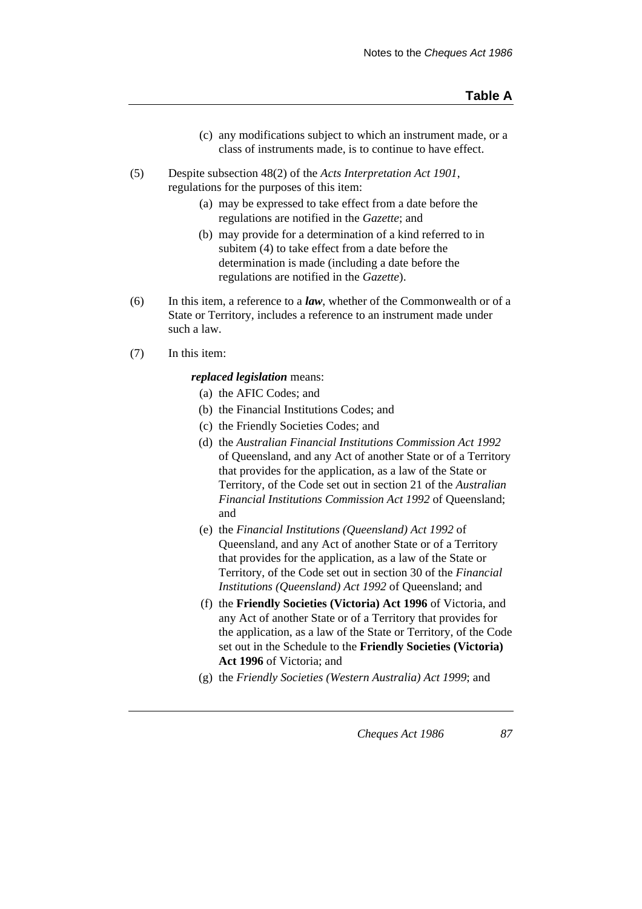(c) any modifications subject to which an instrument made, or a class of instruments made, is to continue to have effect.

(5) Despite subsection 48(2) of the *Acts Interpretation Act 1901*, regulations for the purposes of this item:

(a) may be expressed to take effect from a date before the regulations are notified in the *Gazette*; and

(b) may provide for a determination of a kind referred to in subitem (4) to take effect from a date before the determination is made (including a date before the regulations are notified in the *Gazette*).

(6) In this item, a reference to a ***law***, whether of the Commonwealth or of a State or Territory, includes a reference to an instrument made under such a law.

(7) In this item:

***replaced legislation*** means:

(a) the AFIC Codes; and

(b) the Financial Institutions Codes; and

(c) the Friendly Societies Codes; and

(d) the *Australian Financial Institutions Commission Act 1992* of Queensland, and any Act of another State or of a Territory that provides for the application, as a law of the State or Territory, of the Code set out in section 21 of the *Australian Financial Institutions Commission Act 1992* of Queensland; and

(e) the *Financial Institutions (Queensland) Act 1992* of Queensland, and any Act of another State or of a Territory that provides for the application, as a law of the State or Territory, of the Code set out in section 30 of the *Financial Institutions (Queensland) Act 1992* of Queensland; and

(f) the **Friendly Societies (Victoria) Act 1996** of Victoria, and any Act of another State or of a Territory that provides for the application, as a law of the State or Territory, of the Code set out in the Schedule to the **Friendly Societies (Victoria) Act 1996** of Victoria; and

(g) the *Friendly Societies (Western Australia) Act 1999*; and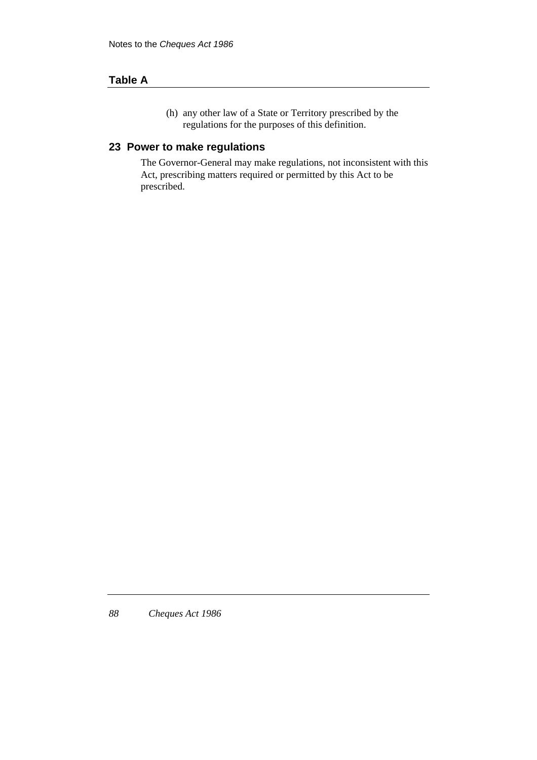(h) any other law of a State or Territory prescribed by the regulations for the purposes of this definition.

## 23 Power to make regulations

The Governor-General may make regulations, not inconsistent with this Act, prescribing matters required or permitted by this Act to be prescribed.